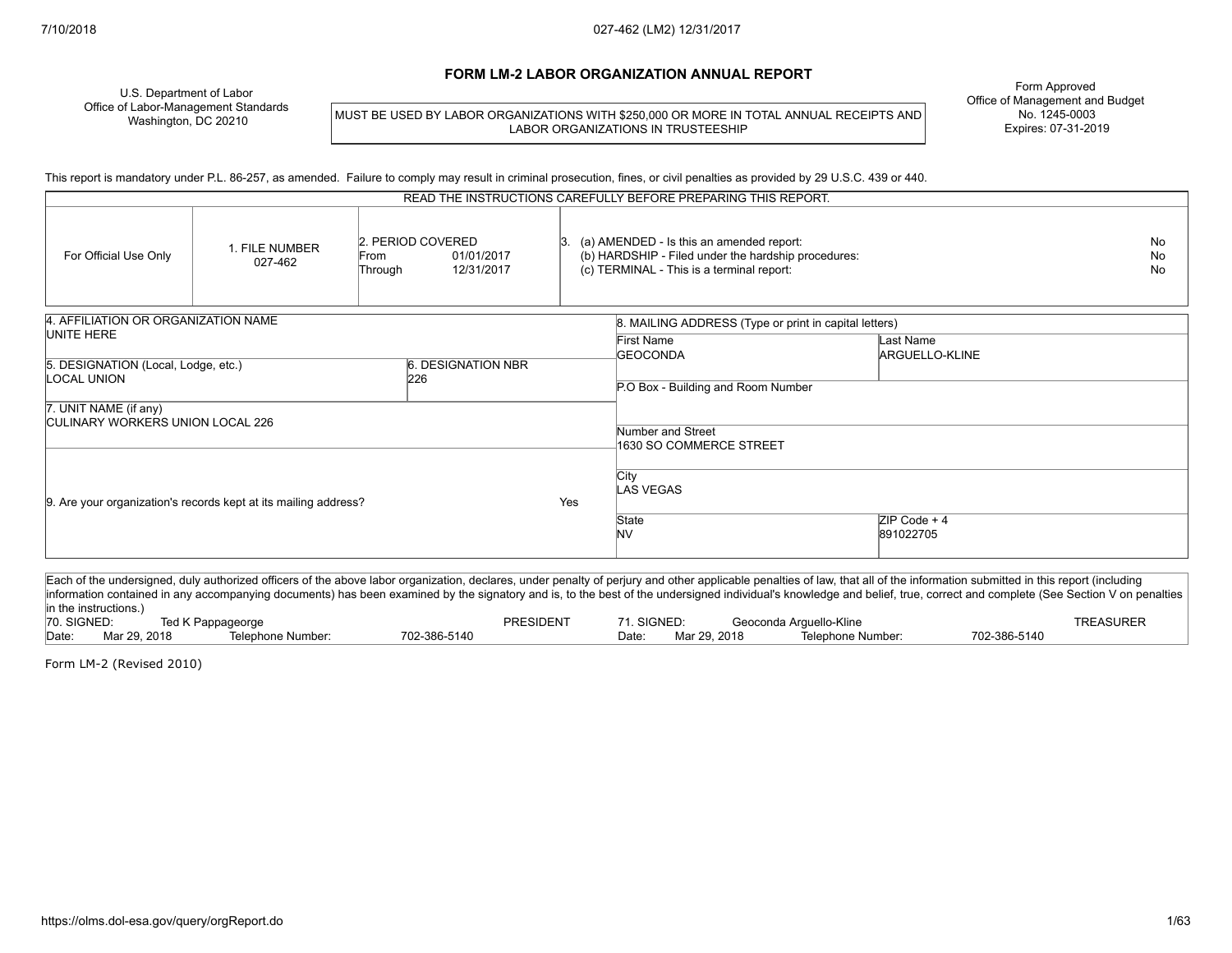# FORM LM-2 LABOR ORGANIZATION ANNUAL REPORT

U.S. Department of Labor
Office of Labor-Management Standards
Washington, DC 20210

MUST BE USED BY LABOR ORGANIZATIONS WITH $250,000 OR MORE IN TOTAL ANNUAL RECEIPTS AND LABOR ORGANIZATIONS IN TRUSTEESHIP

Form Approved
Office of Management and Budget
No. 1245-0003
Expires: 07-31-2019

This report is mandatory under P.L. 86-257, as amended. Failure to comply may result in criminal prosecution, fines, or civil penalties as provided by 29 U.S.C. 439 or 440.

READ THE INSTRUCTIONS CAREFULLY BEFORE PREPARING THIS REPORT.

| For Official Use Only | 1. FILE NUMBER | 2. PERIOD COVERED | 3. |
|---|---|---|---|
| | 027-462 | From 01/01/2017<br>Through 12/31/2017 | (a) AMENDED - Is this an amended report: No<br>(b) HARDSHIP - Filed under the hardship procedures: No<br>(c) TERMINAL - This is a terminal report: No |

| Field | Value |
|---|---|
| 4. AFFILIATION OR ORGANIZATION NAME | UNITE HERE |
| 5. DESIGNATION (Local, Lodge, etc.) | LOCAL UNION |
| 6. DESIGNATION NBR | 226 |
| 7. UNIT NAME (if any) | CULINARY WORKERS UNION LOCAL 226 |
| 9. Are your organization's records kept at its mailing address? | Yes |

**8. MAILING ADDRESS (Type or print in capital letters)**

| Field | Value |
|---|---|
| First Name | GEOCONDA |
| Last Name | ARGUELLO-KLINE |
| P.O Box - Building and Room Number | |
| Number and Street | 1630 SO COMMERCE STREET |
| City | LAS VEGAS |
| State | NV |
| ZIP Code + 4 | 891022705 |

Each of the undersigned, duly authorized officers of the above labor organization, declares, under penalty of perjury and other applicable penalties of law, that all of the information submitted in this report (including information contained in any accompanying documents) has been examined by the signatory and is, to the best of the undersigned individual's knowledge and belief, true, correct and complete (See Section V on penalties in the instructions.)

| 70. SIGNED: | Ted K Pappageorge | PRESIDENT | 71. SIGNED: | Geoconda Arguello-Kline | TREASURER |
|---|---|---|---|---|---|
| Date: Mar 29, 2018 | Telephone Number: 702-386-5140 | | Date: Mar 29, 2018 | Telephone Number: 702-386-5140 | |

Form LM-2 (Revised 2010)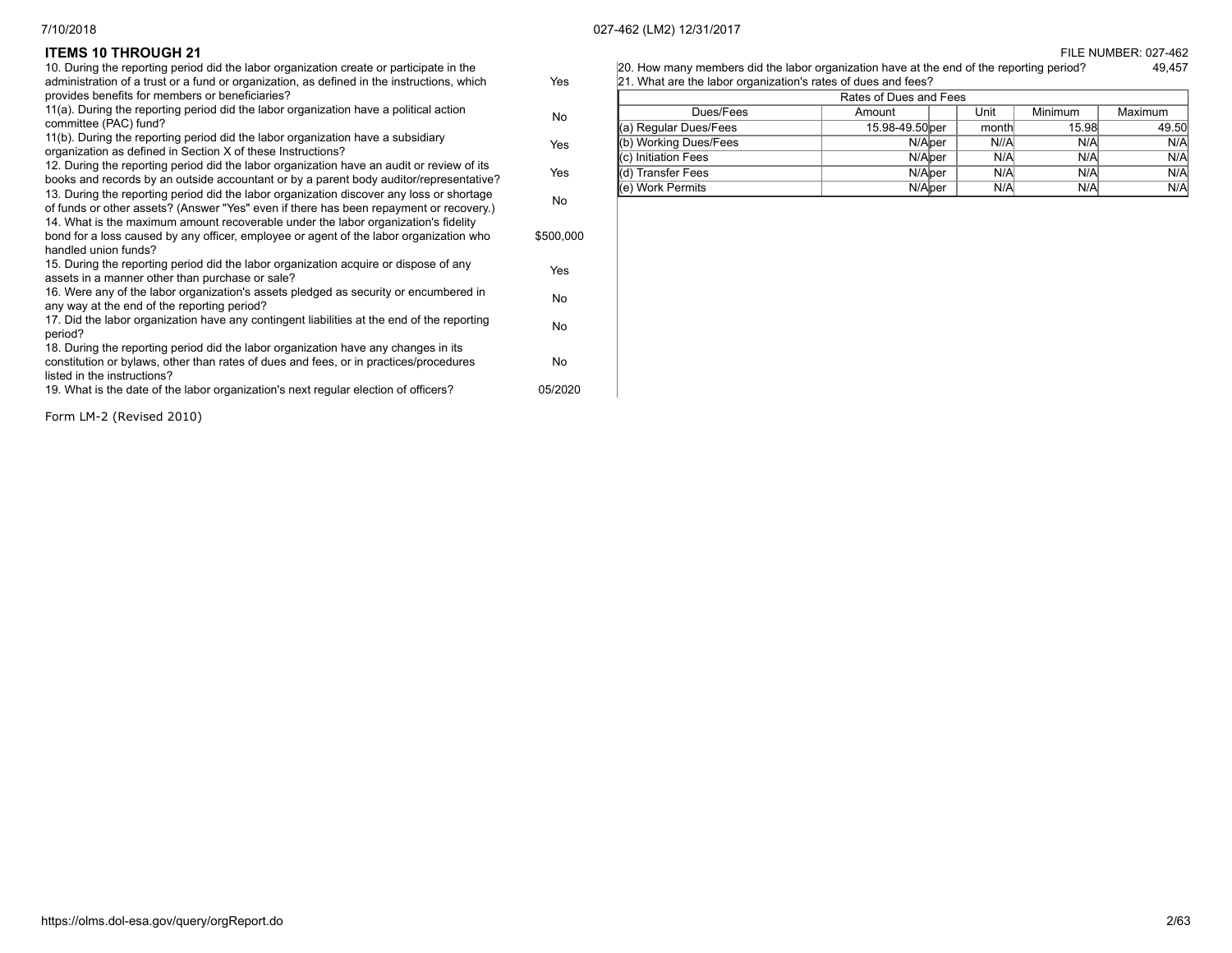FILE NUMBER: 027-462

## ITEMS 10 THROUGH 21

| Question | Answer |
|---|---|
| 10. During the reporting period did the labor organization create or participate in the administration of a trust or a fund or organization, as defined in the instructions, which provides benefits for members or beneficiaries? | Yes |
| 11(a). During the reporting period did the labor organization have a political action committee (PAC) fund? | No |
| 11(b). During the reporting period did the labor organization have a subsidiary organization as defined in Section X of these Instructions? | Yes |
| 12. During the reporting period did the labor organization have an audit or review of its books and records by an outside accountant or by a parent body auditor/representative? | Yes |
| 13. During the reporting period did the labor organization discover any loss or shortage of funds or other assets? (Answer "Yes" even if there has been repayment or recovery.) | No |
| 14. What is the maximum amount recoverable under the labor organization's fidelity bond for a loss caused by any officer, employee or agent of the labor organization who handled union funds? | $500,000 |
| 15. During the reporting period did the labor organization acquire or dispose of any assets in a manner other than purchase or sale? | Yes |
| 16. Were any of the labor organization's assets pledged as security or encumbered in any way at the end of the reporting period? | No |
| 17. Did the labor organization have any contingent liabilities at the end of the reporting period? | No |
| 18. During the reporting period did the labor organization have any changes in its constitution or bylaws, other than rates of dues and fees, or in practices/procedures listed in the instructions? | No |
| 19. What is the date of the labor organization's next regular election of officers? | 05/2020 |

20. How many members did the labor organization have at the end of the reporting period? 49,457

21. What are the labor organization's rates of dues and fees?

| Rates of Dues and Fees | | | | | |
|---|---|---|---|---|---|
| Dues/Fees | Amount | | Unit | Minimum | Maximum |
| (a) Regular Dues/Fees | 15.98-49.50 | per | month | 15.98 | 49.50 |
| (b) Working Dues/Fees | N/A | per | N//A | N/A | N/A |
| (c) Initiation Fees | N/A | per | N/A | N/A | N/A |
| (d) Transfer Fees | N/A | per | N/A | N/A | N/A |
| (e) Work Permits | N/A | per | N/A | N/A | N/A |

Form LM-2 (Revised 2010)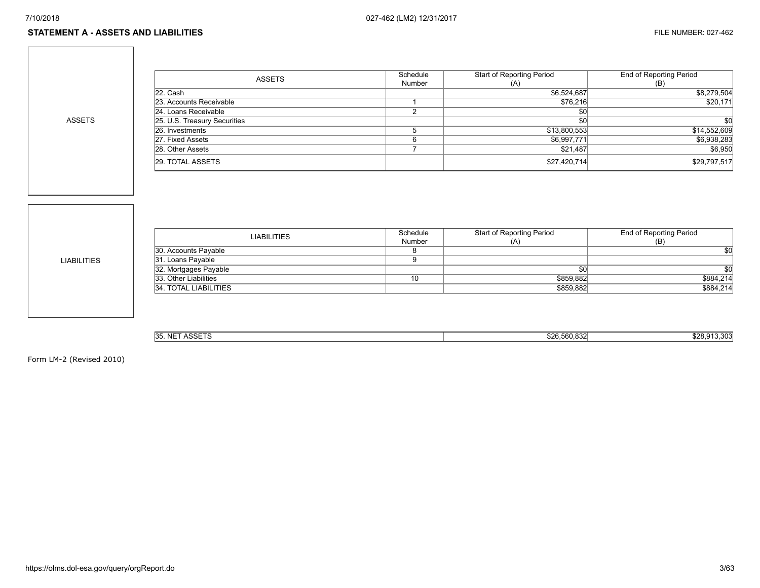## STATEMENT A - ASSETS AND LIABILITIES

FILE NUMBER: 027-462

**ASSETS**

| ASSETS | Schedule Number | Start of Reporting Period (A) | End of Reporting Period (B) |
|---|---|---|---|
| 22. Cash | | $6,524,687 | $8,279,504 |
| 23. Accounts Receivable | 1 | $76,216 | $20,171 |
| 24. Loans Receivable | 2 | $0 | |
| 25. U.S. Treasury Securities | | $0 | $0 |
| 26. Investments | 5 | $13,800,553 | $14,552,609 |
| 27. Fixed Assets | 6 | $6,997,771 | $6,938,283 |
| 28. Other Assets | 7 | $21,487 | $6,950 |
| 29. TOTAL ASSETS | | $27,420,714 | $29,797,517 |

**LIABILITIES**

| LIABILITIES | Schedule Number | Start of Reporting Period (A) | End of Reporting Period (B) |
|---|---|---|---|
| 30. Accounts Payable | 8 | | $0 |
| 31. Loans Payable | 9 | | |
| 32. Mortgages Payable | | $0 | $0 |
| 33. Other Liabilities | 10 | $859,882 | $884,214 |
| 34. TOTAL LIABILITIES | | $859,882 | $884,214 |

| | Start of Reporting Period (A) | End of Reporting Period (B) |
|---|---|---|
| 35. NET ASSETS | $26,560,832 | $28,913,303 |

Form LM-2 (Revised 2010)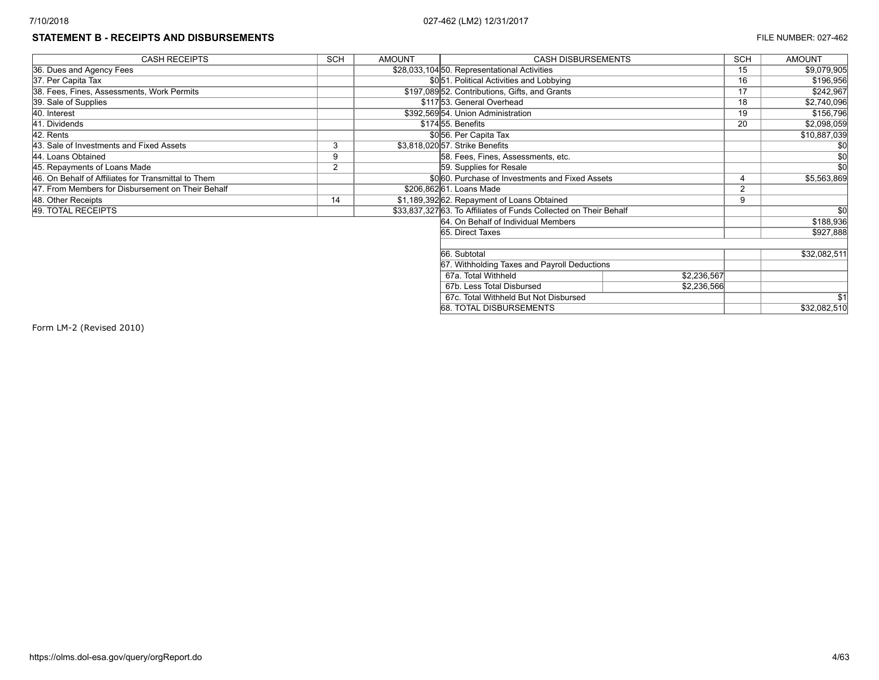## STATEMENT B - RECEIPTS AND DISBURSEMENTS

FILE NUMBER: 027-462

| CASH RECEIPTS | SCH | AMOUNT | CASH DISBURSEMENTS | | SCH | AMOUNT |
|---|---|---|---|---|---|---|
| 36. Dues and Agency Fees | | $28,033,104 | 50. Representational Activities | | 15 | $9,079,905 |
| 37. Per Capita Tax | | $0 | 51. Political Activities and Lobbying | | 16 | $196,956 |
| 38. Fees, Fines, Assessments, Work Permits | | $197,089 | 52. Contributions, Gifts, and Grants | | 17 | $242,967 |
| 39. Sale of Supplies | | $117 | 53. General Overhead | | 18 | $2,740,096 |
| 40. Interest | | $392,569 | 54. Union Administration | | 19 | $156,796 |
| 41. Dividends | | $174 | 55. Benefits | | 20 | $2,098,059 |
| 42. Rents | | $0 | 56. Per Capita Tax | | | $10,887,039 |
| 43. Sale of Investments and Fixed Assets | 3 | $3,818,020 | 57. Strike Benefits | | | $0 |
| 44. Loans Obtained | 9 | | 58. Fees, Fines, Assessments, etc. | | | $0 |
| 45. Repayments of Loans Made | 2 | | 59. Supplies for Resale | | | $0 |
| 46. On Behalf of Affiliates for Transmittal to Them | | $0 | 60. Purchase of Investments and Fixed Assets | | 4 | $5,563,869 |
| 47. From Members for Disbursement on Their Behalf | | $206,862 | 61. Loans Made | | 2 | |
| 48. Other Receipts | 14 | $1,189,392 | 62. Repayment of Loans Obtained | | 9 | |
| 49. TOTAL RECEIPTS | | $33,837,327 | 63. To Affiliates of Funds Collected on Their Behalf | | | $0 |
| | | | 64. On Behalf of Individual Members | | | $188,936 |
| | | | 65. Direct Taxes | | | $927,888 |
| | | | | | | |
| | | | 66. Subtotal | | | $32,082,511 |
| | | | 67. Withholding Taxes and Payroll Deductions | | | |
| | | | 67a. Total Withheld | $2,236,567 | | |
| | | | 67b. Less Total Disbursed | $2,236,566 | | |
| | | | 67c. Total Withheld But Not Disbursed | | | $1 |
| | | | 68. TOTAL DISBURSEMENTS | | | $32,082,510 |

Form LM-2 (Revised 2010)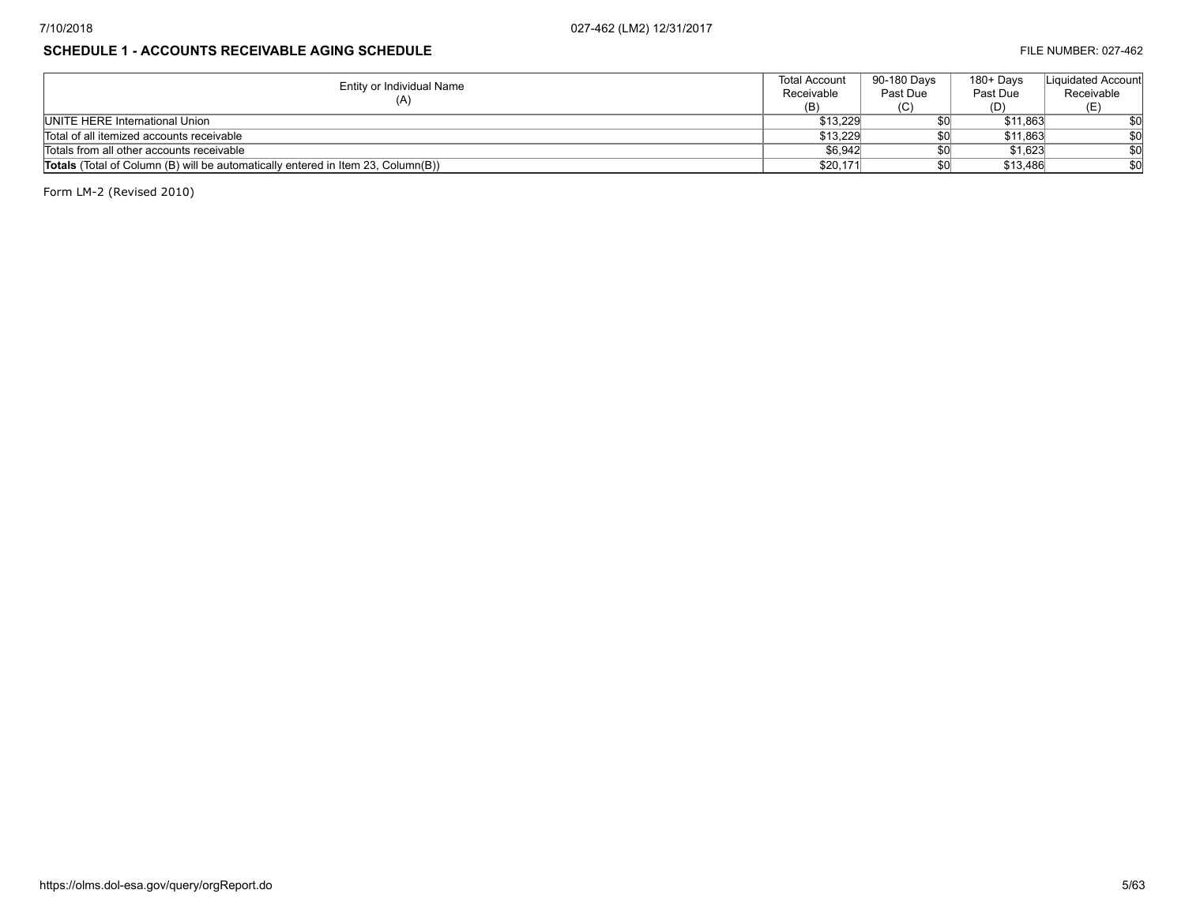## SCHEDULE 1 - ACCOUNTS RECEIVABLE AGING SCHEDULE

FILE NUMBER: 027-462

| Entity or Individual Name (A) | Total Account Receivable (B) | 90-180 Days Past Due (C) | 180+ Days Past Due (D) | Liquidated Account Receivable (E) |
|---|---|---|---|---|
| UNITE HERE International Union | $13,229 | $0 | $11,863 | $0 |
| Total of all itemized accounts receivable | $13,229 | $0 | $11,863 | $0 |
| Totals from all other accounts receivable | $6,942 | $0 | $1,623 | $0 |
| **Totals** (Total of Column (B) will be automatically entered in Item 23, Column(B)) | $20,171 | $0 | $13,486 | $0 |

Form LM-2 (Revised 2010)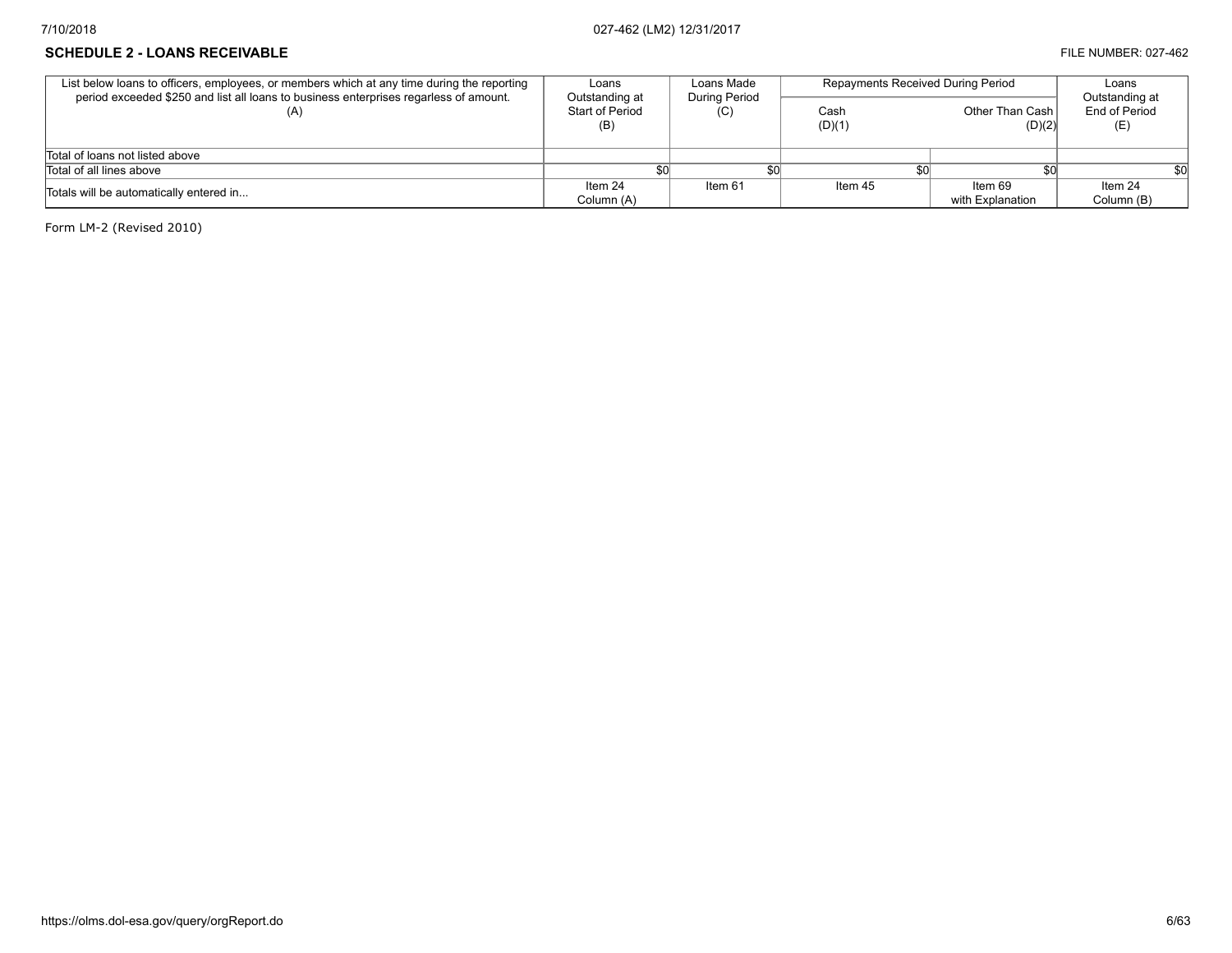## SCHEDULE 2 - LOANS RECEIVABLE

FILE NUMBER: 027-462

| List below loans to officers, employees, or members which at any time during the reporting period exceeded $250 and list all loans to business enterprises regardless of amount. (A) | Loans Outstanding at Start of Period (B) | Loans Made During Period (C) | Repayments Received During Period | | Loans Outstanding at End of Period (E) |
|---|---|---|---|---|---|
| | | | Cash (D)(1) | Other Than Cash (D)(2) | |
| Total of loans not listed above | | | | | |
| Total of all lines above | $0 | $0 | $0 | $0 | $0 |
| Totals will be automatically entered in... | Item 24 Column (A) | Item 61 | Item 45 | Item 69 with Explanation | Item 24 Column (B) |

Form LM-2 (Revised 2010)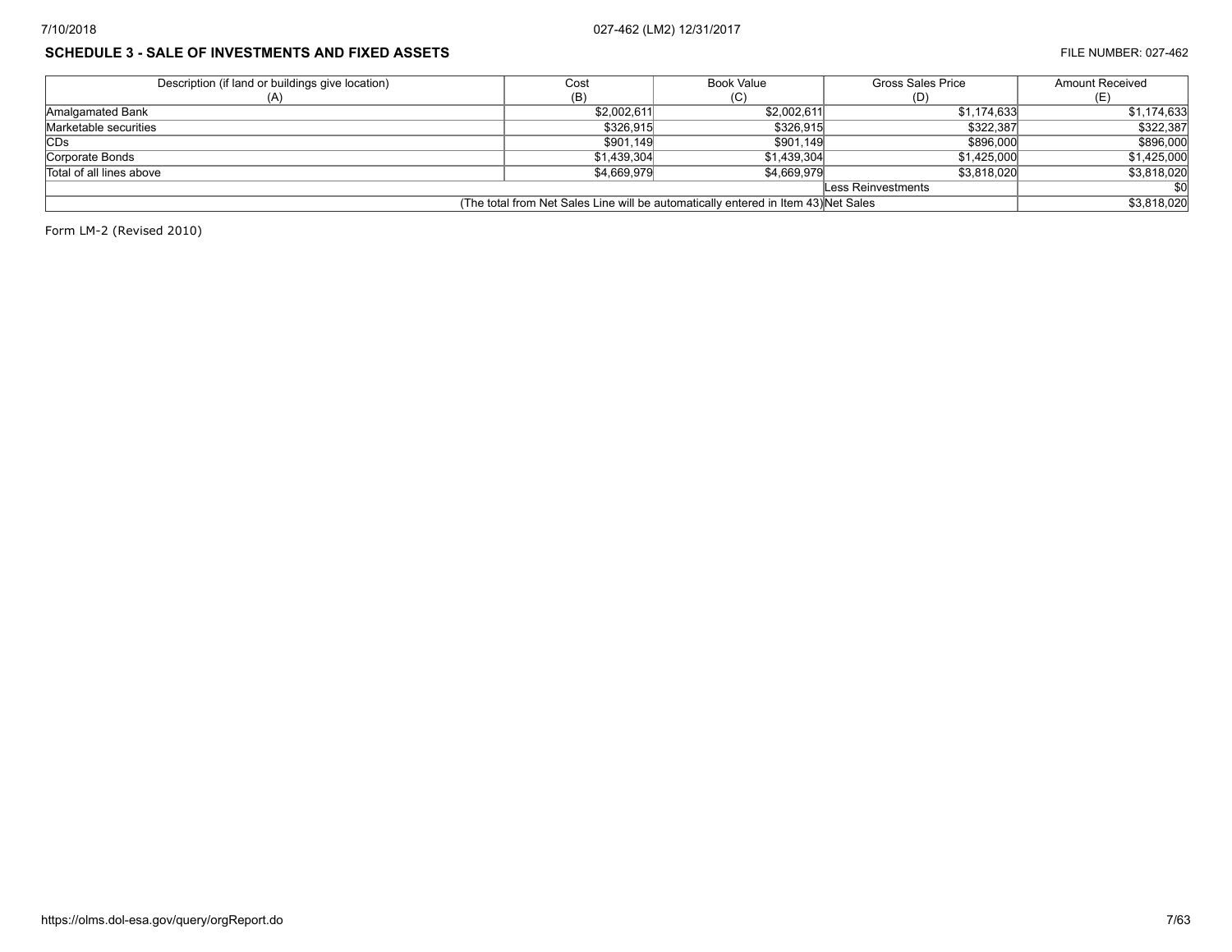## SCHEDULE 3 - SALE OF INVESTMENTS AND FIXED ASSETS

FILE NUMBER: 027-462

| Description (if land or buildings give location) (A) | Cost (B) | Book Value (C) | Gross Sales Price (D) | Amount Received (E) |
|---|---|---|---|---|
| Amalgamated Bank | $2,002,611 | $2,002,611 | $1,174,633 | $1,174,633 |
| Marketable securities | $326,915 | $326,915 | $322,387 | $322,387 |
| CDs | $901,149 | $901,149 | $896,000 | $896,000 |
| Corporate Bonds | $1,439,304 | $1,439,304 | $1,425,000 | $1,425,000 |
| Total of all lines above | $4,669,979 | $4,669,979 | $3,818,020 | $3,818,020 |
| | | | Less Reinvestments | $0 |
| (The total from Net Sales Line will be automatically entered in Item 43) | | | Net Sales | $3,818,020 |

Form LM-2 (Revised 2010)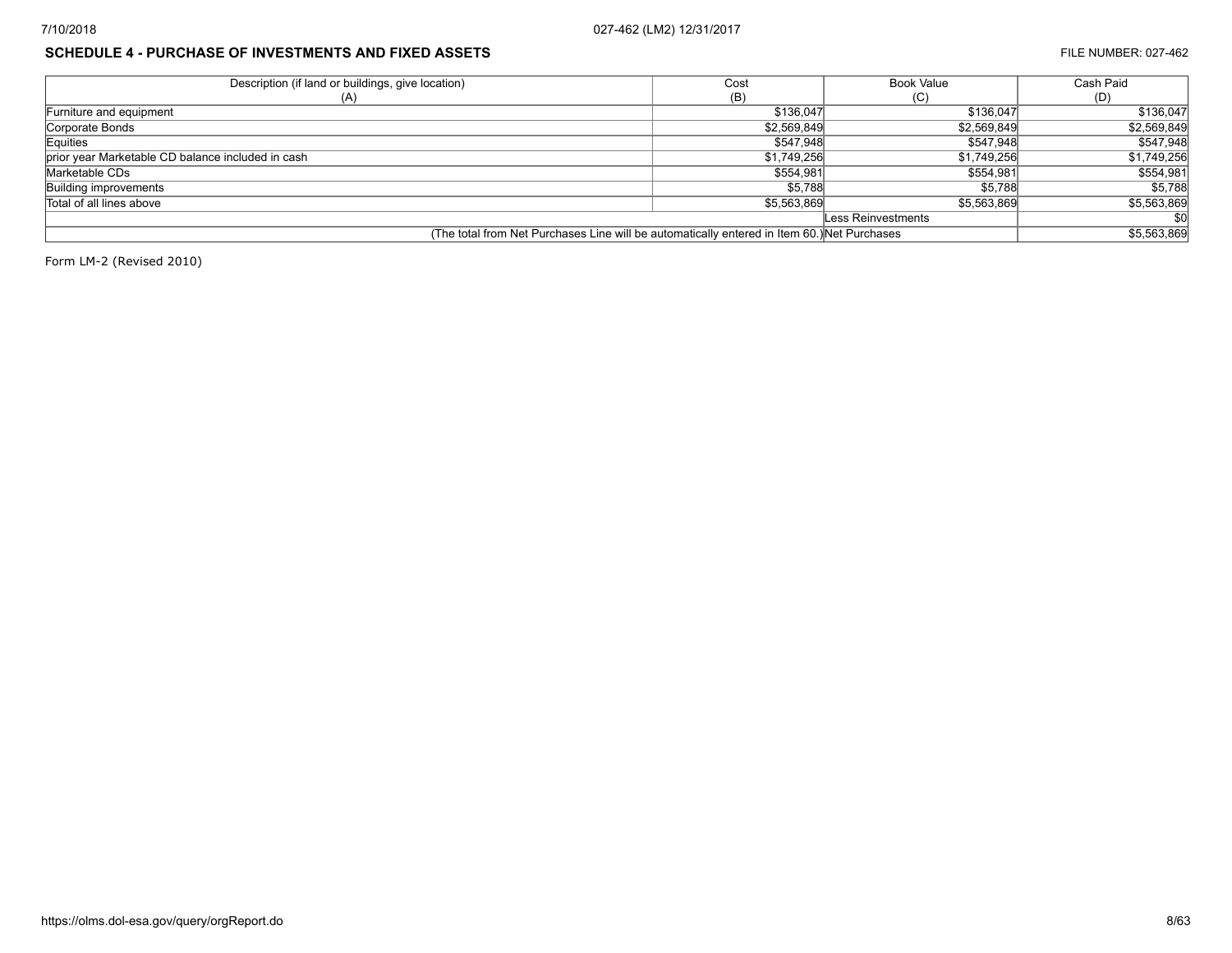## SCHEDULE 4 - PURCHASE OF INVESTMENTS AND FIXED ASSETS

FILE NUMBER: 027-462

| Description (if land or buildings, give location) (A) | Cost (B) | Book Value (C) | Cash Paid (D) |
|---|---|---|---|
| Furniture and equipment | $136,047 | $136,047 | $136,047 |
| Corporate Bonds | $2,569,849 | $2,569,849 | $2,569,849 |
| Equities | $547,948 | $547,948 | $547,948 |
| prior year Marketable CD balance included in cash | $1,749,256 | $1,749,256 | $1,749,256 |
| Marketable CDs | $554,981 | $554,981 | $554,981 |
| Building improvements | $5,788 | $5,788 | $5,788 |
| Total of all lines above | $5,563,869 | $5,563,869 | $5,563,869 |
| | | Less Reinvestments | $0 |
| (The total from Net Purchases Line will be automatically entered in Item 60.) | | Net Purchases | $5,563,869 |

Form LM-2 (Revised 2010)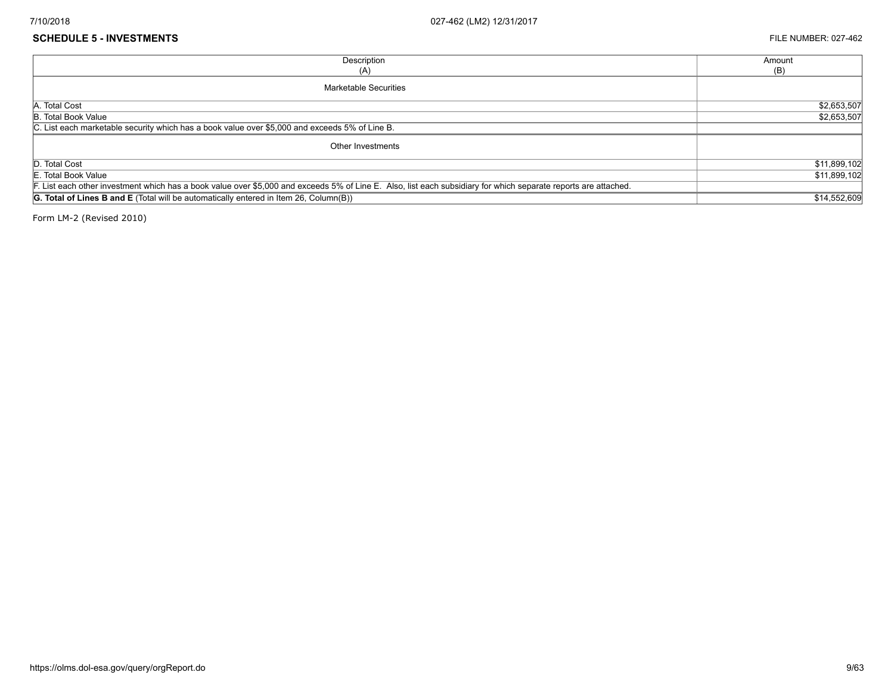**SCHEDULE 5 - INVESTMENTS**

FILE NUMBER: 027-462

| Description (A) | Amount (B) |
|---|---|
| Marketable Securities | |
| A. Total Cost | $2,653,507 |
| B. Total Book Value | $2,653,507 |
| C. List each marketable security which has a book value over $5,000 and exceeds 5% of Line B. | |
| Other Investments | |
| D. Total Cost | $11,899,102 |
| E. Total Book Value | $11,899,102 |
| F. List each other investment which has a book value over $5,000 and exceeds 5% of Line E. Also, list each subsidiary for which separate reports are attached. | |
| **G. Total of Lines B and E** (Total will be automatically entered in Item 26, Column(B)) | $14,552,609 |

Form LM-2 (Revised 2010)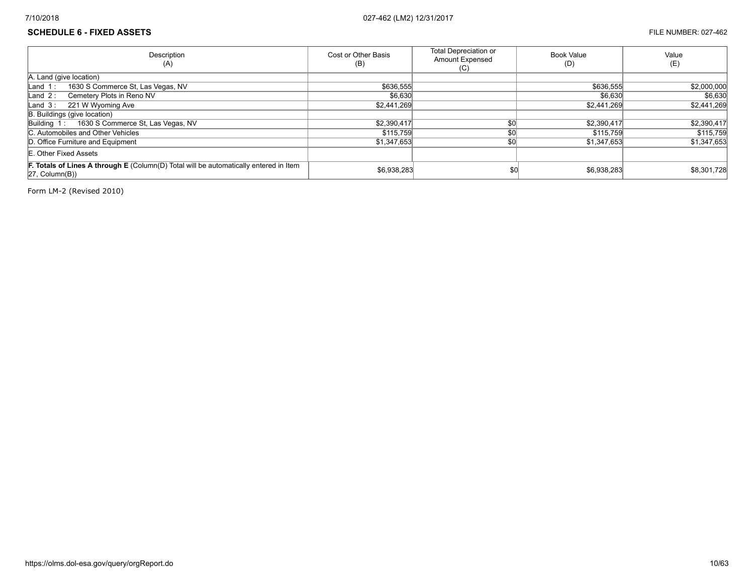## SCHEDULE 6 - FIXED ASSETS

FILE NUMBER: 027-462

| Description (A) | Cost or Other Basis (B) | Total Depreciation or Amount Expensed (C) | Book Value (D) | Value (E) |
|---|---|---|---|---|
| A. Land (give location) | | | | |
| Land 1 : 1630 S Commerce St, Las Vegas, NV | $636,555 | | $636,555 | $2,000,000 |
| Land 2 : Cemetery Plots in Reno NV | $6,630 | | $6,630 | $6,630 |
| Land 3 : 221 W Wyoming Ave | $2,441,269 | | $2,441,269 | $2,441,269 |
| B. Buildings (give location) | | | | |
| Building 1 : 1630 S Commerce St, Las Vegas, NV | $2,390,417 | $0 | $2,390,417 | $2,390,417 |
| C. Automobiles and Other Vehicles | $115,759 | $0 | $115,759 | $115,759 |
| D. Office Furniture and Equipment | $1,347,653 | $0 | $1,347,653 | $1,347,653 |
| E. Other Fixed Assets | | | | |
| **F. Totals of Lines A through E** (Column(D) Total will be automatically entered in Item 27, Column(B)) | $6,938,283 | $0 | $6,938,283 | $8,301,728 |

Form LM-2 (Revised 2010)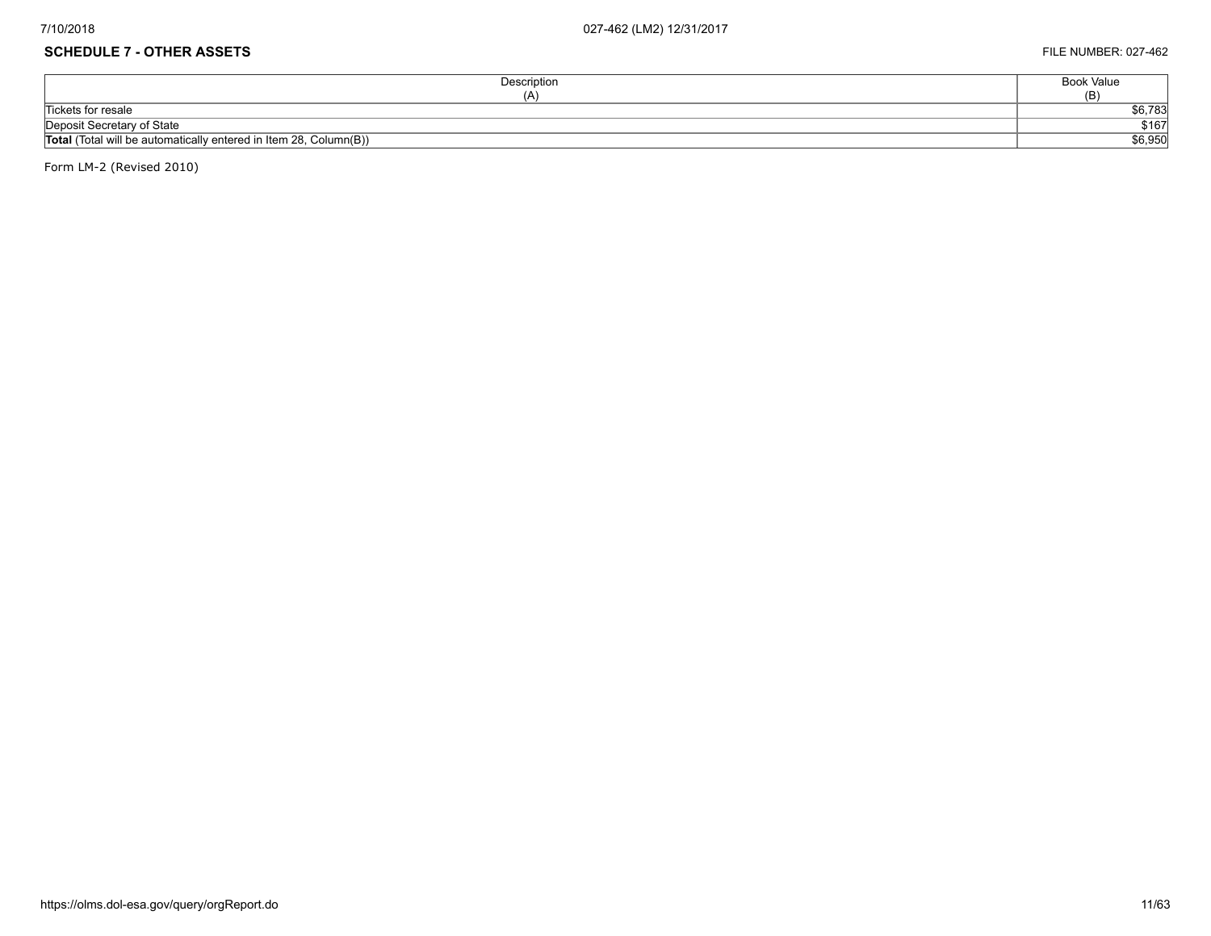## SCHEDULE 7 - OTHER ASSETS

FILE NUMBER: 027-462

| Description (A) | Book Value (B) |
| --- | --- |
| Tickets for resale | $6,783 |
| Deposit Secretary of State | $167 |
| **Total** (Total will be automatically entered in Item 28, Column(B)) | $6,950 |

Form LM-2 (Revised 2010)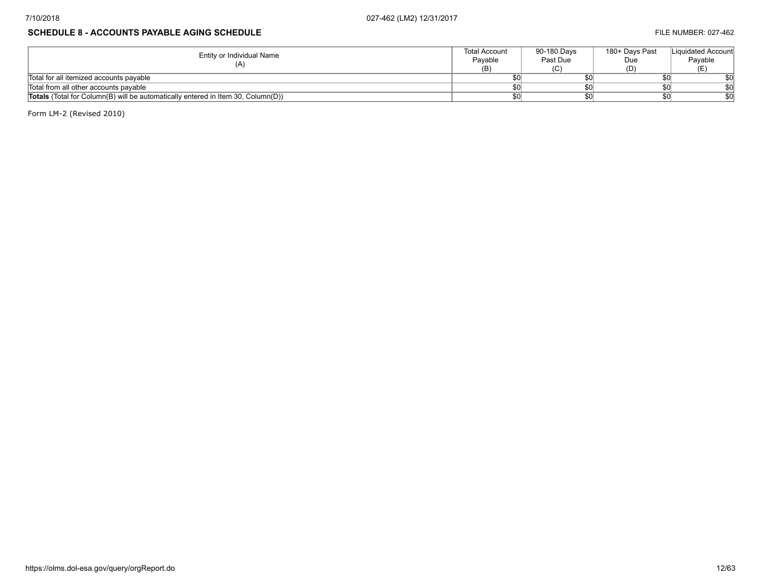## SCHEDULE 8 - ACCOUNTS PAYABLE AGING SCHEDULE

FILE NUMBER: 027-462

| Entity or Individual Name (A) | Total Account Payable (B) | 90-180 Days Past Due (C) | 180+ Days Past Due (D) | Liquidated Account Payable (E) |
|---|---|---|---|---|
| Total for all itemized accounts payable | $0 | $0 | $0 | $0 |
| Total from all other accounts payable | $0 | $0 | $0 | $0 |
| **Totals** (Total for Column(B) will be automatically entered in Item 30, Column(D)) | $0 | $0 | $0 | $0 |

Form LM-2 (Revised 2010)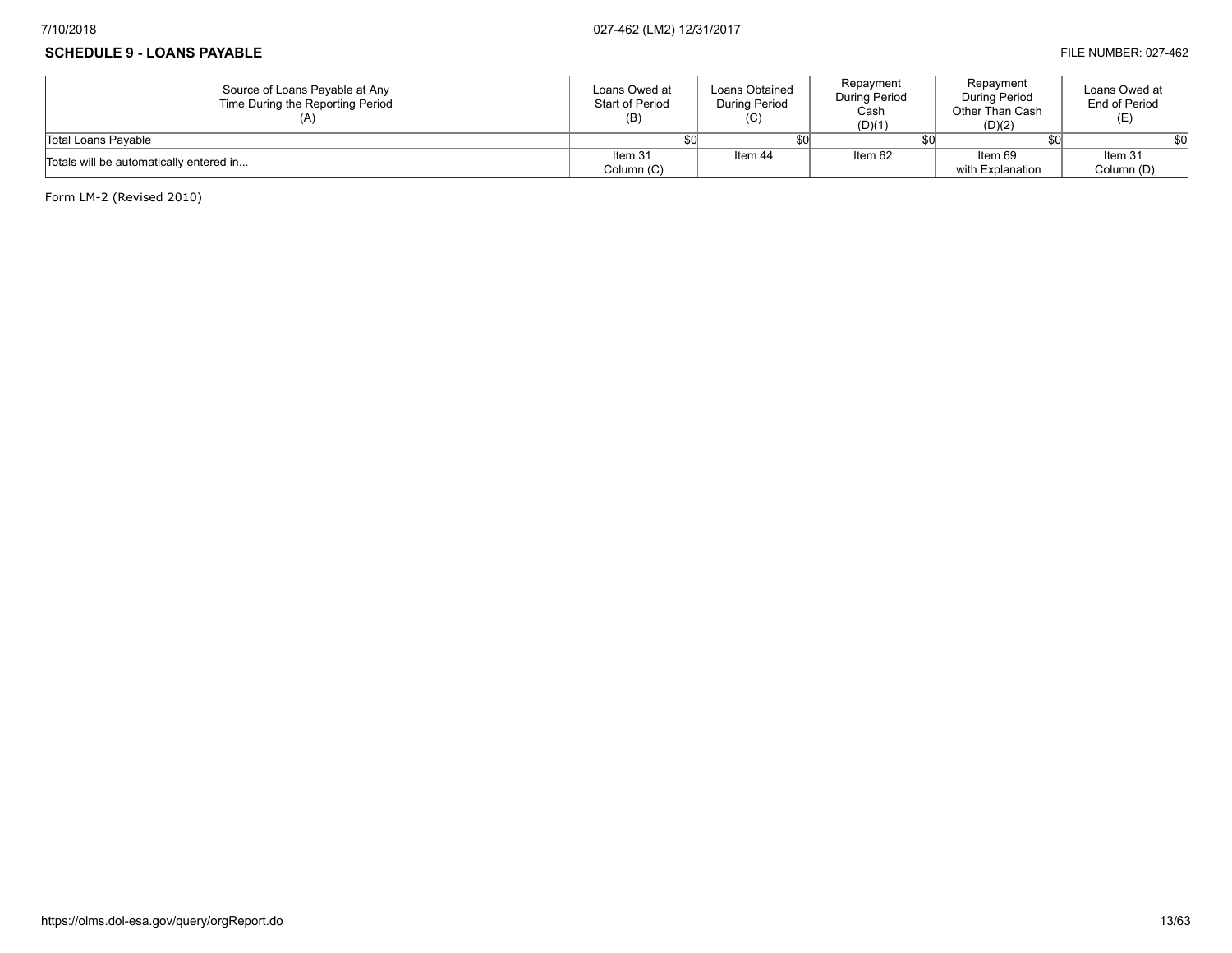## SCHEDULE 9 - LOANS PAYABLE

FILE NUMBER: 027-462

| Source of Loans Payable at Any Time During the Reporting Period (A) | Loans Owed at Start of Period (B) | Loans Obtained During Period (C) | Repayment During Period Cash (D)(1) | Repayment During Period Other Than Cash (D)(2) | Loans Owed at End of Period (E) |
|---|---|---|---|---|---|
| Total Loans Payable | $0 | $0 | $0 | $0 | $0 |
| Totals will be automatically entered in... | Item 31 Column (C) | Item 44 | Item 62 | Item 69 with Explanation | Item 31 Column (D) |

Form LM-2 (Revised 2010)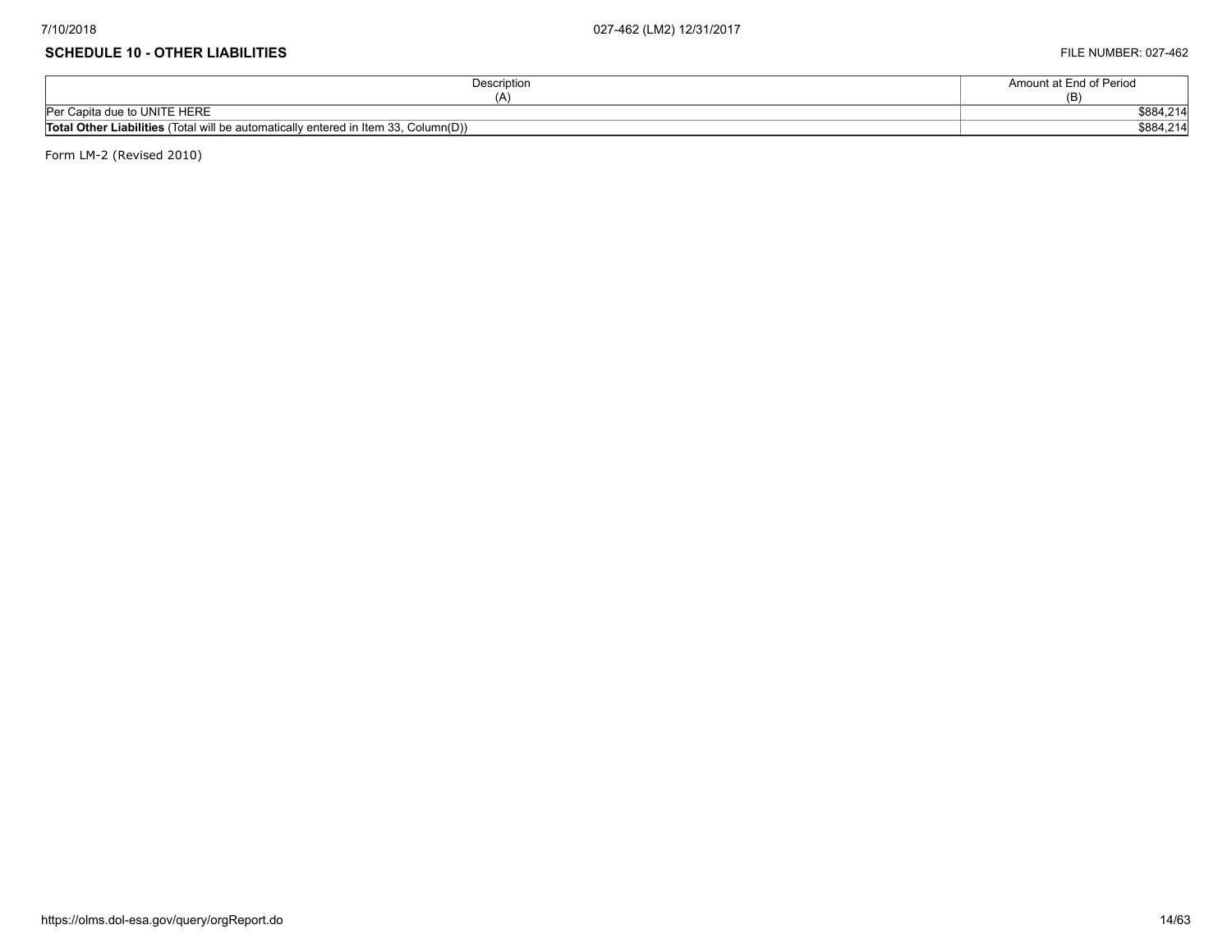## SCHEDULE 10 - OTHER LIABILITIES

FILE NUMBER: 027-462

| Description<br>(A) | Amount at End of Period<br>(B) |
|---|---|
| Per Capita due to UNITE HERE | $884,214 |
| **Total Other Liabilities** (Total will be automatically entered in Item 33, Column(D)) | $884,214 |

Form LM-2 (Revised 2010)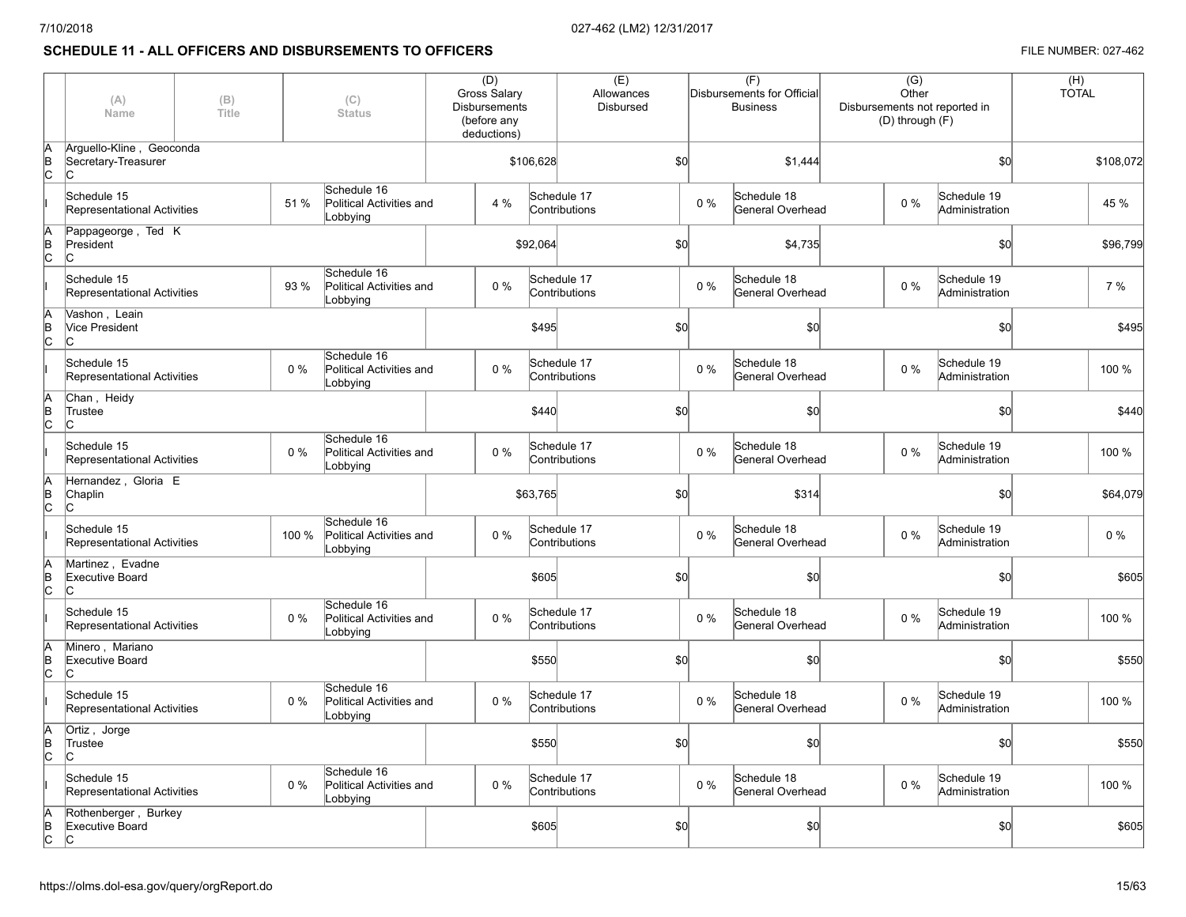## SCHEDULE 11 - ALL OFFICERS AND DISBURSEMENTS TO OFFICERS

FILE NUMBER: 027-462

| | (A) Name | (B) Title | (C) Status | (D) Gross Salary Disbursements (before any deductions) | (E) Allowances Disbursed | (F) Disbursements for Official Business | (G) Other Disbursements not reported in (D) through (F) | (H) TOTAL |
|---|---|---|---|---|---|---|---|---|
| A B C | Arguello-Kline , Geoconda | Secretary-Treasurer | C | $106,628 | $0 | $1,444 | $0 | $108,072 |
| I | Schedule 15 Representational Activities 51 % | Schedule 16 Political Activities and Lobbying 4 % | Schedule 17 Contributions 0 % | Schedule 18 General Overhead 0 % | Schedule 19 Administration 45 % | | | |
| A B C | Pappageorge , Ted K | President | C | $92,064 | $0 | $4,735 | $0 | $96,799 |
| I | Schedule 15 Representational Activities 93 % | Schedule 16 Political Activities and Lobbying 0 % | Schedule 17 Contributions 0 % | Schedule 18 General Overhead 0 % | Schedule 19 Administration 7 % | | | |
| A B C | Vashon , Leain | Vice President | C | $495 | $0 | $0 | $0 | $495 |
| I | Schedule 15 Representational Activities 0 % | Schedule 16 Political Activities and Lobbying 0 % | Schedule 17 Contributions 0 % | Schedule 18 General Overhead 0 % | Schedule 19 Administration 100 % | | | |
| A B C | Chan , Heidy | Trustee | C | $440 | $0 | $0 | $0 | $440 |
| I | Schedule 15 Representational Activities 0 % | Schedule 16 Political Activities and Lobbying 0 % | Schedule 17 Contributions 0 % | Schedule 18 General Overhead 0 % | Schedule 19 Administration 100 % | | | |
| A B C | Hernandez , Gloria E | Chaplin | C | $63,765 | $0 | $314 | $0 | $64,079 |
| I | Schedule 15 Representational Activities 100 % | Schedule 16 Political Activities and Lobbying 0 % | Schedule 17 Contributions 0 % | Schedule 18 General Overhead 0 % | Schedule 19 Administration 0 % | | | |
| A B C | Martinez , Evadne | Executive Board | C | $605 | $0 | $0 | $0 | $605 |
| I | Schedule 15 Representational Activities 0 % | Schedule 16 Political Activities and Lobbying 0 % | Schedule 17 Contributions 0 % | Schedule 18 General Overhead 0 % | Schedule 19 Administration 100 % | | | |
| A B C | Minero , Mariano | Executive Board | C | $550 | $0 | $0 | $0 | $550 |
| I | Schedule 15 Representational Activities 0 % | Schedule 16 Political Activities and Lobbying 0 % | Schedule 17 Contributions 0 % | Schedule 18 General Overhead 0 % | Schedule 19 Administration 100 % | | | |
| A B C | Ortiz , Jorge | Trustee | C | $550 | $0 | $0 | $0 | $550 |
| I | Schedule 15 Representational Activities 0 % | Schedule 16 Political Activities and Lobbying 0 % | Schedule 17 Contributions 0 % | Schedule 18 General Overhead 0 % | Schedule 19 Administration 100 % | | | |
| A B C | Rothenberger , Burkey | Executive Board | C | $605 | $0 | $0 | $0 | $605 |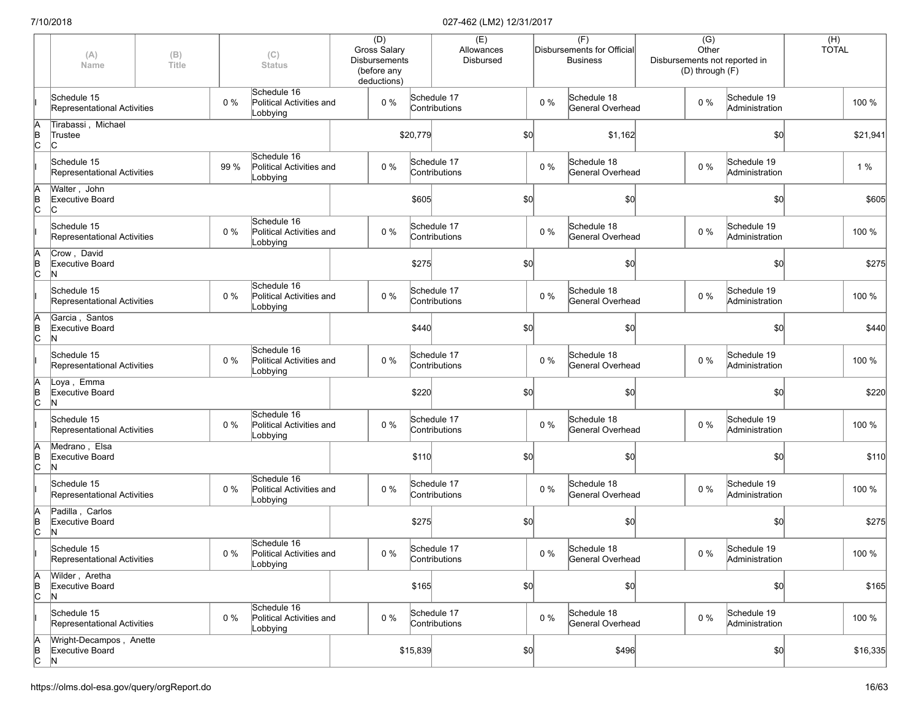| | (A) Name | (B) Title | | (C) Status | (D) Gross Salary Disbursements (before any deductions) | | (E) Allowances Disbursed | | (F) Disbursements for Official Business | | (G) Other Disbursements not reported in (D) through (F) | | (H) TOTAL |
|---|---|---|---|---|---|---|---|---|---|---|---|---|---|
| I | Schedule 15 Representational Activities | | 0 % | Schedule 16 Political Activities and Lobbying | 0 % | Schedule 17 Contributions | | 0 % | Schedule 18 General Overhead | 0 % | Schedule 19 Administration | | 100 % |
| A B C | Tirabassi , Michael Trustee C | | | | $20,779 | | $0 | | $1,162 | | $0 | | $21,941 |
| I | Schedule 15 Representational Activities | | 99 % | Schedule 16 Political Activities and Lobbying | 0 % | Schedule 17 Contributions | | 0 % | Schedule 18 General Overhead | 0 % | Schedule 19 Administration | | 1 % |
| A B C | Walter , John Executive Board C | | | | $605 | | $0 | | $0 | | $0 | | $605 |
| I | Schedule 15 Representational Activities | | 0 % | Schedule 16 Political Activities and Lobbying | 0 % | Schedule 17 Contributions | | 0 % | Schedule 18 General Overhead | 0 % | Schedule 19 Administration | | 100 % |
| A B C | Crow , David Executive Board N | | | | $275 | | $0 | | $0 | | $0 | | $275 |
| I | Schedule 15 Representational Activities | | 0 % | Schedule 16 Political Activities and Lobbying | 0 % | Schedule 17 Contributions | | 0 % | Schedule 18 General Overhead | 0 % | Schedule 19 Administration | | 100 % |
| A B C | Garcia , Santos Executive Board N | | | | $440 | | $0 | | $0 | | $0 | | $440 |
| I | Schedule 15 Representational Activities | | 0 % | Schedule 16 Political Activities and Lobbying | 0 % | Schedule 17 Contributions | | 0 % | Schedule 18 General Overhead | 0 % | Schedule 19 Administration | | 100 % |
| A B C | Loya , Emma Executive Board N | | | | $220 | | $0 | | $0 | | $0 | | $220 |
| I | Schedule 15 Representational Activities | | 0 % | Schedule 16 Political Activities and Lobbying | 0 % | Schedule 17 Contributions | | 0 % | Schedule 18 General Overhead | 0 % | Schedule 19 Administration | | 100 % |
| A B C | Medrano , Elsa Executive Board N | | | | $110 | | $0 | | $0 | | $0 | | $110 |
| I | Schedule 15 Representational Activities | | 0 % | Schedule 16 Political Activities and Lobbying | 0 % | Schedule 17 Contributions | | 0 % | Schedule 18 General Overhead | 0 % | Schedule 19 Administration | | 100 % |
| A B C | Padilla , Carlos Executive Board N | | | | $275 | | $0 | | $0 | | $0 | | $275 |
| I | Schedule 15 Representational Activities | | 0 % | Schedule 16 Political Activities and Lobbying | 0 % | Schedule 17 Contributions | | 0 % | Schedule 18 General Overhead | 0 % | Schedule 19 Administration | | 100 % |
| A B C | Wilder , Aretha Executive Board N | | | | $165 | | $0 | | $0 | | $0 | | $165 |
| I | Schedule 15 Representational Activities | | 0 % | Schedule 16 Political Activities and Lobbying | 0 % | Schedule 17 Contributions | | 0 % | Schedule 18 General Overhead | 0 % | Schedule 19 Administration | | 100 % |
| A B C | Wright-Decampos , Anette Executive Board N | | | | $15,839 | | $0 | | $496 | | $0 | | $16,335 |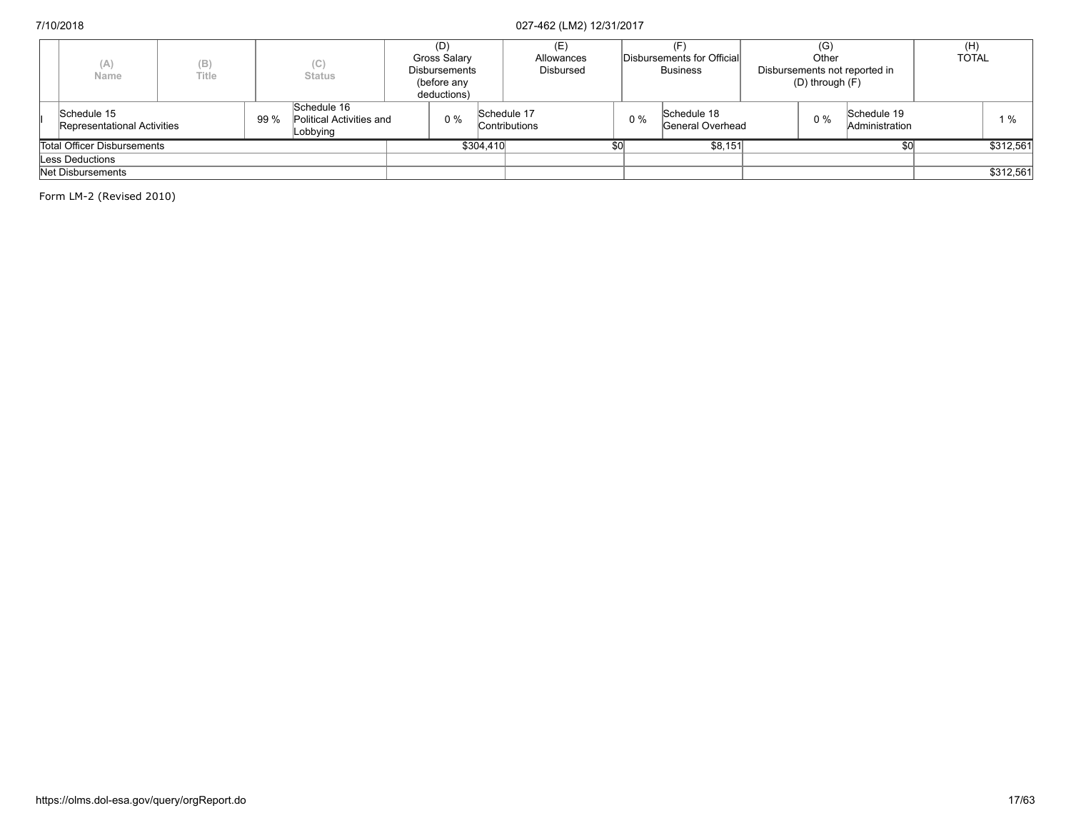| | (A) Name | (B) Title | (C) Status | (D) Gross Salary Disbursements (before any deductions) | (E) Allowances Disbursed | (F) Disbursements for Official Business | (G) Other Disbursements not reported in (D) through (F) | (H) TOTAL |
|---|---|---|---|---|---|---|---|---|
| I | Schedule 15 Representational Activities | 99 % | Schedule 16 Political Activities and Lobbying | 0 % | Schedule 17 Contributions | 0 % | Schedule 18 General Overhead | 0 % Schedule 19 Administration 1 % |
| Total Officer Disbursements | | | | $304,410 | $0 | $8,151 | $0 | $312,561 |
| Less Deductions | | | | | | | | |
| Net Disbursements | | | | | | | | $312,561 |

Form LM-2 (Revised 2010)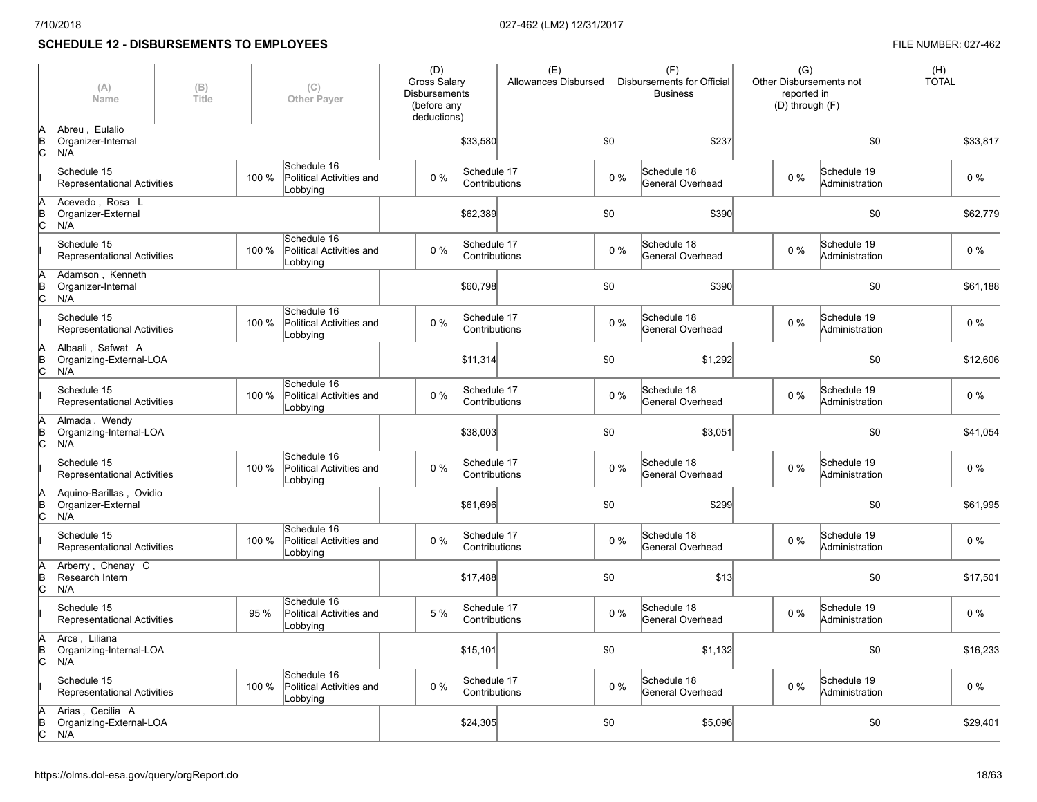## SCHEDULE 12 - DISBURSEMENTS TO EMPLOYEES

FILE NUMBER: 027-462

| | (A) Name | (B) Title | (C) Other Payer | (D) Gross Salary Disbursements (before any deductions) | (E) Allowances Disbursed | (F) Disbursements for Official Business | (G) Other Disbursements not reported in (D) through (F) | (H) TOTAL |
|---|---|---|---|---|---|---|---|---|
| A B C | Abreu , Eulalio<br>Organizer-Internal<br>N/A | | | $33,580 | $0 | $237 | $0 | $33,817 |
| I | Schedule 15 Representational Activities 100 % | | Schedule 16 Political Activities and Lobbying 0 % | Schedule 17 Contributions 0 % | | Schedule 18 General Overhead 0 % | Schedule 19 Administration 0 % | |
| A B C | Acevedo , Rosa L<br>Organizer-External<br>N/A | | | $62,389 | $0 | $390 | $0 | $62,779 |
| I | Schedule 15 Representational Activities 100 % | | Schedule 16 Political Activities and Lobbying 0 % | Schedule 17 Contributions 0 % | | Schedule 18 General Overhead 0 % | Schedule 19 Administration 0 % | |
| A B C | Adamson , Kenneth<br>Organizer-Internal<br>N/A | | | $60,798 | $0 | $390 | $0 | $61,188 |
| I | Schedule 15 Representational Activities 100 % | | Schedule 16 Political Activities and Lobbying 0 % | Schedule 17 Contributions 0 % | | Schedule 18 General Overhead 0 % | Schedule 19 Administration 0 % | |
| A B C | Albaali , Safwat A<br>Organizing-External-LOA<br>N/A | | | $11,314 | $0 | $1,292 | $0 | $12,606 |
| I | Schedule 15 Representational Activities 100 % | | Schedule 16 Political Activities and Lobbying 0 % | Schedule 17 Contributions 0 % | | Schedule 18 General Overhead 0 % | Schedule 19 Administration 0 % | |
| A B C | Almada , Wendy<br>Organizing-Internal-LOA<br>N/A | | | $38,003 | $0 | $3,051 | $0 | $41,054 |
| I | Schedule 15 Representational Activities 100 % | | Schedule 16 Political Activities and Lobbying 0 % | Schedule 17 Contributions 0 % | | Schedule 18 General Overhead 0 % | Schedule 19 Administration 0 % | |
| A B C | Aquino-Barillas , Ovidio<br>Organizer-External<br>N/A | | | $61,696 | $0 | $299 | $0 | $61,995 |
| I | Schedule 15 Representational Activities 100 % | | Schedule 16 Political Activities and Lobbying 0 % | Schedule 17 Contributions 0 % | | Schedule 18 General Overhead 0 % | Schedule 19 Administration 0 % | |
| A B C | Arberry , Chenay C<br>Research Intern<br>N/A | | | $17,488 | $0 | $13 | $0 | $17,501 |
| I | Schedule 15 Representational Activities 95 % | | Schedule 16 Political Activities and Lobbying 5 % | Schedule 17 Contributions 0 % | | Schedule 18 General Overhead 0 % | Schedule 19 Administration 0 % | |
| A B C | Arce , Liliana<br>Organizing-Internal-LOA<br>N/A | | | $15,101 | $0 | $1,132 | $0 | $16,233 |
| I | Schedule 15 Representational Activities 100 % | | Schedule 16 Political Activities and Lobbying 0 % | Schedule 17 Contributions 0 % | | Schedule 18 General Overhead 0 % | Schedule 19 Administration 0 % | |
| A B C | Arias , Cecilia A<br>Organizing-External-LOA<br>N/A | | | $24,305 | $0 | $5,096 | $0 | $29,401 |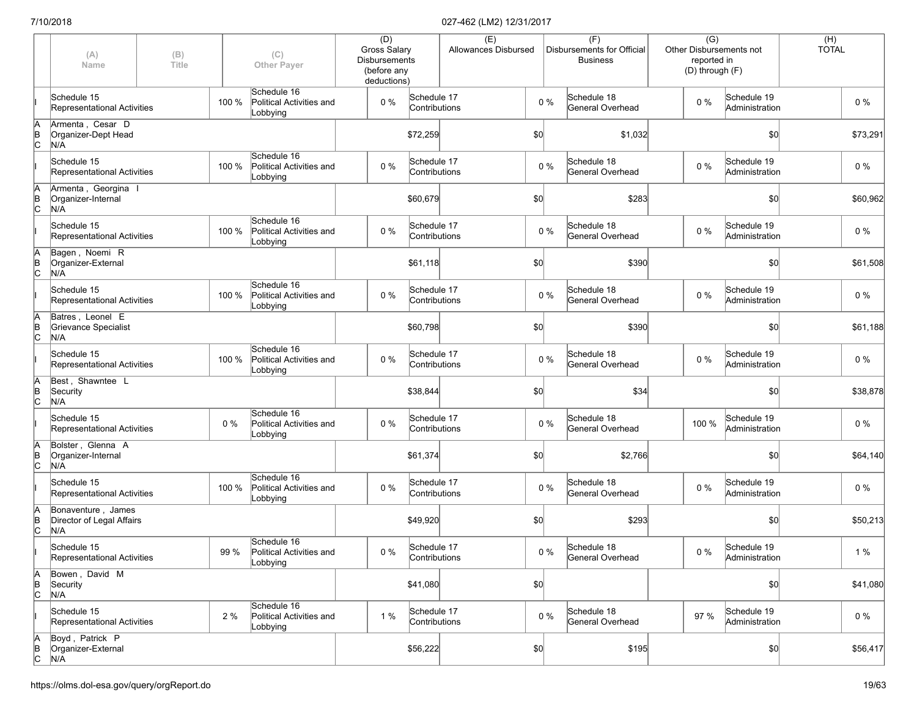| | (A) Name | (B) Title | | (C) Other Payer | (D) Gross Salary Disbursements (before any deductions) | | (E) Allowances Disbursed | | (F) Disbursements for Official Business | | (G) Other Disbursements not reported in (D) through (F) | | (H) TOTAL |
|---|---|---|---|---|---|---|---|---|---|---|---|---|---|
| I | Schedule 15 Representational Activities | | 100 % | Schedule 16 Political Activities and Lobbying | 0 % | Schedule 17 Contributions | | 0 % | Schedule 18 General Overhead | | 0 % | Schedule 19 Administration | 0 % |
| A B C | Armenta , Cesar D Organizer-Dept Head N/A | | | | | $72,259 | | $0 | | $1,032 | | $0 | $73,291 |
| I | Schedule 15 Representational Activities | | 100 % | Schedule 16 Political Activities and Lobbying | 0 % | Schedule 17 Contributions | | 0 % | Schedule 18 General Overhead | | 0 % | Schedule 19 Administration | 0 % |
| A B C | Armenta , Georgina I Organizer-Internal N/A | | | | | $60,679 | | $0 | | $283 | | $0 | $60,962 |
| I | Schedule 15 Representational Activities | | 100 % | Schedule 16 Political Activities and Lobbying | 0 % | Schedule 17 Contributions | | 0 % | Schedule 18 General Overhead | | 0 % | Schedule 19 Administration | 0 % |
| A B C | Bagen , Noemi R Organizer-External N/A | | | | | $61,118 | | $0 | | $390 | | $0 | $61,508 |
| I | Schedule 15 Representational Activities | | 100 % | Schedule 16 Political Activities and Lobbying | 0 % | Schedule 17 Contributions | | 0 % | Schedule 18 General Overhead | | 0 % | Schedule 19 Administration | 0 % |
| A B C | Batres , Leonel E Grievance Specialist N/A | | | | | $60,798 | | $0 | | $390 | | $0 | $61,188 |
| I | Schedule 15 Representational Activities | | 100 % | Schedule 16 Political Activities and Lobbying | 0 % | Schedule 17 Contributions | | 0 % | Schedule 18 General Overhead | | 0 % | Schedule 19 Administration | 0 % |
| A B C | Best , Shawntee L Security N/A | | | | | $38,844 | | $0 | | $34 | | $0 | $38,878 |
| I | Schedule 15 Representational Activities | | 0 % | Schedule 16 Political Activities and Lobbying | 0 % | Schedule 17 Contributions | | 0 % | Schedule 18 General Overhead | | 100 % | Schedule 19 Administration | 0 % |
| A B C | Bolster , Glenna A Organizer-Internal N/A | | | | | $61,374 | | $0 | | $2,766 | | $0 | $64,140 |
| I | Schedule 15 Representational Activities | | 100 % | Schedule 16 Political Activities and Lobbying | 0 % | Schedule 17 Contributions | | 0 % | Schedule 18 General Overhead | | 0 % | Schedule 19 Administration | 0 % |
| A B C | Bonaventure , James Director of Legal Affairs N/A | | | | | $49,920 | | $0 | | $293 | | $0 | $50,213 |
| I | Schedule 15 Representational Activities | | 99 % | Schedule 16 Political Activities and Lobbying | 0 % | Schedule 17 Contributions | | 0 % | Schedule 18 General Overhead | | 0 % | Schedule 19 Administration | 1 % |
| A B C | Bowen , David M Security N/A | | | | | $41,080 | | $0 | | | | $0 | $41,080 |
| I | Schedule 15 Representational Activities | | 2 % | Schedule 16 Political Activities and Lobbying | 1 % | Schedule 17 Contributions | | 0 % | Schedule 18 General Overhead | | 97 % | Schedule 19 Administration | 0 % |
| A B C | Boyd , Patrick P Organizer-External N/A | | | | | $56,222 | | $0 | | $195 | | $0 | $56,417 |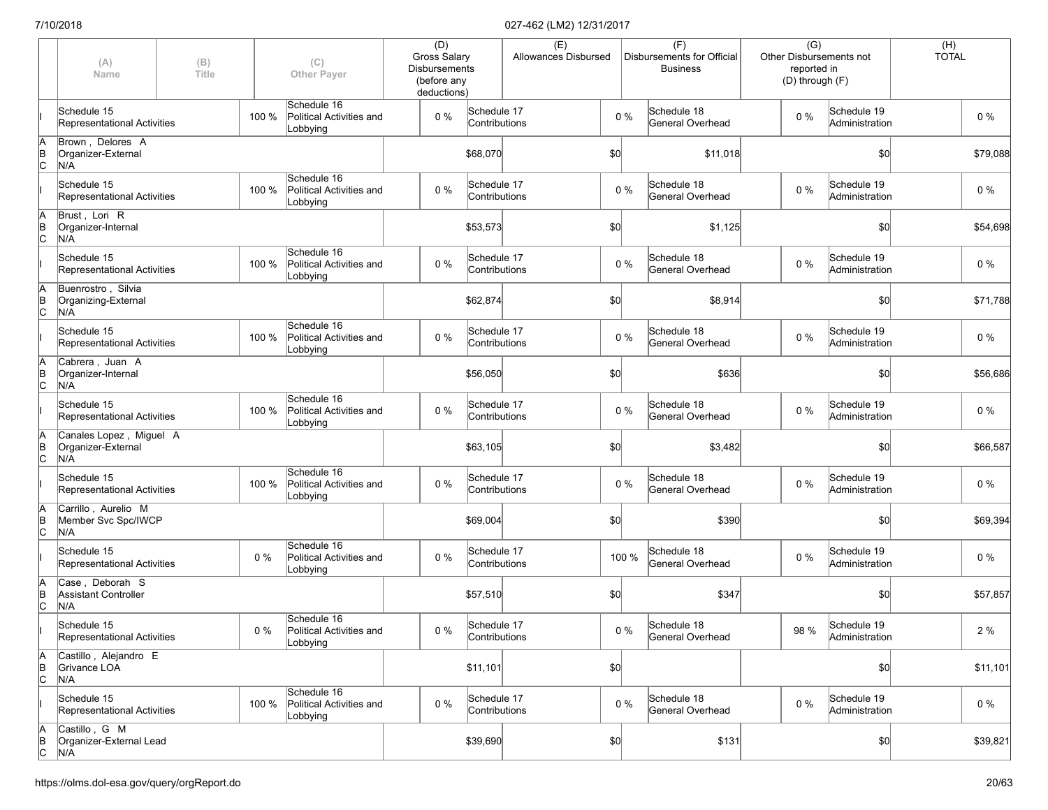| | (A) Name | (B) Title | (C) Other Payer | (D) Gross Salary Disbursements (before any deductions) | (E) Allowances Disbursed | (F) Disbursements for Official Business | (G) Other Disbursements not reported in (D) through (F) | (H) TOTAL |
|---|---|---|---|---|---|---|---|---|
| I | Schedule 15 Representational Activities 100 % | Schedule 16 Political Activities and Lobbying 0 % | Schedule 17 Contributions 0 % | Schedule 18 General Overhead 0 % | Schedule 19 Administration 0 % | | | |
| A B C | Brown , Delores A | Organizer-External | N/A | $68,070 | $0 | $11,018 | $0 | $79,088 |
| I | Schedule 15 Representational Activities 100 % | Schedule 16 Political Activities and Lobbying 0 % | Schedule 17 Contributions 0 % | Schedule 18 General Overhead 0 % | Schedule 19 Administration 0 % | | | |
| A B C | Brust , Lori R | Organizer-Internal | N/A | $53,573 | $0 | $1,125 | $0 | $54,698 |
| I | Schedule 15 Representational Activities 100 % | Schedule 16 Political Activities and Lobbying 0 % | Schedule 17 Contributions 0 % | Schedule 18 General Overhead 0 % | Schedule 19 Administration 0 % | | | |
| A B C | Buenrostro , Silvia | Organizing-External | N/A | $62,874 | $0 | $8,914 | $0 | $71,788 |
| I | Schedule 15 Representational Activities 100 % | Schedule 16 Political Activities and Lobbying 0 % | Schedule 17 Contributions 0 % | Schedule 18 General Overhead 0 % | Schedule 19 Administration 0 % | | | |
| A B C | Cabrera , Juan A | Organizer-Internal | N/A | $56,050 | $0 | $636 | $0 | $56,686 |
| I | Schedule 15 Representational Activities 100 % | Schedule 16 Political Activities and Lobbying 0 % | Schedule 17 Contributions 0 % | Schedule 18 General Overhead 0 % | Schedule 19 Administration 0 % | | | |
| A B C | Canales Lopez , Miguel A | Organizer-External | N/A | $63,105 | $0 | $3,482 | $0 | $66,587 |
| I | Schedule 15 Representational Activities 100 % | Schedule 16 Political Activities and Lobbying 0 % | Schedule 17 Contributions 0 % | Schedule 18 General Overhead 0 % | Schedule 19 Administration 0 % | | | |
| A B C | Carrillo , Aurelio M | Member Svc Spc/IWCP | N/A | $69,004 | $0 | $390 | $0 | $69,394 |
| I | Schedule 15 Representational Activities 0 % | Schedule 16 Political Activities and Lobbying 0 % | Schedule 17 Contributions 0 % | Schedule 18 General Overhead 100 % | Schedule 19 Administration 0 % | | | |
| A B C | Case , Deborah S | Assistant Controller | N/A | $57,510 | $0 | $347 | $0 | $57,857 |
| I | Schedule 15 Representational Activities 0 % | Schedule 16 Political Activities and Lobbying 0 % | Schedule 17 Contributions 0 % | Schedule 18 General Overhead 98 % | Schedule 19 Administration 2 % | | | |
| A B C | Castillo , Alejandro E | Grivance LOA | N/A | $11,101 | $0 | | $0 | $11,101 |
| I | Schedule 15 Representational Activities 100 % | Schedule 16 Political Activities and Lobbying 0 % | Schedule 17 Contributions 0 % | Schedule 18 General Overhead 0 % | Schedule 19 Administration 0 % | | | |
| A B C | Castillo , G M | Organizer-External Lead | N/A | $39,690 | $0 | $131 | $0 | $39,821 |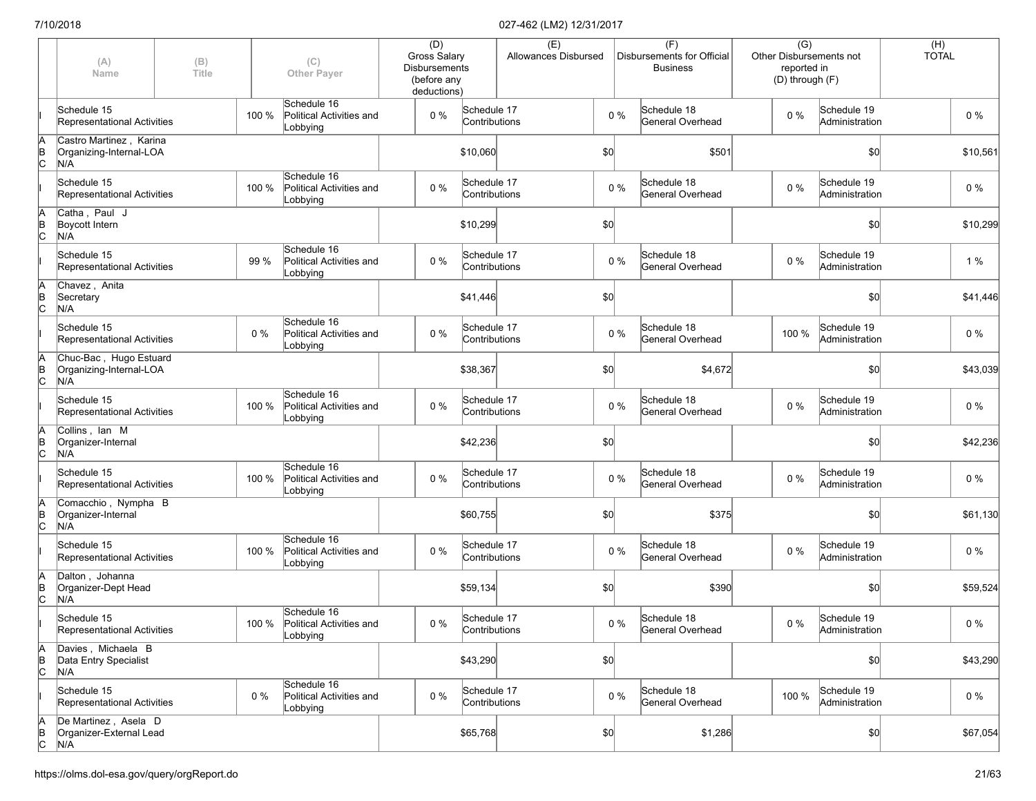| | (A) Name | (B) Title | (C) Other Payer | (D) Gross Salary Disbursements (before any deductions) | (E) Allowances Disbursed | (F) Disbursements for Official Business | (G) Other Disbursements not reported in (D) through (F) | (H) TOTAL |
|---|---|---|---|---|---|---|---|---|
| I | Schedule 15 Representational Activities 100 % | | Schedule 16 Political Activities and Lobbying 0 % | | Schedule 17 Contributions 0 % | Schedule 18 General Overhead 0 % | Schedule 19 Administration 0 % | |
| A B C | Castro Martinez , Karina<br>Organizing-Internal-LOA<br>N/A | | | $10,060 | $0 | $501 | $0 | $10,561 |
| I | Schedule 15 Representational Activities 100 % | | Schedule 16 Political Activities and Lobbying 0 % | | Schedule 17 Contributions 0 % | Schedule 18 General Overhead 0 % | Schedule 19 Administration 0 % | |
| A B C | Catha , Paul J<br>Boycott Intern<br>N/A | | | $10,299 | $0 | | $0 | $10,299 |
| I | Schedule 15 Representational Activities 99 % | | Schedule 16 Political Activities and Lobbying 0 % | | Schedule 17 Contributions 0 % | Schedule 18 General Overhead 0 % | Schedule 19 Administration 1 % | |
| A B C | Chavez , Anita<br>Secretary<br>N/A | | | $41,446 | $0 | | $0 | $41,446 |
| I | Schedule 15 Representational Activities 0 % | | Schedule 16 Political Activities and Lobbying 0 % | | Schedule 17 Contributions 0 % | Schedule 18 General Overhead 100 % | Schedule 19 Administration 0 % | |
| A B C | Chuc-Bac , Hugo Estuard<br>Organizing-Internal-LOA<br>N/A | | | $38,367 | $0 | $4,672 | $0 | $43,039 |
| I | Schedule 15 Representational Activities 100 % | | Schedule 16 Political Activities and Lobbying 0 % | | Schedule 17 Contributions 0 % | Schedule 18 General Overhead 0 % | Schedule 19 Administration 0 % | |
| A B C | Collins , Ian M<br>Organizer-Internal<br>N/A | | | $42,236 | $0 | | $0 | $42,236 |
| I | Schedule 15 Representational Activities 100 % | | Schedule 16 Political Activities and Lobbying 0 % | | Schedule 17 Contributions 0 % | Schedule 18 General Overhead 0 % | Schedule 19 Administration 0 % | |
| A B C | Comacchio , Nympha B<br>Organizer-Internal<br>N/A | | | $60,755 | $0 | $375 | $0 | $61,130 |
| I | Schedule 15 Representational Activities 100 % | | Schedule 16 Political Activities and Lobbying 0 % | | Schedule 17 Contributions 0 % | Schedule 18 General Overhead 0 % | Schedule 19 Administration 0 % | |
| A B C | Dalton , Johanna<br>Organizer-Dept Head<br>N/A | | | $59,134 | $0 | $390 | $0 | $59,524 |
| I | Schedule 15 Representational Activities 100 % | | Schedule 16 Political Activities and Lobbying 0 % | | Schedule 17 Contributions 0 % | Schedule 18 General Overhead 0 % | Schedule 19 Administration 0 % | |
| A B C | Davies , Michaela B<br>Data Entry Specialist<br>N/A | | | $43,290 | $0 | | $0 | $43,290 |
| I | Schedule 15 Representational Activities 0 % | | Schedule 16 Political Activities and Lobbying 0 % | | Schedule 17 Contributions 0 % | Schedule 18 General Overhead 100 % | Schedule 19 Administration 0 % | |
| A B C | De Martinez , Asela D<br>Organizer-External Lead<br>N/A | | | $65,768 | $0 | $1,286 | $0 | $67,054 |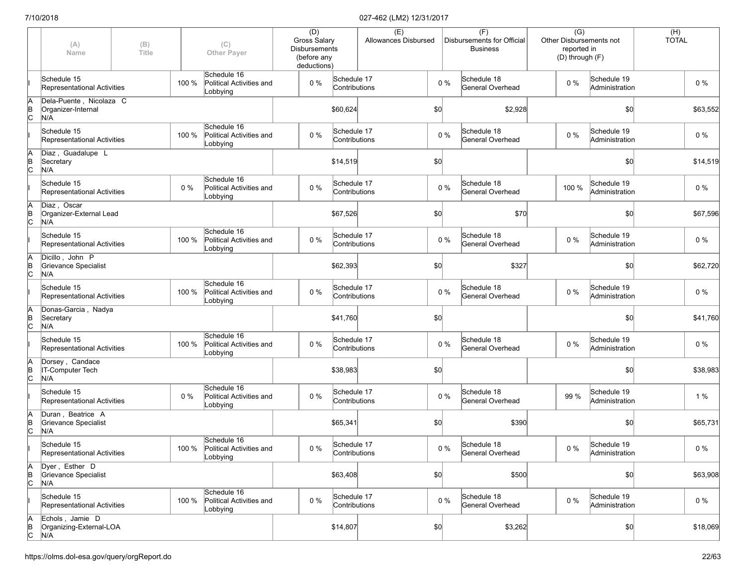| | (A) Name | (B) Title | | (C) Other Payer | | (D) Gross Salary Disbursements (before any deductions) | | (E) Allowances Disbursed | | (F) Disbursements for Official Business | | (G) Other Disbursements not reported in (D) through (F) | | (H) TOTAL |
|---|---|---|---|---|---|---|---|---|---|---|---|---|---|---|
| I | Schedule 15 Representational Activities | | 100 % | Schedule 16 Political Activities and Lobbying | 0 % | Schedule 17 Contributions | | | 0 % | Schedule 18 General Overhead | 0 % | Schedule 19 Administration | | 0 % |
| A B C | Dela-Puente , Nicolaza C Organizer-Internal N/A | | | | | $60,624 | | $0 | | $2,928 | | $0 | | $63,552 |
| I | Schedule 15 Representational Activities | | 100 % | Schedule 16 Political Activities and Lobbying | 0 % | Schedule 17 Contributions | | | 0 % | Schedule 18 General Overhead | 0 % | Schedule 19 Administration | | 0 % |
| A B C | Diaz , Guadalupe L Secretary N/A | | | | | $14,519 | | $0 | | | | $0 | | $14,519 |
| I | Schedule 15 Representational Activities | | 0 % | Schedule 16 Political Activities and Lobbying | 0 % | Schedule 17 Contributions | | | 0 % | Schedule 18 General Overhead | 100 % | Schedule 19 Administration | | 0 % |
| A B C | Diaz , Oscar Organizer-External Lead N/A | | | | | $67,526 | | $0 | | $70 | | $0 | | $67,596 |
| I | Schedule 15 Representational Activities | | 100 % | Schedule 16 Political Activities and Lobbying | 0 % | Schedule 17 Contributions | | | 0 % | Schedule 18 General Overhead | 0 % | Schedule 19 Administration | | 0 % |
| A B C | Dicillo , John P Grievance Specialist N/A | | | | | $62,393 | | $0 | | $327 | | $0 | | $62,720 |
| I | Schedule 15 Representational Activities | | 100 % | Schedule 16 Political Activities and Lobbying | 0 % | Schedule 17 Contributions | | | 0 % | Schedule 18 General Overhead | 0 % | Schedule 19 Administration | | 0 % |
| A B C | Donas-Garcia , Nadya Secretary N/A | | | | | $41,760 | | $0 | | | | $0 | | $41,760 |
| I | Schedule 15 Representational Activities | | 100 % | Schedule 16 Political Activities and Lobbying | 0 % | Schedule 17 Contributions | | | 0 % | Schedule 18 General Overhead | 0 % | Schedule 19 Administration | | 0 % |
| A B C | Dorsey , Candace IT-Computer Tech N/A | | | | | $38,983 | | $0 | | | | $0 | | $38,983 |
| I | Schedule 15 Representational Activities | | 0 % | Schedule 16 Political Activities and Lobbying | 0 % | Schedule 17 Contributions | | | 0 % | Schedule 18 General Overhead | 99 % | Schedule 19 Administration | | 1 % |
| A B C | Duran , Beatrice A Grievance Specialist N/A | | | | | $65,341 | | $0 | | $390 | | $0 | | $65,731 |
| I | Schedule 15 Representational Activities | | 100 % | Schedule 16 Political Activities and Lobbying | 0 % | Schedule 17 Contributions | | | 0 % | Schedule 18 General Overhead | 0 % | Schedule 19 Administration | | 0 % |
| A B C | Dyer , Esther D Grievance Specialist N/A | | | | | $63,408 | | $0 | | $500 | | $0 | | $63,908 |
| I | Schedule 15 Representational Activities | | 100 % | Schedule 16 Political Activities and Lobbying | 0 % | Schedule 17 Contributions | | | 0 % | Schedule 18 General Overhead | 0 % | Schedule 19 Administration | | 0 % |
| A B C | Echols , Jamie D Organizing-External-LOA N/A | | | | | $14,807 | | $0 | | $3,262 | | $0 | | $18,069 |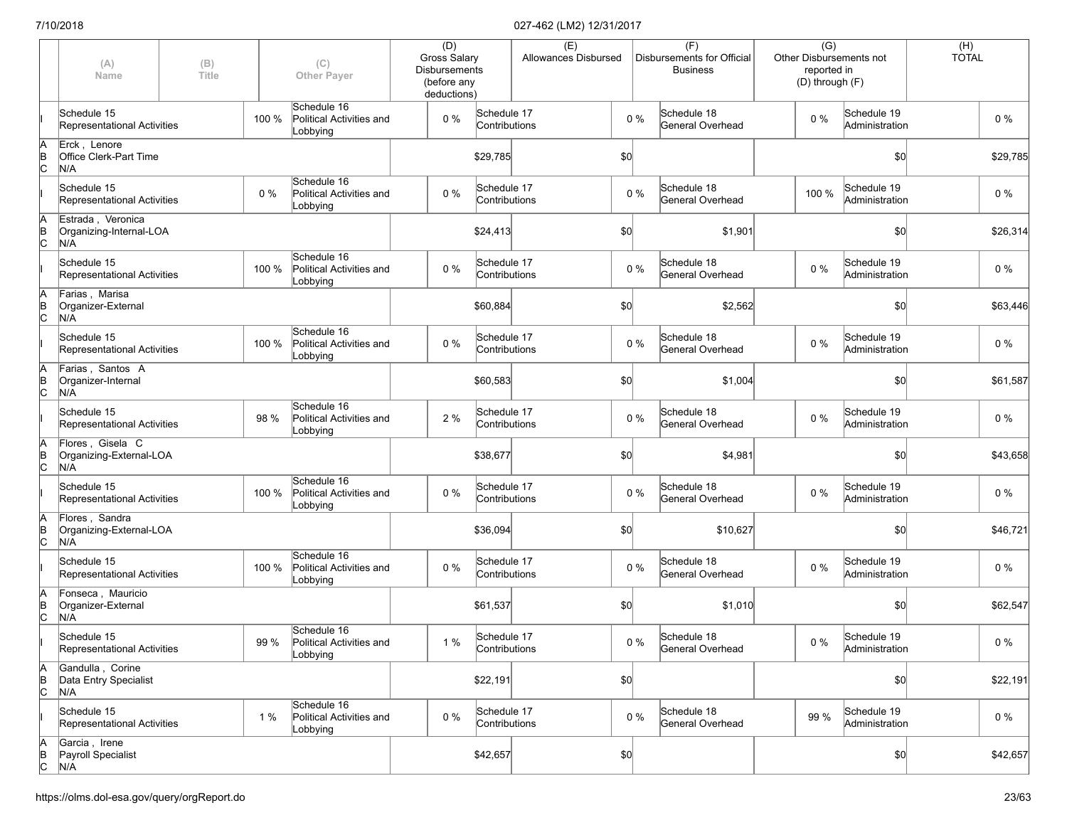| | (A) Name | (B) Title | | (C) Other Payer | (D) Gross Salary Disbursements (before any deductions) | | (E) Allowances Disbursed | | (F) Disbursements for Official Business | | (G) Other Disbursements not reported in (D) through (F) | | (H) TOTAL |
|---|---|---|---|---|---|---|---|---|---|---|---|---|---|
| I | Schedule 15 Representational Activities | | 100 % | Schedule 16 Political Activities and Lobbying | 0 % | Schedule 17 Contributions | | 0 % | Schedule 18 General Overhead | | 0 % | Schedule 19 Administration | 0 % |
| A B C | Erck , Lenore Office Clerk-Part Time N/A | | | | | $29,785 | | $0 | | | | $0 | $29,785 |
| I | Schedule 15 Representational Activities | | 0 % | Schedule 16 Political Activities and Lobbying | 0 % | Schedule 17 Contributions | | 0 % | Schedule 18 General Overhead | | 100 % | Schedule 19 Administration | 0 % |
| A B C | Estrada , Veronica Organizing-Internal-LOA N/A | | | | | $24,413 | | $0 | | $1,901 | | $0 | $26,314 |
| I | Schedule 15 Representational Activities | | 100 % | Schedule 16 Political Activities and Lobbying | 0 % | Schedule 17 Contributions | | 0 % | Schedule 18 General Overhead | | 0 % | Schedule 19 Administration | 0 % |
| A B C | Farias , Marisa Organizer-External N/A | | | | | $60,884 | | $0 | | $2,562 | | $0 | $63,446 |
| I | Schedule 15 Representational Activities | | 100 % | Schedule 16 Political Activities and Lobbying | 0 % | Schedule 17 Contributions | | 0 % | Schedule 18 General Overhead | | 0 % | Schedule 19 Administration | 0 % |
| A B C | Farias , Santos A Organizer-Internal N/A | | | | | $60,583 | | $0 | | $1,004 | | $0 | $61,587 |
| I | Schedule 15 Representational Activities | | 98 % | Schedule 16 Political Activities and Lobbying | 2 % | Schedule 17 Contributions | | 0 % | Schedule 18 General Overhead | | 0 % | Schedule 19 Administration | 0 % |
| A B C | Flores , Gisela C Organizing-External-LOA N/A | | | | | $38,677 | | $0 | | $4,981 | | $0 | $43,658 |
| I | Schedule 15 Representational Activities | | 100 % | Schedule 16 Political Activities and Lobbying | 0 % | Schedule 17 Contributions | | 0 % | Schedule 18 General Overhead | | 0 % | Schedule 19 Administration | 0 % |
| A B C | Flores , Sandra Organizing-External-LOA N/A | | | | | $36,094 | | $0 | | $10,627 | | $0 | $46,721 |
| I | Schedule 15 Representational Activities | | 100 % | Schedule 16 Political Activities and Lobbying | 0 % | Schedule 17 Contributions | | 0 % | Schedule 18 General Overhead | | 0 % | Schedule 19 Administration | 0 % |
| A B C | Fonseca , Mauricio Organizer-External N/A | | | | | $61,537 | | $0 | | $1,010 | | $0 | $62,547 |
| I | Schedule 15 Representational Activities | | 99 % | Schedule 16 Political Activities and Lobbying | 1 % | Schedule 17 Contributions | | 0 % | Schedule 18 General Overhead | | 0 % | Schedule 19 Administration | 0 % |
| A B C | Gandulla , Corine Data Entry Specialist N/A | | | | | $22,191 | | $0 | | | | $0 | $22,191 |
| I | Schedule 15 Representational Activities | | 1 % | Schedule 16 Political Activities and Lobbying | 0 % | Schedule 17 Contributions | | 0 % | Schedule 18 General Overhead | | 99 % | Schedule 19 Administration | 0 % |
| A B C | Garcia , Irene Payroll Specialist N/A | | | | | $42,657 | | $0 | | | | $0 | $42,657 |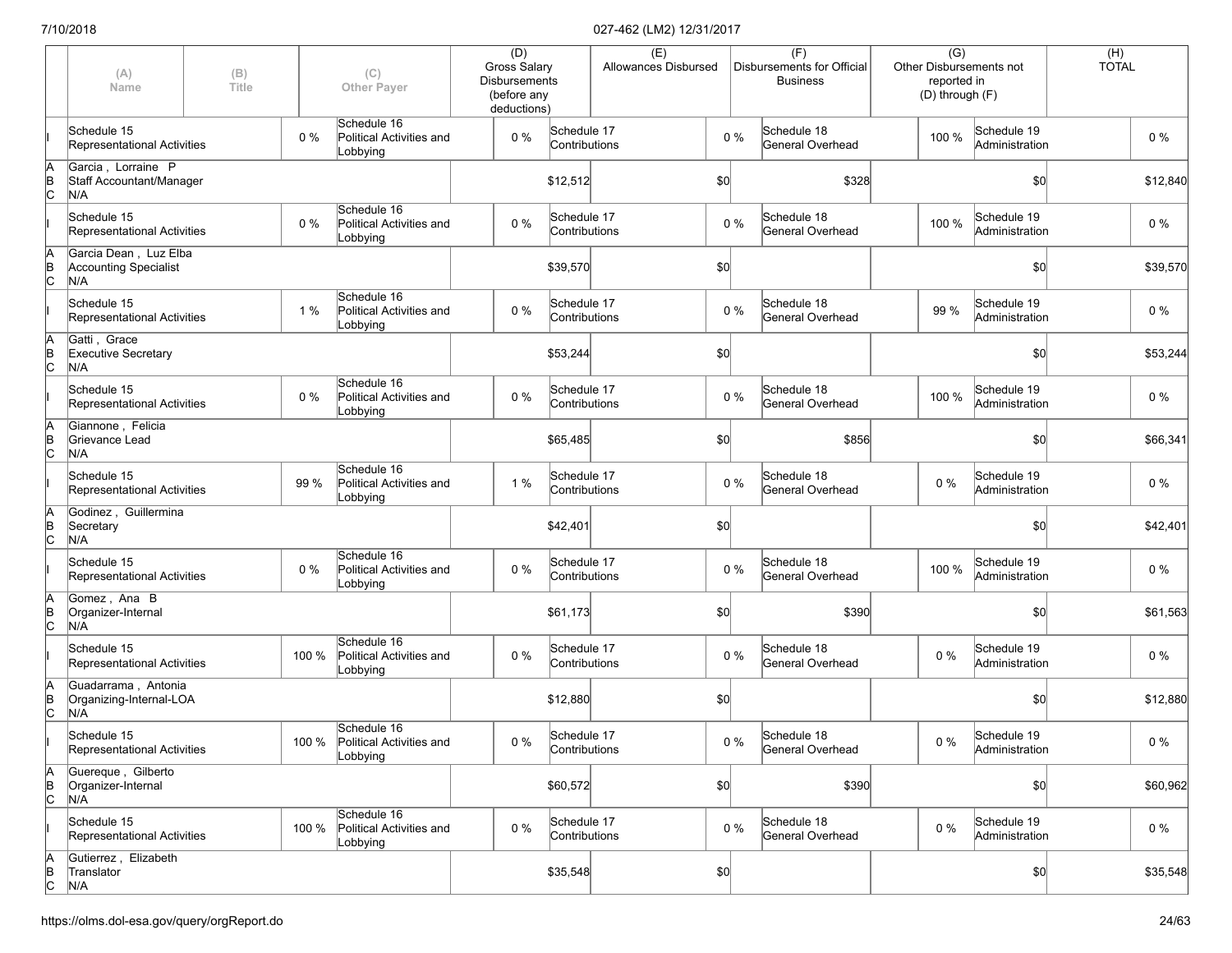| | (A) Name | (B) Title | | (C) Other Payer | (D) Gross Salary Disbursements (before any deductions) | | (E) Allowances Disbursed | | (F) Disbursements for Official Business | | (G) Other Disbursements not reported in (D) through (F) | | (H) TOTAL |
|---|---|---|---|---|---|---|---|---|---|---|---|---|---|
| I | Schedule 15 Representational Activities | | 0 % | Schedule 16 Political Activities and Lobbying | 0 % | Schedule 17 Contributions | | 0 % | Schedule 18 General Overhead | 100 % | Schedule 19 Administration | | 0 % |
| A B C | Garcia , Lorraine P Staff Accountant/Manager N/A | | | | | $12,512 | | $0 | | $328 | | $0 | $12,840 |
| I | Schedule 15 Representational Activities | | 0 % | Schedule 16 Political Activities and Lobbying | 0 % | Schedule 17 Contributions | | 0 % | Schedule 18 General Overhead | 100 % | Schedule 19 Administration | | 0 % |
| A B C | Garcia Dean , Luz Elba Accounting Specialist N/A | | | | | $39,570 | | $0 | | | | $0 | $39,570 |
| I | Schedule 15 Representational Activities | | 1 % | Schedule 16 Political Activities and Lobbying | 0 % | Schedule 17 Contributions | | 0 % | Schedule 18 General Overhead | 99 % | Schedule 19 Administration | | 0 % |
| A B C | Gatti , Grace Executive Secretary N/A | | | | | $53,244 | | $0 | | | | $0 | $53,244 |
| I | Schedule 15 Representational Activities | | 0 % | Schedule 16 Political Activities and Lobbying | 0 % | Schedule 17 Contributions | | 0 % | Schedule 18 General Overhead | 100 % | Schedule 19 Administration | | 0 % |
| A B C | Giannone , Felicia Grievance Lead N/A | | | | | $65,485 | | $0 | | $856 | | $0 | $66,341 |
| I | Schedule 15 Representational Activities | | 99 % | Schedule 16 Political Activities and Lobbying | 1 % | Schedule 17 Contributions | | 0 % | Schedule 18 General Overhead | 0 % | Schedule 19 Administration | | 0 % |
| A B C | Godinez , Guillermina Secretary N/A | | | | | $42,401 | | $0 | | | | $0 | $42,401 |
| I | Schedule 15 Representational Activities | | 0 % | Schedule 16 Political Activities and Lobbying | 0 % | Schedule 17 Contributions | | 0 % | Schedule 18 General Overhead | 100 % | Schedule 19 Administration | | 0 % |
| A B C | Gomez , Ana B Organizer-Internal N/A | | | | | $61,173 | | $0 | | $390 | | $0 | $61,563 |
| I | Schedule 15 Representational Activities | | 100 % | Schedule 16 Political Activities and Lobbying | 0 % | Schedule 17 Contributions | | 0 % | Schedule 18 General Overhead | 0 % | Schedule 19 Administration | | 0 % |
| A B C | Guadarrama , Antonia Organizing-Internal-LOA N/A | | | | | $12,880 | | $0 | | | | $0 | $12,880 |
| I | Schedule 15 Representational Activities | | 100 % | Schedule 16 Political Activities and Lobbying | 0 % | Schedule 17 Contributions | | 0 % | Schedule 18 General Overhead | 0 % | Schedule 19 Administration | | 0 % |
| A B C | Guereque , Gilberto Organizer-Internal N/A | | | | | $60,572 | | $0 | | $390 | | $0 | $60,962 |
| I | Schedule 15 Representational Activities | | 100 % | Schedule 16 Political Activities and Lobbying | 0 % | Schedule 17 Contributions | | 0 % | Schedule 18 General Overhead | 0 % | Schedule 19 Administration | | 0 % |
| A B C | Gutierrez , Elizabeth Translator N/A | | | | | $35,548 | | $0 | | | | $0 | $35,548 |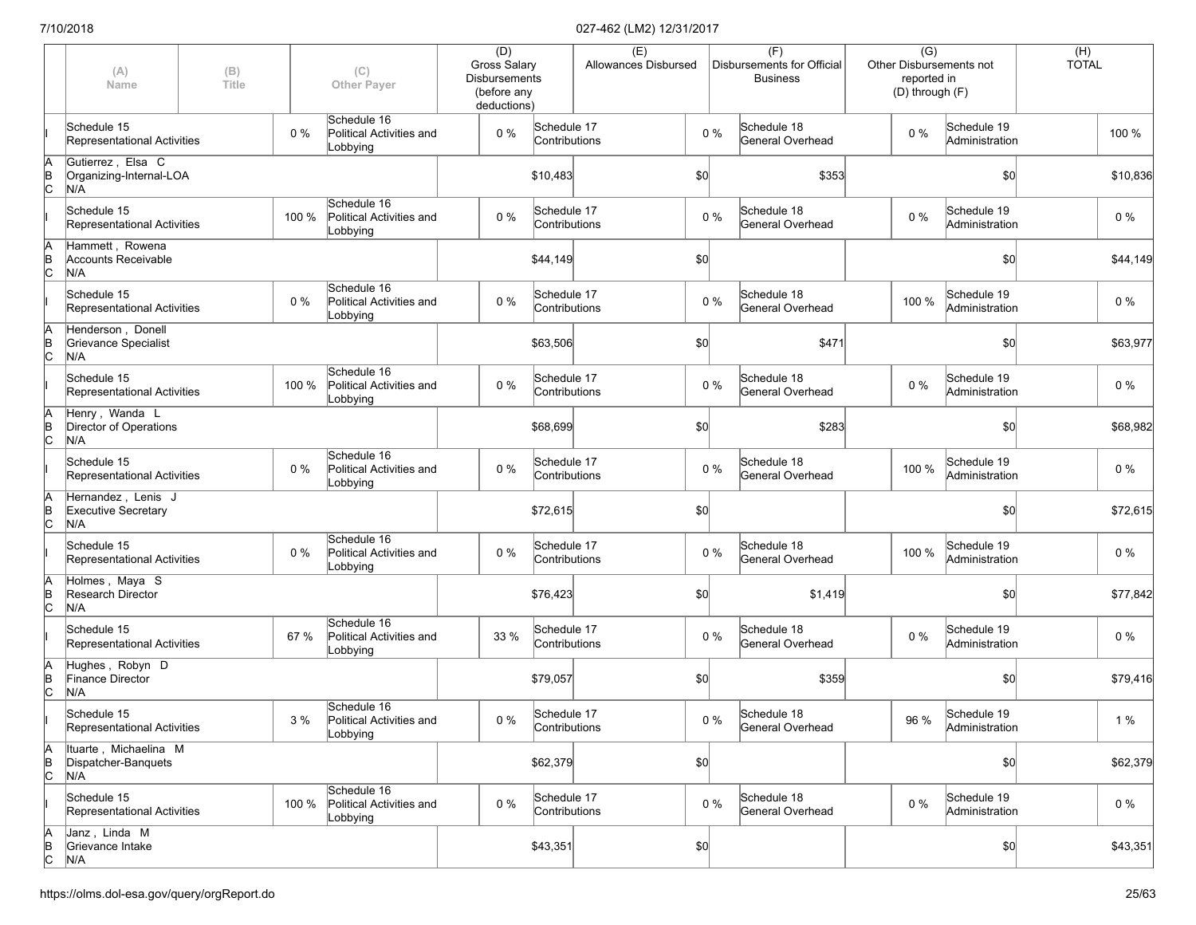| | (A) Name | (B) Title | | (C) Other Payer | (D) Gross Salary Disbursements (before any deductions) | | (E) Allowances Disbursed | | (F) Disbursements for Official Business | | (G) Other Disbursements not reported in (D) through (F) | | (H) TOTAL |
|---|---|---|---|---|---|---|---|---|---|---|---|---|---|
| I | Schedule 15 Representational Activities | | 0 % | Schedule 16 Political Activities and Lobbying | 0 % | Schedule 17 Contributions | | 0 % | Schedule 18 General Overhead | 0 % | Schedule 19 Administration | | 100 % |
| A B C | Gutierrez , Elsa C Organizing-Internal-LOA N/A | | | | | $10,483 | | $0 | $353 | | $0 | | $10,836 |
| I | Schedule 15 Representational Activities | | 100 % | Schedule 16 Political Activities and Lobbying | 0 % | Schedule 17 Contributions | | 0 % | Schedule 18 General Overhead | 0 % | Schedule 19 Administration | | 0 % |
| A B C | Hammett , Rowena Accounts Receivable N/A | | | | | $44,149 | | $0 | | | $0 | | $44,149 |
| I | Schedule 15 Representational Activities | | 0 % | Schedule 16 Political Activities and Lobbying | 0 % | Schedule 17 Contributions | | 0 % | Schedule 18 General Overhead | 100 % | Schedule 19 Administration | | 0 % |
| A B C | Henderson , Donell Grievance Specialist N/A | | | | | $63,506 | | $0 | $471 | | $0 | | $63,977 |
| I | Schedule 15 Representational Activities | | 100 % | Schedule 16 Political Activities and Lobbying | 0 % | Schedule 17 Contributions | | 0 % | Schedule 18 General Overhead | 0 % | Schedule 19 Administration | | 0 % |
| A B C | Henry , Wanda L Director of Operations N/A | | | | | $68,699 | | $0 | $283 | | $0 | | $68,982 |
| I | Schedule 15 Representational Activities | | 0 % | Schedule 16 Political Activities and Lobbying | 0 % | Schedule 17 Contributions | | 0 % | Schedule 18 General Overhead | 100 % | Schedule 19 Administration | | 0 % |
| A B C | Hernandez , Lenis J Executive Secretary N/A | | | | | $72,615 | | $0 | | | $0 | | $72,615 |
| I | Schedule 15 Representational Activities | | 0 % | Schedule 16 Political Activities and Lobbying | 0 % | Schedule 17 Contributions | | 0 % | Schedule 18 General Overhead | 100 % | Schedule 19 Administration | | 0 % |
| A B C | Holmes , Maya S Research Director N/A | | | | | $76,423 | | $0 | $1,419 | | $0 | | $77,842 |
| I | Schedule 15 Representational Activities | | 67 % | Schedule 16 Political Activities and Lobbying | 33 % | Schedule 17 Contributions | | 0 % | Schedule 18 General Overhead | 0 % | Schedule 19 Administration | | 0 % |
| A B C | Hughes , Robyn D Finance Director N/A | | | | | $79,057 | | $0 | $359 | | $0 | | $79,416 |
| I | Schedule 15 Representational Activities | | 3 % | Schedule 16 Political Activities and Lobbying | 0 % | Schedule 17 Contributions | | 0 % | Schedule 18 General Overhead | 96 % | Schedule 19 Administration | | 1 % |
| A B C | Ituarte , Michaelina M Dispatcher-Banquets N/A | | | | | $62,379 | | $0 | | | $0 | | $62,379 |
| I | Schedule 15 Representational Activities | | 100 % | Schedule 16 Political Activities and Lobbying | 0 % | Schedule 17 Contributions | | 0 % | Schedule 18 General Overhead | 0 % | Schedule 19 Administration | | 0 % |
| A B C | Janz , Linda M Grievance Intake N/A | | | | | $43,351 | | $0 | | | $0 | | $43,351 |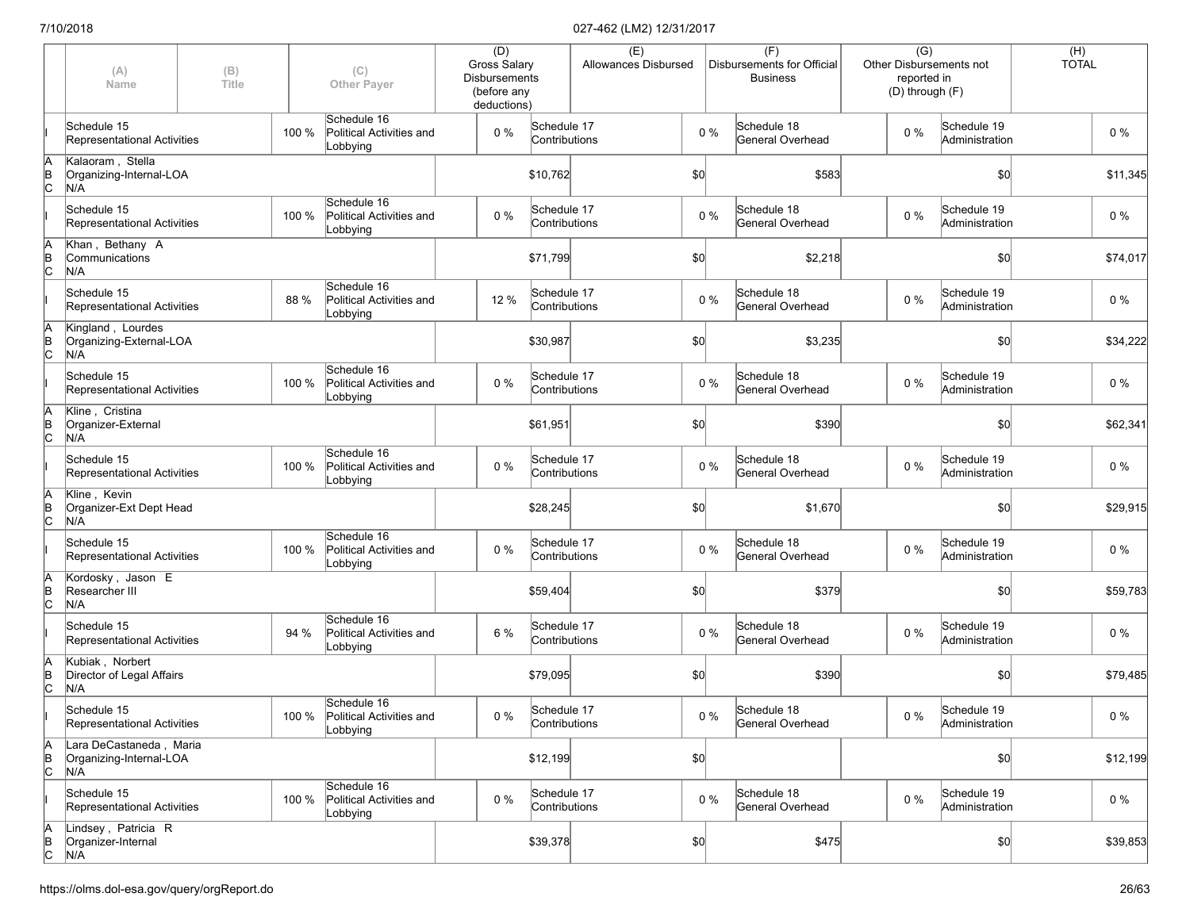| | (A) Name | (B) Title | | (C) Other Payer | | (D) Gross Salary Disbursements (before any deductions) | | (E) Allowances Disbursed | | (F) Disbursements for Official Business | | (G) Other Disbursements not reported in (D) through (F) | | (H) TOTAL |
|---|---|---|---|---|---|---|---|---|---|---|---|---|---|---|
| I | Schedule 15 Representational Activities | | 100 % | Schedule 16 Political Activities and Lobbying | | 0 % | Schedule 17 Contributions | | 0 % | Schedule 18 General Overhead | 0 % | Schedule 19 Administration | | 0 % |
| A B C | Kalaoram , Stella Organizing-Internal-LOA N/A | | | | | $10,762 | | $0 | | $583 | | $0 | | $11,345 |
| I | Schedule 15 Representational Activities | | 100 % | Schedule 16 Political Activities and Lobbying | | 0 % | Schedule 17 Contributions | | 0 % | Schedule 18 General Overhead | 0 % | Schedule 19 Administration | | 0 % |
| A B C | Khan , Bethany A Communications N/A | | | | | $71,799 | | $0 | | $2,218 | | $0 | | $74,017 |
| I | Schedule 15 Representational Activities | | 88 % | Schedule 16 Political Activities and Lobbying | | 12 % | Schedule 17 Contributions | | 0 % | Schedule 18 General Overhead | 0 % | Schedule 19 Administration | | 0 % |
| A B C | Kingland , Lourdes Organizing-External-LOA N/A | | | | | $30,987 | | $0 | | $3,235 | | $0 | | $34,222 |
| I | Schedule 15 Representational Activities | | 100 % | Schedule 16 Political Activities and Lobbying | | 0 % | Schedule 17 Contributions | | 0 % | Schedule 18 General Overhead | 0 % | Schedule 19 Administration | | 0 % |
| A B C | Kline , Cristina Organizer-External N/A | | | | | $61,951 | | $0 | | $390 | | $0 | | $62,341 |
| I | Schedule 15 Representational Activities | | 100 % | Schedule 16 Political Activities and Lobbying | | 0 % | Schedule 17 Contributions | | 0 % | Schedule 18 General Overhead | 0 % | Schedule 19 Administration | | 0 % |
| A B C | Kline , Kevin Organizer-Ext Dept Head N/A | | | | | $28,245 | | $0 | | $1,670 | | $0 | | $29,915 |
| I | Schedule 15 Representational Activities | | 100 % | Schedule 16 Political Activities and Lobbying | | 0 % | Schedule 17 Contributions | | 0 % | Schedule 18 General Overhead | 0 % | Schedule 19 Administration | | 0 % |
| A B C | Kordosky , Jason E Researcher III N/A | | | | | $59,404 | | $0 | | $379 | | $0 | | $59,783 |
| I | Schedule 15 Representational Activities | | 94 % | Schedule 16 Political Activities and Lobbying | | 6 % | Schedule 17 Contributions | | 0 % | Schedule 18 General Overhead | 0 % | Schedule 19 Administration | | 0 % |
| A B C | Kubiak , Norbert Director of Legal Affairs N/A | | | | | $79,095 | | $0 | | $390 | | $0 | | $79,485 |
| I | Schedule 15 Representational Activities | | 100 % | Schedule 16 Political Activities and Lobbying | | 0 % | Schedule 17 Contributions | | 0 % | Schedule 18 General Overhead | 0 % | Schedule 19 Administration | | 0 % |
| A B C | Lara DeCastaneda , Maria Organizing-Internal-LOA N/A | | | | | $12,199 | | $0 | | | | $0 | | $12,199 |
| I | Schedule 15 Representational Activities | | 100 % | Schedule 16 Political Activities and Lobbying | | 0 % | Schedule 17 Contributions | | 0 % | Schedule 18 General Overhead | 0 % | Schedule 19 Administration | | 0 % |
| A B C | Lindsey , Patricia R Organizer-Internal N/A | | | | | $39,378 | | $0 | | $475 | | $0 | | $39,853 |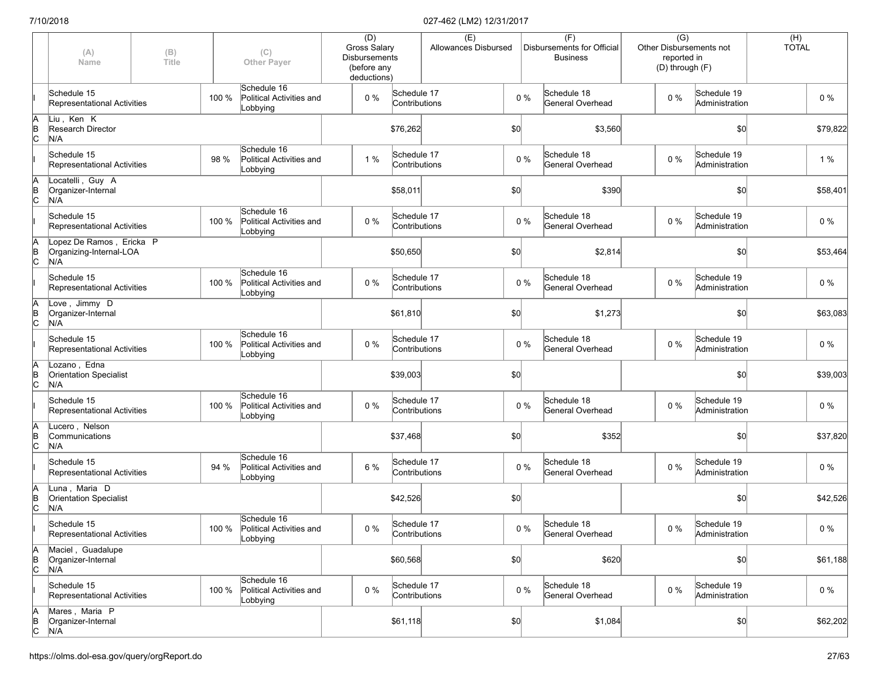| | (A) Name | (B) Title | (C) Other Payer | (D) Gross Salary Disbursements (before any deductions) | (E) Allowances Disbursed | (F) Disbursements for Official Business | (G) Other Disbursements not reported in (D) through (F) | (H) TOTAL |
|---|---|---|---|---|---|---|---|---|
| I | Schedule 15 Representational Activities 100 % | | Schedule 16 Political Activities and Lobbying 0 % | Schedule 17 Contributions 0 % | | Schedule 18 General Overhead 0 % | Schedule 19 Administration | 0 % |
| A B C | Liu , Ken K Research Director N/A | | | $76,262 | $0 | $3,560 | $0 | $79,822 |
| I | Schedule 15 Representational Activities 98 % | | Schedule 16 Political Activities and Lobbying 1 % | Schedule 17 Contributions 0 % | | Schedule 18 General Overhead 0 % | Schedule 19 Administration | 1 % |
| A B C | Locatelli , Guy A Organizer-Internal N/A | | | $58,011 | $0 | $390 | $0 | $58,401 |
| I | Schedule 15 Representational Activities 100 % | | Schedule 16 Political Activities and Lobbying 0 % | Schedule 17 Contributions 0 % | | Schedule 18 General Overhead 0 % | Schedule 19 Administration | 0 % |
| A B C | Lopez De Ramos , Ericka P Organizing-Internal-LOA N/A | | | $50,650 | $0 | $2,814 | $0 | $53,464 |
| I | Schedule 15 Representational Activities 100 % | | Schedule 16 Political Activities and Lobbying 0 % | Schedule 17 Contributions 0 % | | Schedule 18 General Overhead 0 % | Schedule 19 Administration | 0 % |
| A B C | Love , Jimmy D Organizer-Internal N/A | | | $61,810 | $0 | $1,273 | $0 | $63,083 |
| I | Schedule 15 Representational Activities 100 % | | Schedule 16 Political Activities and Lobbying 0 % | Schedule 17 Contributions 0 % | | Schedule 18 General Overhead 0 % | Schedule 19 Administration | 0 % |
| A B C | Lozano , Edna Orientation Specialist N/A | | | $39,003 | $0 | | $0 | $39,003 |
| I | Schedule 15 Representational Activities 100 % | | Schedule 16 Political Activities and Lobbying 0 % | Schedule 17 Contributions 0 % | | Schedule 18 General Overhead 0 % | Schedule 19 Administration | 0 % |
| A B C | Lucero , Nelson Communications N/A | | | $37,468 | $0 | $352 | $0 | $37,820 |
| I | Schedule 15 Representational Activities 94 % | | Schedule 16 Political Activities and Lobbying 6 % | Schedule 17 Contributions 0 % | | Schedule 18 General Overhead 0 % | Schedule 19 Administration | 0 % |
| A B C | Luna , Maria D Orientation Specialist N/A | | | $42,526 | $0 | | $0 | $42,526 |
| I | Schedule 15 Representational Activities 100 % | | Schedule 16 Political Activities and Lobbying 0 % | Schedule 17 Contributions 0 % | | Schedule 18 General Overhead 0 % | Schedule 19 Administration | 0 % |
| A B C | Maciel , Guadalupe Organizer-Internal N/A | | | $60,568 | $0 | $620 | $0 | $61,188 |
| I | Schedule 15 Representational Activities 100 % | | Schedule 16 Political Activities and Lobbying 0 % | Schedule 17 Contributions 0 % | | Schedule 18 General Overhead 0 % | Schedule 19 Administration | 0 % |
| A B C | Mares , Maria P Organizer-Internal N/A | | | $61,118 | $0 | $1,084 | $0 | $62,202 |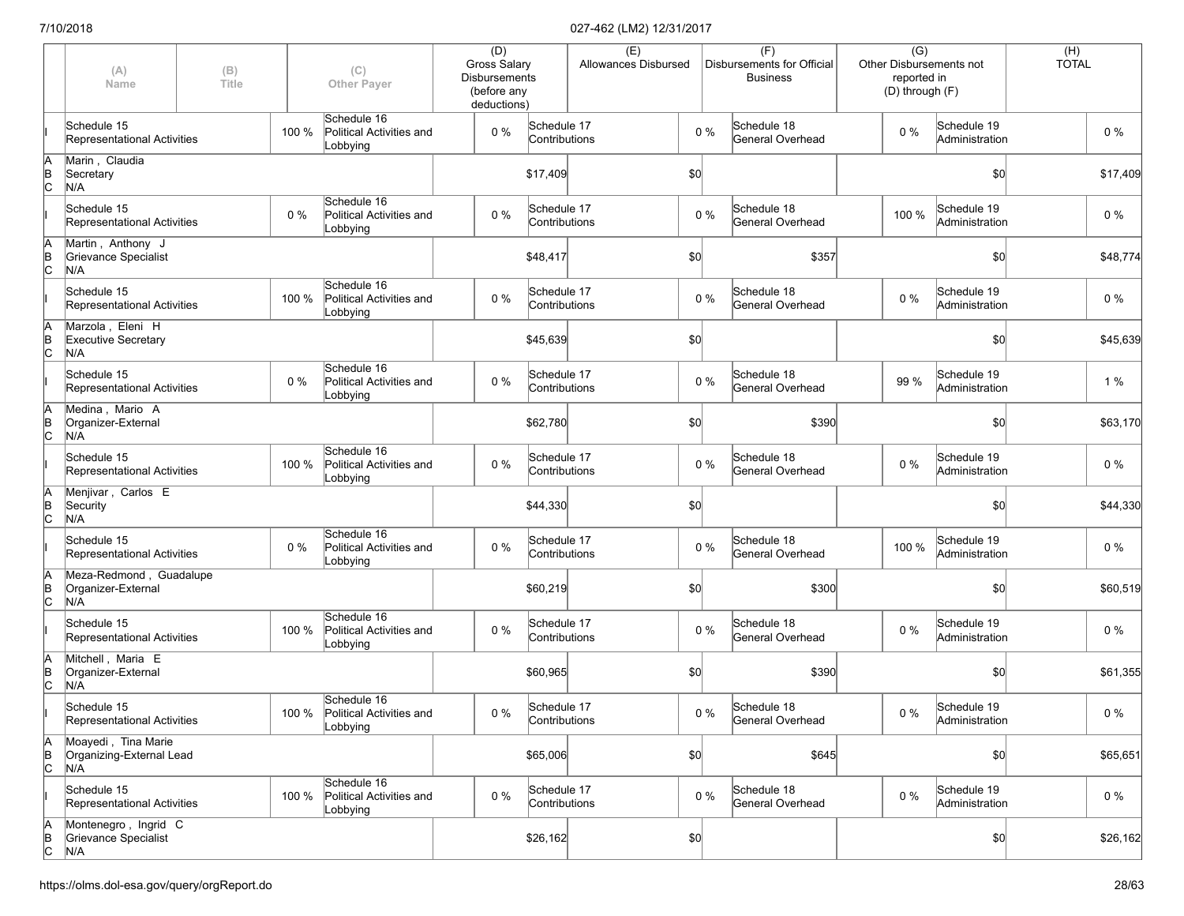| | (A) Name | (B) Title | (C) Other Payer | (D) Gross Salary Disbursements (before any deductions) | (E) Allowances Disbursed | (F) Disbursements for Official Business | (G) Other Disbursements not reported in (D) through (F) | (H) TOTAL |
|---|---|---|---|---|---|---|---|---|
| I | Schedule 15 Representational Activities 100 % | | Schedule 16 Political Activities and Lobbying 0 % | Schedule 17 Contributions 0 % | | Schedule 18 General Overhead 0 % | Schedule 19 Administration 0 % | |
| A B C | Marin , Claudia Secretary N/A | | | $17,409 | $0 | | $0 | $17,409 |
| I | Schedule 15 Representational Activities 0 % | | Schedule 16 Political Activities and Lobbying 0 % | Schedule 17 Contributions 0 % | | Schedule 18 General Overhead 100 % | Schedule 19 Administration 0 % | |
| A B C | Martin , Anthony J Grievance Specialist N/A | | | $48,417 | $0 | $357 | $0 | $48,774 |
| I | Schedule 15 Representational Activities 100 % | | Schedule 16 Political Activities and Lobbying 0 % | Schedule 17 Contributions 0 % | | Schedule 18 General Overhead 0 % | Schedule 19 Administration 0 % | |
| A B C | Marzola , Eleni H Executive Secretary N/A | | | $45,639 | $0 | | $0 | $45,639 |
| I | Schedule 15 Representational Activities 0 % | | Schedule 16 Political Activities and Lobbying 0 % | Schedule 17 Contributions 0 % | | Schedule 18 General Overhead 99 % | Schedule 19 Administration 1 % | |
| A B C | Medina , Mario A Organizer-External N/A | | | $62,780 | $0 | $390 | $0 | $63,170 |
| I | Schedule 15 Representational Activities 100 % | | Schedule 16 Political Activities and Lobbying 0 % | Schedule 17 Contributions 0 % | | Schedule 18 General Overhead 0 % | Schedule 19 Administration 0 % | |
| A B C | Menjivar , Carlos E Security N/A | | | $44,330 | $0 | | $0 | $44,330 |
| I | Schedule 15 Representational Activities 0 % | | Schedule 16 Political Activities and Lobbying 0 % | Schedule 17 Contributions 0 % | | Schedule 18 General Overhead 100 % | Schedule 19 Administration 0 % | |
| A B C | Meza-Redmond , Guadalupe Organizer-External N/A | | | $60,219 | $0 | $300 | $0 | $60,519 |
| I | Schedule 15 Representational Activities 100 % | | Schedule 16 Political Activities and Lobbying 0 % | Schedule 17 Contributions 0 % | | Schedule 18 General Overhead 0 % | Schedule 19 Administration 0 % | |
| A B C | Mitchell , Maria E Organizer-External N/A | | | $60,965 | $0 | $390 | $0 | $61,355 |
| I | Schedule 15 Representational Activities 100 % | | Schedule 16 Political Activities and Lobbying 0 % | Schedule 17 Contributions 0 % | | Schedule 18 General Overhead 0 % | Schedule 19 Administration 0 % | |
| A B C | Moayedi , Tina Marie Organizing-External Lead N/A | | | $65,006 | $0 | $645 | $0 | $65,651 |
| I | Schedule 15 Representational Activities 100 % | | Schedule 16 Political Activities and Lobbying 0 % | Schedule 17 Contributions 0 % | | Schedule 18 General Overhead 0 % | Schedule 19 Administration 0 % | |
| A B C | Montenegro , Ingrid C Grievance Specialist N/A | | | $26,162 | $0 | | $0 | $26,162 |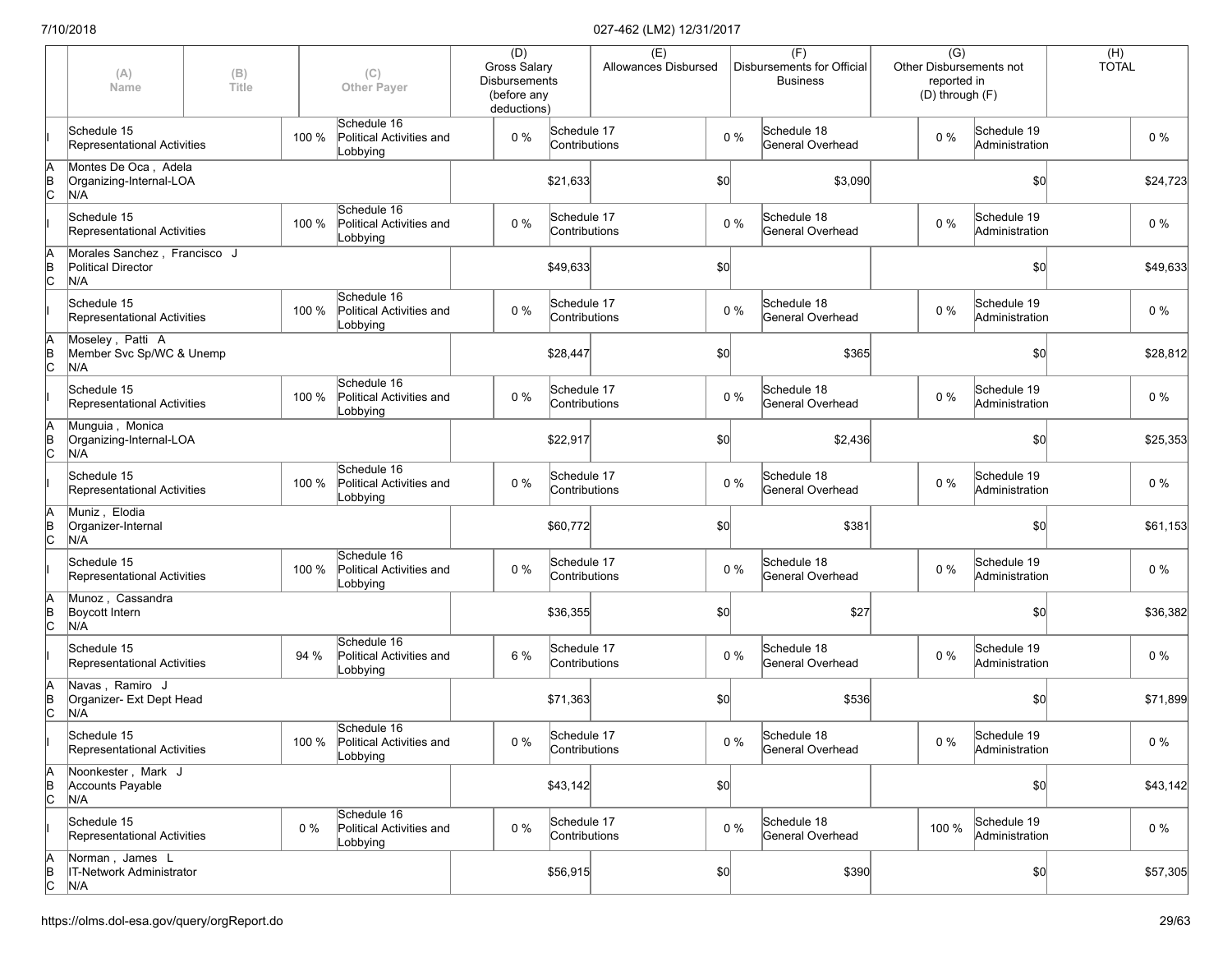| | (A) Name | (B) Title | | (C) Other Payer | | (D) Gross Salary Disbursements (before any deductions) | | (E) Allowances Disbursed | | (F) Disbursements for Official Business | | (G) Other Disbursements not reported in (D) through (F) | | (H) TOTAL |
|---|---|---|---|---|---|---|---|---|---|---|---|---|---|---|
| I | Schedule 15 Representational Activities | | 100 % | Schedule 16 Political Activities and Lobbying | 0 % | Schedule 17 Contributions | | | 0 % | Schedule 18 General Overhead | | 0 % | Schedule 19 Administration | 0 % |
| A B C | Montes De Oca , Adela Organizing-Internal-LOA N/A | | | | | $21,633 | | $0 | | $3,090 | | $0 | | $24,723 |
| I | Schedule 15 Representational Activities | | 100 % | Schedule 16 Political Activities and Lobbying | 0 % | Schedule 17 Contributions | | | 0 % | Schedule 18 General Overhead | | 0 % | Schedule 19 Administration | 0 % |
| A B C | Morales Sanchez , Francisco J Political Director N/A | | | | | $49,633 | | $0 | | | | $0 | | $49,633 |
| I | Schedule 15 Representational Activities | | 100 % | Schedule 16 Political Activities and Lobbying | 0 % | Schedule 17 Contributions | | | 0 % | Schedule 18 General Overhead | | 0 % | Schedule 19 Administration | 0 % |
| A B C | Moseley , Patti A Member Svc Sp/WC & Unemp N/A | | | | | $28,447 | | $0 | | $365 | | $0 | | $28,812 |
| I | Schedule 15 Representational Activities | | 100 % | Schedule 16 Political Activities and Lobbying | 0 % | Schedule 17 Contributions | | | 0 % | Schedule 18 General Overhead | | 0 % | Schedule 19 Administration | 0 % |
| A B C | Munguia , Monica Organizing-Internal-LOA N/A | | | | | $22,917 | | $0 | | $2,436 | | $0 | | $25,353 |
| I | Schedule 15 Representational Activities | | 100 % | Schedule 16 Political Activities and Lobbying | 0 % | Schedule 17 Contributions | | | 0 % | Schedule 18 General Overhead | | 0 % | Schedule 19 Administration | 0 % |
| A B C | Muniz , Elodia Organizer-Internal N/A | | | | | $60,772 | | $0 | | $381 | | $0 | | $61,153 |
| I | Schedule 15 Representational Activities | | 100 % | Schedule 16 Political Activities and Lobbying | 0 % | Schedule 17 Contributions | | | 0 % | Schedule 18 General Overhead | | 0 % | Schedule 19 Administration | 0 % |
| A B C | Munoz , Cassandra Boycott Intern N/A | | | | | $36,355 | | $0 | | $27 | | $0 | | $36,382 |
| I | Schedule 15 Representational Activities | | 94 % | Schedule 16 Political Activities and Lobbying | 6 % | Schedule 17 Contributions | | | 0 % | Schedule 18 General Overhead | | 0 % | Schedule 19 Administration | 0 % |
| A B C | Navas , Ramiro J Organizer- Ext Dept Head N/A | | | | | $71,363 | | $0 | | $536 | | $0 | | $71,899 |
| I | Schedule 15 Representational Activities | | 100 % | Schedule 16 Political Activities and Lobbying | 0 % | Schedule 17 Contributions | | | 0 % | Schedule 18 General Overhead | | 0 % | Schedule 19 Administration | 0 % |
| A B C | Noonkester , Mark J Accounts Payable N/A | | | | | $43,142 | | $0 | | | | $0 | | $43,142 |
| I | Schedule 15 Representational Activities | | 0 % | Schedule 16 Political Activities and Lobbying | 0 % | Schedule 17 Contributions | | | 0 % | Schedule 18 General Overhead | | 100 % | Schedule 19 Administration | 0 % |
| A B C | Norman , James L IT-Network Administrator N/A | | | | | $56,915 | | $0 | | $390 | | $0 | | $57,305 |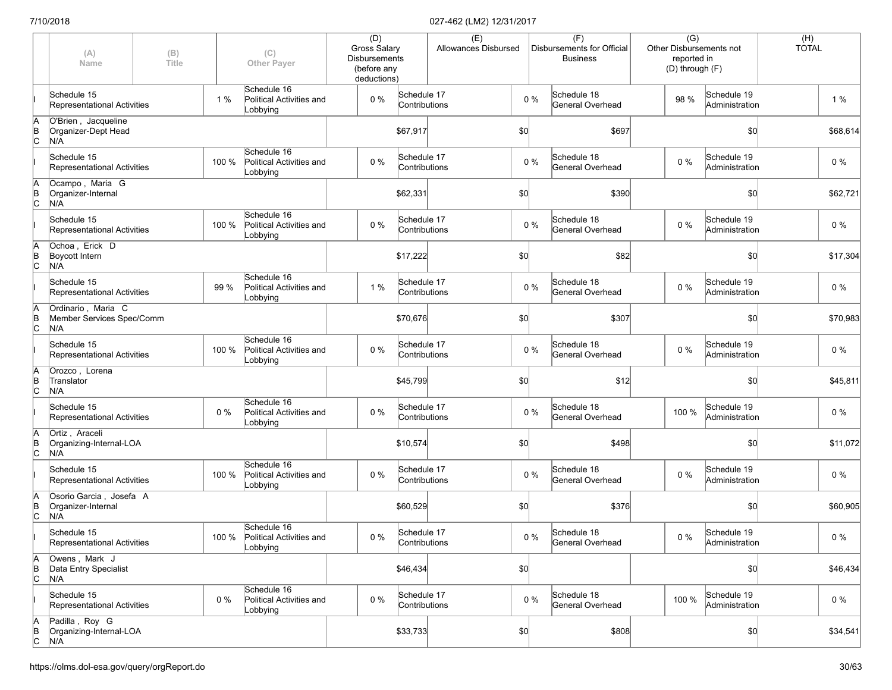| | (A) Name | (B) Title | (C) Other Payer | (D) Gross Salary Disbursements (before any deductions) | (E) Allowances Disbursed | (F) Disbursements for Official Business | (G) Other Disbursements not reported in (D) through (F) | (H) TOTAL |
|---|---|---|---|---|---|---|---|---|
| I | Schedule 15 Representational Activities 1 % | Schedule 16 Political Activities and Lobbying 0 % | Schedule 17 Contributions 0 % | Schedule 18 General Overhead 98 % | Schedule 19 Administration 1 % | | | |
| A B C | O'Brien , Jacqueline Organizer-Dept Head N/A | | | $67,917 | $0 | $697 | $0 | $68,614 |
| I | Schedule 15 Representational Activities 100 % | Schedule 16 Political Activities and Lobbying 0 % | Schedule 17 Contributions 0 % | Schedule 18 General Overhead 0 % | Schedule 19 Administration 0 % | | | |
| A B C | Ocampo , Maria G Organizer-Internal N/A | | | $62,331 | $0 | $390 | $0 | $62,721 |
| I | Schedule 15 Representational Activities 100 % | Schedule 16 Political Activities and Lobbying 0 % | Schedule 17 Contributions 0 % | Schedule 18 General Overhead 0 % | Schedule 19 Administration 0 % | | | |
| A B C | Ochoa , Erick D Boycott Intern N/A | | | $17,222 | $0 | $82 | $0 | $17,304 |
| I | Schedule 15 Representational Activities 99 % | Schedule 16 Political Activities and Lobbying 1 % | Schedule 17 Contributions 0 % | Schedule 18 General Overhead 0 % | Schedule 19 Administration 0 % | | | |
| A B C | Ordinario , Maria C Member Services Spec/Comm N/A | | | $70,676 | $0 | $307 | $0 | $70,983 |
| I | Schedule 15 Representational Activities 100 % | Schedule 16 Political Activities and Lobbying 0 % | Schedule 17 Contributions 0 % | Schedule 18 General Overhead 0 % | Schedule 19 Administration 0 % | | | |
| A B C | Orozco , Lorena Translator N/A | | | $45,799 | $0 | $12 | $0 | $45,811 |
| I | Schedule 15 Representational Activities 0 % | Schedule 16 Political Activities and Lobbying 0 % | Schedule 17 Contributions 0 % | Schedule 18 General Overhead 100 % | Schedule 19 Administration 0 % | | | |
| A B C | Ortiz , Araceli Organizing-Internal-LOA N/A | | | $10,574 | $0 | $498 | $0 | $11,072 |
| I | Schedule 15 Representational Activities 100 % | Schedule 16 Political Activities and Lobbying 0 % | Schedule 17 Contributions 0 % | Schedule 18 General Overhead 0 % | Schedule 19 Administration 0 % | | | |
| A B C | Osorio Garcia , Josefa A Organizer-Internal N/A | | | $60,529 | $0 | $376 | $0 | $60,905 |
| I | Schedule 15 Representational Activities 100 % | Schedule 16 Political Activities and Lobbying 0 % | Schedule 17 Contributions 0 % | Schedule 18 General Overhead 0 % | Schedule 19 Administration 0 % | | | |
| A B C | Owens , Mark J Data Entry Specialist N/A | | | $46,434 | $0 | | $0 | $46,434 |
| I | Schedule 15 Representational Activities 0 % | Schedule 16 Political Activities and Lobbying 0 % | Schedule 17 Contributions 0 % | Schedule 18 General Overhead 100 % | Schedule 19 Administration 0 % | | | |
| A B C | Padilla , Roy G Organizing-Internal-LOA N/A | | | $33,733 | $0 | $808 | $0 | $34,541 |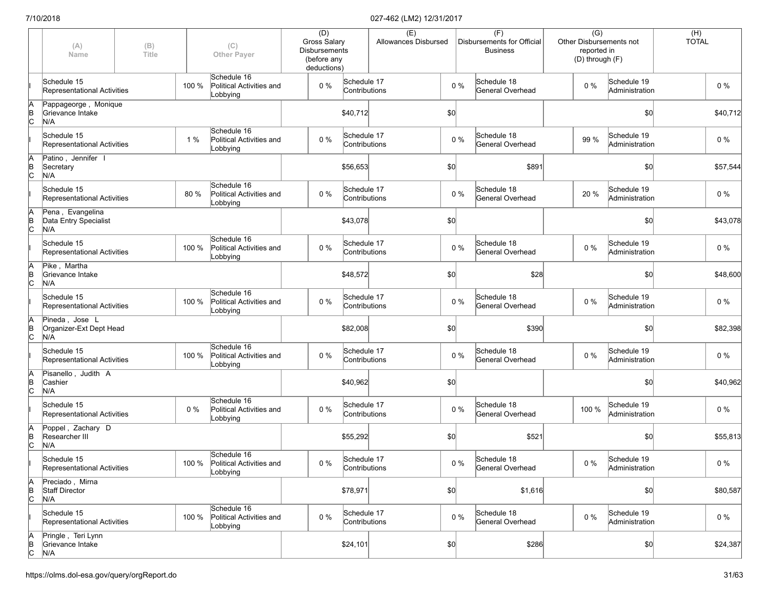| | (A) Name | (B) Title | | (C) Other Payer | (D) Gross Salary Disbursements (before any deductions) | | (E) Allowances Disbursed | | (F) Disbursements for Official Business | | (G) Other Disbursements not reported in (D) through (F) | | (H) TOTAL |
|---|---|---|---|---|---|---|---|---|---|---|---|---|---|
| I | Schedule 15 Representational Activities | | 100 % | Schedule 16 Political Activities and Lobbying | 0 % | Schedule 17 Contributions | | 0 % | Schedule 18 General Overhead | 0 % | Schedule 19 Administration | | 0 % |
| A B C | Pappageorge , Monique<br>Grievance Intake<br>N/A | | | | | $40,712 | | $0 | | | | $0 | $40,712 |
| I | Schedule 15 Representational Activities | | 1 % | Schedule 16 Political Activities and Lobbying | 0 % | Schedule 17 Contributions | | 0 % | Schedule 18 General Overhead | 99 % | Schedule 19 Administration | | 0 % |
| A B C | Patino , Jennifer I<br>Secretary<br>N/A | | | | | $56,653 | | $0 | $891 | | | $0 | $57,544 |
| I | Schedule 15 Representational Activities | | 80 % | Schedule 16 Political Activities and Lobbying | 0 % | Schedule 17 Contributions | | 0 % | Schedule 18 General Overhead | 20 % | Schedule 19 Administration | | 0 % |
| A B C | Pena , Evangelina<br>Data Entry Specialist<br>N/A | | | | | $43,078 | | $0 | | | | $0 | $43,078 |
| I | Schedule 15 Representational Activities | | 100 % | Schedule 16 Political Activities and Lobbying | 0 % | Schedule 17 Contributions | | 0 % | Schedule 18 General Overhead | 0 % | Schedule 19 Administration | | 0 % |
| A B C | Pike , Martha<br>Grievance Intake<br>N/A | | | | | $48,572 | | $0 | $28 | | | $0 | $48,600 |
| I | Schedule 15 Representational Activities | | 100 % | Schedule 16 Political Activities and Lobbying | 0 % | Schedule 17 Contributions | | 0 % | Schedule 18 General Overhead | 0 % | Schedule 19 Administration | | 0 % |
| A B C | Pineda , Jose L<br>Organizer-Ext Dept Head<br>N/A | | | | | $82,008 | | $0 | $390 | | | $0 | $82,398 |
| I | Schedule 15 Representational Activities | | 100 % | Schedule 16 Political Activities and Lobbying | 0 % | Schedule 17 Contributions | | 0 % | Schedule 18 General Overhead | 0 % | Schedule 19 Administration | | 0 % |
| A B C | Pisanello , Judith A<br>Cashier<br>N/A | | | | | $40,962 | | $0 | | | | $0 | $40,962 |
| I | Schedule 15 Representational Activities | | 0 % | Schedule 16 Political Activities and Lobbying | 0 % | Schedule 17 Contributions | | 0 % | Schedule 18 General Overhead | 100 % | Schedule 19 Administration | | 0 % |
| A B C | Poppel , Zachary D<br>Researcher III<br>N/A | | | | | $55,292 | | $0 | $521 | | | $0 | $55,813 |
| I | Schedule 15 Representational Activities | | 100 % | Schedule 16 Political Activities and Lobbying | 0 % | Schedule 17 Contributions | | 0 % | Schedule 18 General Overhead | 0 % | Schedule 19 Administration | | 0 % |
| A B C | Preciado , Mirna<br>Staff Director<br>N/A | | | | | $78,971 | | $0 | $1,616 | | | $0 | $80,587 |
| I | Schedule 15 Representational Activities | | 100 % | Schedule 16 Political Activities and Lobbying | 0 % | Schedule 17 Contributions | | 0 % | Schedule 18 General Overhead | 0 % | Schedule 19 Administration | | 0 % |
| A B C | Pringle , Teri Lynn<br>Grievance Intake<br>N/A | | | | | $24,101 | | $0 | $286 | | | $0 | $24,387 |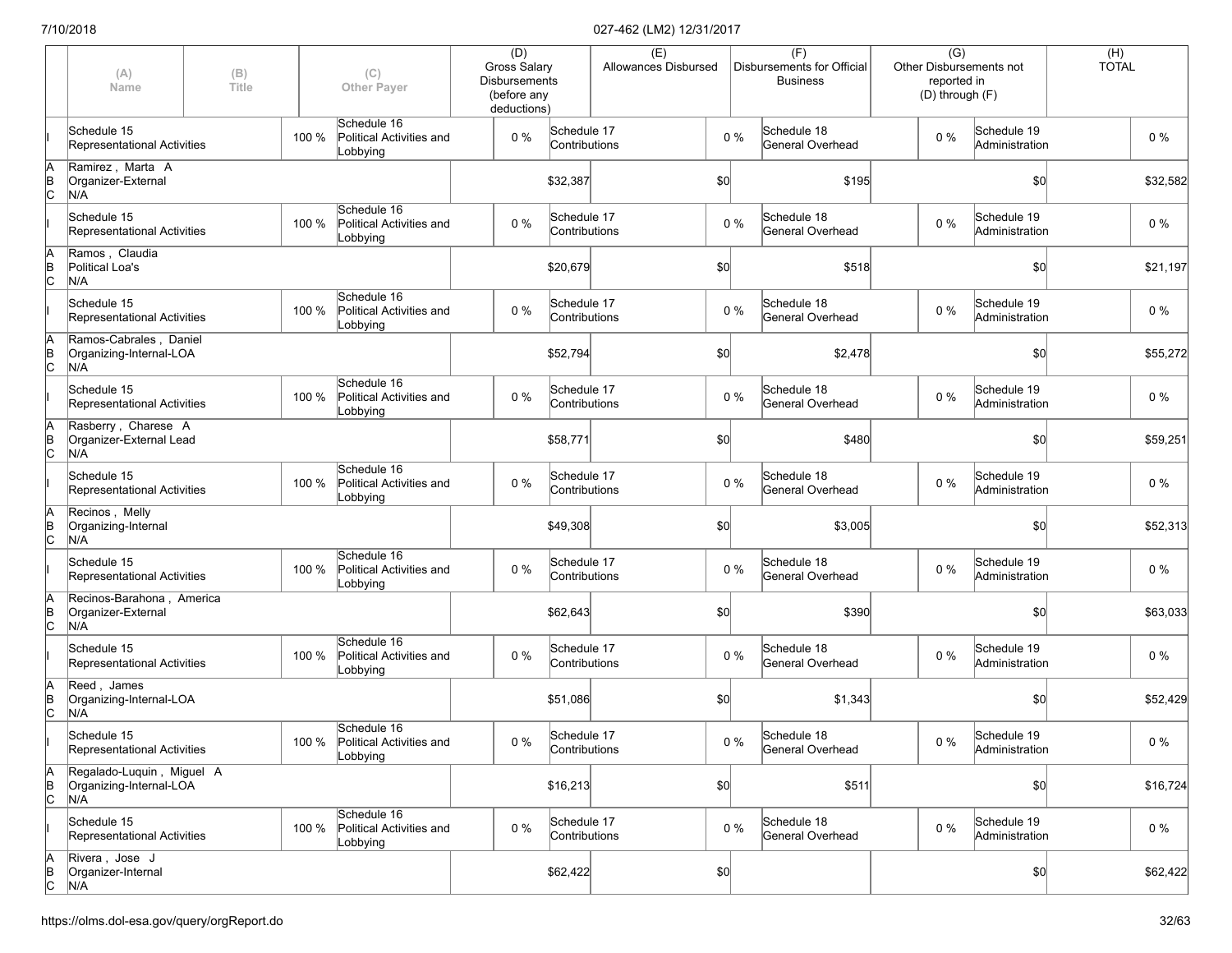| | (A) Name | (B) Title | | (C) Other Payer | (D) Gross Salary Disbursements (before any deductions) | | (E) Allowances Disbursed | | (F) Disbursements for Official Business | | (G) Other Disbursements not reported in (D) through (F) | | (H) TOTAL |
|---|---|---|---|---|---|---|---|---|---|---|---|---|---|
| I | Schedule 15 Representational Activities | | 100 % | Schedule 16 Political Activities and Lobbying | 0 % | Schedule 17 Contributions | | 0 % | Schedule 18 General Overhead | | 0 % | Schedule 19 Administration | 0 % |
| A B C | Ramirez , Marta A Organizer-External N/A | | | | | $32,387 | | $0 | | $195 | | $0 | $32,582 |
| I | Schedule 15 Representational Activities | | 100 % | Schedule 16 Political Activities and Lobbying | 0 % | Schedule 17 Contributions | | 0 % | Schedule 18 General Overhead | | 0 % | Schedule 19 Administration | 0 % |
| A B C | Ramos , Claudia Political Loa's N/A | | | | | $20,679 | | $0 | | $518 | | $0 | $21,197 |
| I | Schedule 15 Representational Activities | | 100 % | Schedule 16 Political Activities and Lobbying | 0 % | Schedule 17 Contributions | | 0 % | Schedule 18 General Overhead | | 0 % | Schedule 19 Administration | 0 % |
| A B C | Ramos-Cabrales , Daniel Organizing-Internal-LOA N/A | | | | | $52,794 | | $0 | | $2,478 | | $0 | $55,272 |
| I | Schedule 15 Representational Activities | | 100 % | Schedule 16 Political Activities and Lobbying | 0 % | Schedule 17 Contributions | | 0 % | Schedule 18 General Overhead | | 0 % | Schedule 19 Administration | 0 % |
| A B C | Rasberry , Charese A Organizer-External Lead N/A | | | | | $58,771 | | $0 | | $480 | | $0 | $59,251 |
| I | Schedule 15 Representational Activities | | 100 % | Schedule 16 Political Activities and Lobbying | 0 % | Schedule 17 Contributions | | 0 % | Schedule 18 General Overhead | | 0 % | Schedule 19 Administration | 0 % |
| A B C | Recinos , Melly Organizing-Internal N/A | | | | | $49,308 | | $0 | | $3,005 | | $0 | $52,313 |
| I | Schedule 15 Representational Activities | | 100 % | Schedule 16 Political Activities and Lobbying | 0 % | Schedule 17 Contributions | | 0 % | Schedule 18 General Overhead | | 0 % | Schedule 19 Administration | 0 % |
| A B C | Recinos-Barahona , America Organizer-External N/A | | | | | $62,643 | | $0 | | $390 | | $0 | $63,033 |
| I | Schedule 15 Representational Activities | | 100 % | Schedule 16 Political Activities and Lobbying | 0 % | Schedule 17 Contributions | | 0 % | Schedule 18 General Overhead | | 0 % | Schedule 19 Administration | 0 % |
| A B C | Reed , James Organizing-Internal-LOA N/A | | | | | $51,086 | | $0 | | $1,343 | | $0 | $52,429 |
| I | Schedule 15 Representational Activities | | 100 % | Schedule 16 Political Activities and Lobbying | 0 % | Schedule 17 Contributions | | 0 % | Schedule 18 General Overhead | | 0 % | Schedule 19 Administration | 0 % |
| A B C | Regalado-Luquin , Miguel A Organizing-Internal-LOA N/A | | | | | $16,213 | | $0 | | $511 | | $0 | $16,724 |
| I | Schedule 15 Representational Activities | | 100 % | Schedule 16 Political Activities and Lobbying | 0 % | Schedule 17 Contributions | | 0 % | Schedule 18 General Overhead | | 0 % | Schedule 19 Administration | 0 % |
| A B C | Rivera , Jose J Organizer-Internal N/A | | | | | $62,422 | | $0 | | | | $0 | $62,422 |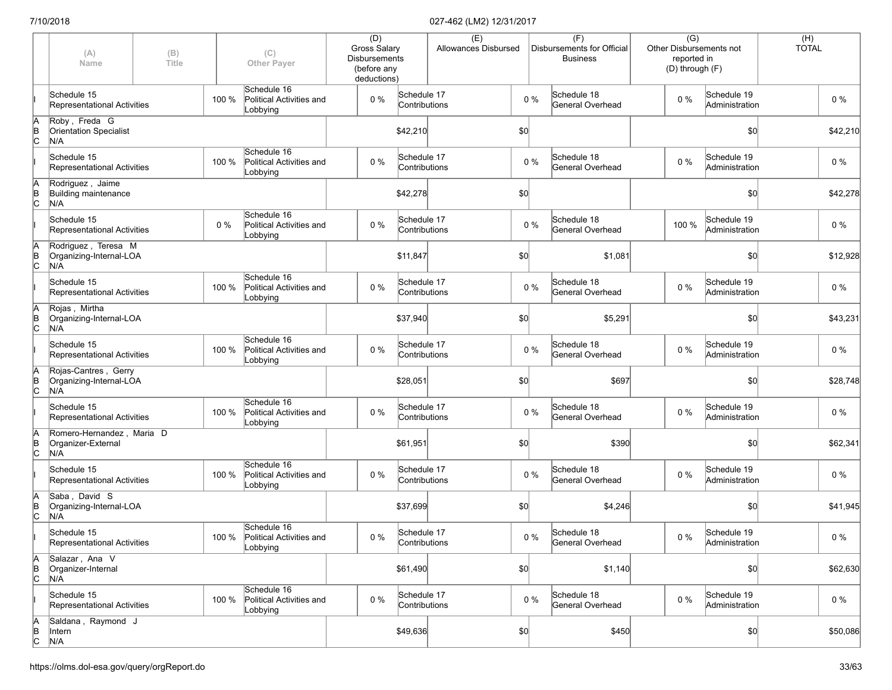| | (A) Name | (B) Title | | (C) Other Payer | (D) Gross Salary Disbursements (before any deductions) | | (E) Allowances Disbursed | | (F) Disbursements for Official Business | | (G) Other Disbursements not reported in (D) through (F) | | (H) TOTAL |
|---|---|---|---|---|---|---|---|---|---|---|---|---|---|
| I | Schedule 15 Representational Activities | | 100 % | Schedule 16 Political Activities and Lobbying | 0 % | Schedule 17 Contributions | | 0 % | Schedule 18 General Overhead | | 0 % | Schedule 19 Administration | 0 % |
| A B C | Roby , Freda G Orientation Specialist N/A | | | | | $42,210 | | $0 | | | | $0 | $42,210 |
| I | Schedule 15 Representational Activities | | 100 % | Schedule 16 Political Activities and Lobbying | 0 % | Schedule 17 Contributions | | 0 % | Schedule 18 General Overhead | | 0 % | Schedule 19 Administration | 0 % |
| A B C | Rodriguez , Jaime Building maintenance N/A | | | | | $42,278 | | $0 | | | | $0 | $42,278 |
| I | Schedule 15 Representational Activities | | 0 % | Schedule 16 Political Activities and Lobbying | 0 % | Schedule 17 Contributions | | 0 % | Schedule 18 General Overhead | | 100 % | Schedule 19 Administration | 0 % |
| A B C | Rodriguez , Teresa M Organizing-Internal-LOA N/A | | | | | $11,847 | | $0 | | $1,081 | | $0 | $12,928 |
| I | Schedule 15 Representational Activities | | 100 % | Schedule 16 Political Activities and Lobbying | 0 % | Schedule 17 Contributions | | 0 % | Schedule 18 General Overhead | | 0 % | Schedule 19 Administration | 0 % |
| A B C | Rojas , Mirtha Organizing-Internal-LOA N/A | | | | | $37,940 | | $0 | | $5,291 | | $0 | $43,231 |
| I | Schedule 15 Representational Activities | | 100 % | Schedule 16 Political Activities and Lobbying | 0 % | Schedule 17 Contributions | | 0 % | Schedule 18 General Overhead | | 0 % | Schedule 19 Administration | 0 % |
| A B C | Rojas-Cantres , Gerry Organizing-Internal-LOA N/A | | | | | $28,051 | | $0 | | $697 | | $0 | $28,748 |
| I | Schedule 15 Representational Activities | | 100 % | Schedule 16 Political Activities and Lobbying | 0 % | Schedule 17 Contributions | | 0 % | Schedule 18 General Overhead | | 0 % | Schedule 19 Administration | 0 % |
| A B C | Romero-Hernandez , Maria D Organizer-External N/A | | | | | $61,951 | | $0 | | $390 | | $0 | $62,341 |
| I | Schedule 15 Representational Activities | | 100 % | Schedule 16 Political Activities and Lobbying | 0 % | Schedule 17 Contributions | | 0 % | Schedule 18 General Overhead | | 0 % | Schedule 19 Administration | 0 % |
| A B C | Saba , David S Organizing-Internal-LOA N/A | | | | | $37,699 | | $0 | | $4,246 | | $0 | $41,945 |
| I | Schedule 15 Representational Activities | | 100 % | Schedule 16 Political Activities and Lobbying | 0 % | Schedule 17 Contributions | | 0 % | Schedule 18 General Overhead | | 0 % | Schedule 19 Administration | 0 % |
| A B C | Salazar , Ana V Organizer-Internal N/A | | | | | $61,490 | | $0 | | $1,140 | | $0 | $62,630 |
| I | Schedule 15 Representational Activities | | 100 % | Schedule 16 Political Activities and Lobbying | 0 % | Schedule 17 Contributions | | 0 % | Schedule 18 General Overhead | | 0 % | Schedule 19 Administration | 0 % |
| A B C | Saldana , Raymond J Intern N/A | | | | | $49,636 | | $0 | | $450 | | $0 | $50,086 |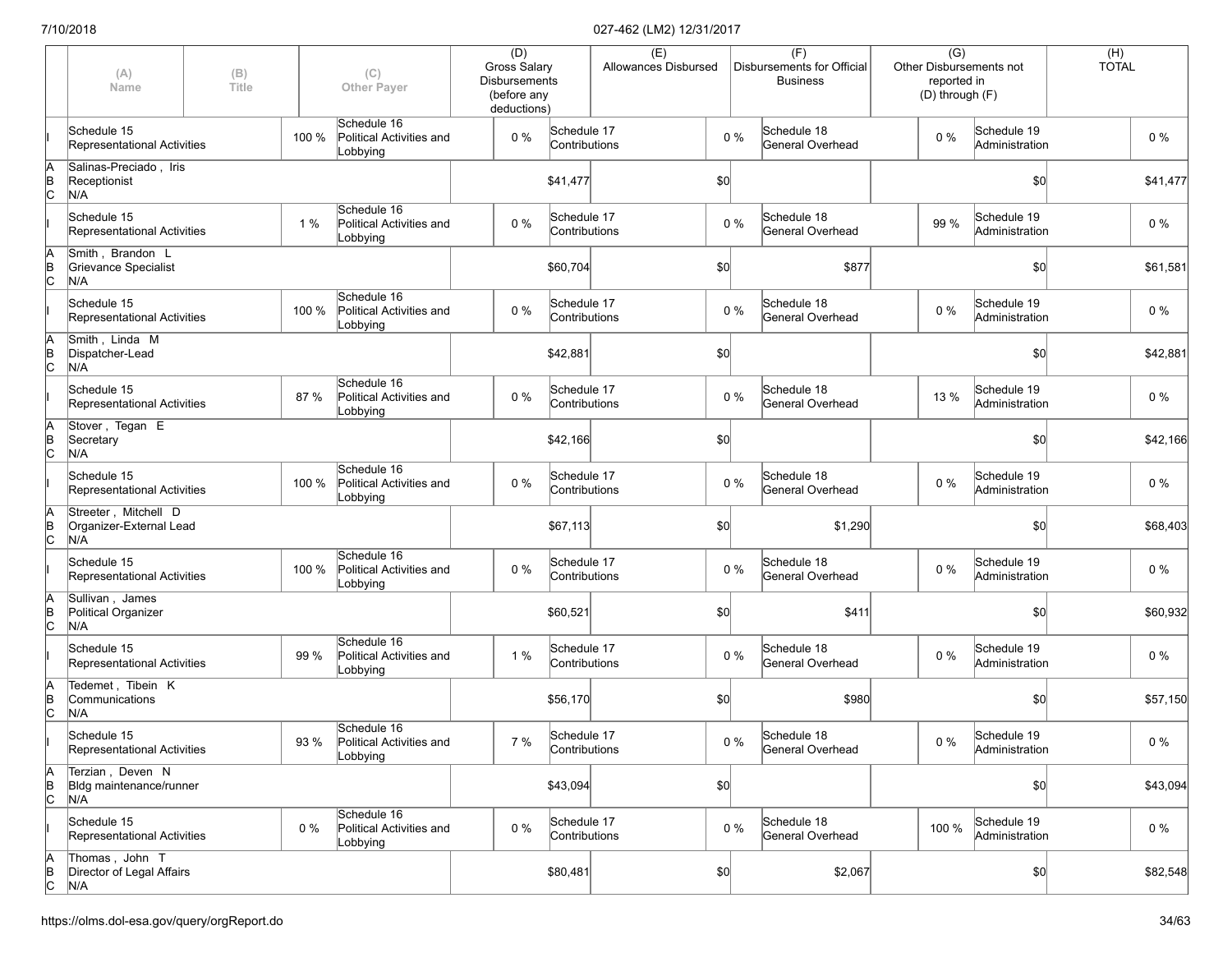| | (A) Name | (B) Title | (C) Other Payer | (D) Gross Salary Disbursements (before any deductions) | (E) Allowances Disbursed | (F) Disbursements for Official Business | (G) Other Disbursements not reported in (D) through (F) | (H) TOTAL |
|---|---|---|---|---|---|---|---|---|
| I | Schedule 15 Representational Activities 100 % | | Schedule 16 Political Activities and Lobbying 0 % | Schedule 17 Contributions 0 % | | Schedule 18 General Overhead 0 % | Schedule 19 Administration 0 % | |
| A B C | Salinas-Preciado , Iris | Receptionist | N/A | $41,477 | $0 | | $0 | $41,477 |
| I | Schedule 15 Representational Activities 1 % | | Schedule 16 Political Activities and Lobbying 0 % | Schedule 17 Contributions 0 % | | Schedule 18 General Overhead 99 % | Schedule 19 Administration 0 % | |
| A B C | Smith , Brandon L | Grievance Specialist | N/A | $60,704 | $0 | $877 | $0 | $61,581 |
| I | Schedule 15 Representational Activities 100 % | | Schedule 16 Political Activities and Lobbying 0 % | Schedule 17 Contributions 0 % | | Schedule 18 General Overhead 0 % | Schedule 19 Administration 0 % | |
| A B C | Smith , Linda M | Dispatcher-Lead | N/A | $42,881 | $0 | | $0 | $42,881 |
| I | Schedule 15 Representational Activities 87 % | | Schedule 16 Political Activities and Lobbying 0 % | Schedule 17 Contributions 0 % | | Schedule 18 General Overhead 13 % | Schedule 19 Administration 0 % | |
| A B C | Stover , Tegan E | Secretary | N/A | $42,166 | $0 | | $0 | $42,166 |
| I | Schedule 15 Representational Activities 100 % | | Schedule 16 Political Activities and Lobbying 0 % | Schedule 17 Contributions 0 % | | Schedule 18 General Overhead 0 % | Schedule 19 Administration 0 % | |
| A B C | Streeter , Mitchell D | Organizer-External Lead | N/A | $67,113 | $0 | $1,290 | $0 | $68,403 |
| I | Schedule 15 Representational Activities 100 % | | Schedule 16 Political Activities and Lobbying 0 % | Schedule 17 Contributions 0 % | | Schedule 18 General Overhead 0 % | Schedule 19 Administration 0 % | |
| A B C | Sullivan , James | Political Organizer | N/A | $60,521 | $0 | $411 | $0 | $60,932 |
| I | Schedule 15 Representational Activities 99 % | | Schedule 16 Political Activities and Lobbying 1 % | Schedule 17 Contributions 0 % | | Schedule 18 General Overhead 0 % | Schedule 19 Administration 0 % | |
| A B C | Tedemet , Tibein K | Communications | N/A | $56,170 | $0 | $980 | $0 | $57,150 |
| I | Schedule 15 Representational Activities 93 % | | Schedule 16 Political Activities and Lobbying 7 % | Schedule 17 Contributions 0 % | | Schedule 18 General Overhead 0 % | Schedule 19 Administration 0 % | |
| A B C | Terzian , Deven N | Bldg maintenance/runner | N/A | $43,094 | $0 | | $0 | $43,094 |
| I | Schedule 15 Representational Activities 0 % | | Schedule 16 Political Activities and Lobbying 0 % | Schedule 17 Contributions 0 % | | Schedule 18 General Overhead 100 % | Schedule 19 Administration 0 % | |
| A B C | Thomas , John T | Director of Legal Affairs | N/A | $80,481 | $0 | $2,067 | $0 | $82,548 |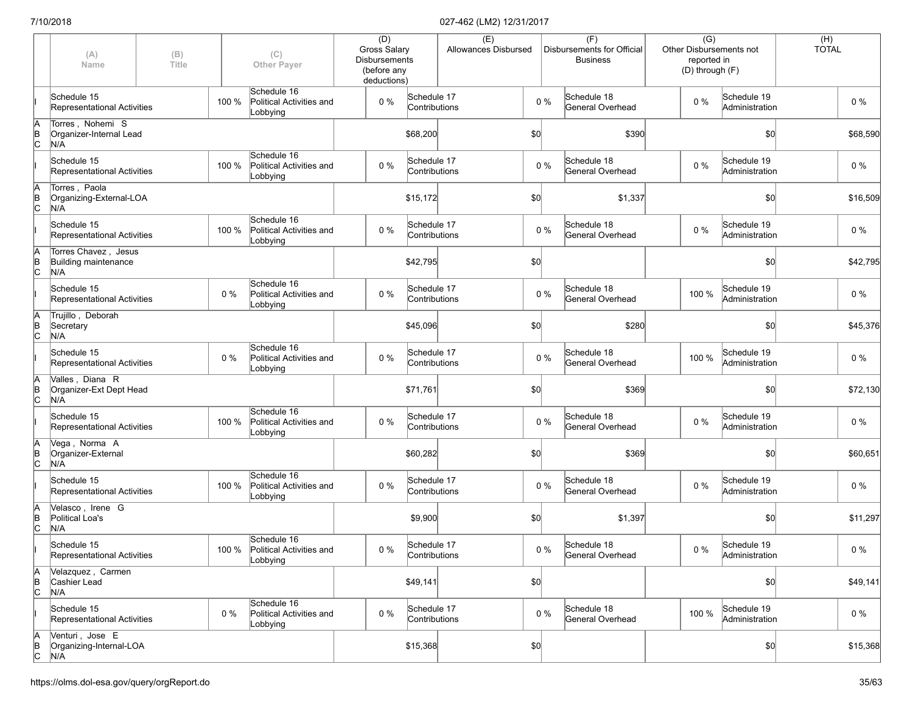| | (A) Name | (B) Title | | (C) Other Payer | | (D) Gross Salary Disbursements (before any deductions) | | (E) Allowances Disbursed | | (F) Disbursements for Official Business | | (G) Other Disbursements not reported in (D) through (F) | | (H) TOTAL |
|---|---|---|---|---|---|---|---|---|---|---|---|---|---|---|
| I | Schedule 15 Representational Activities | | 100 % | Schedule 16 Political Activities and Lobbying | 0 % | Schedule 17 Contributions | | | 0 % | Schedule 18 General Overhead | 0 % | Schedule 19 Administration | | 0 % |
| A B C | Torres , Nohemi S Organizer-Internal Lead N/A | | | | | | $68,200 | | $0 | | $390 | | $0 | $68,590 |
| I | Schedule 15 Representational Activities | | 100 % | Schedule 16 Political Activities and Lobbying | 0 % | Schedule 17 Contributions | | | 0 % | Schedule 18 General Overhead | 0 % | Schedule 19 Administration | | 0 % |
| A B C | Torres , Paola Organizing-External-LOA N/A | | | | | | $15,172 | | $0 | | $1,337 | | $0 | $16,509 |
| I | Schedule 15 Representational Activities | | 100 % | Schedule 16 Political Activities and Lobbying | 0 % | Schedule 17 Contributions | | | 0 % | Schedule 18 General Overhead | 0 % | Schedule 19 Administration | | 0 % |
| A B C | Torres Chavez , Jesus Building maintenance N/A | | | | | | $42,795 | | $0 | | | | $0 | $42,795 |
| I | Schedule 15 Representational Activities | | 0 % | Schedule 16 Political Activities and Lobbying | 0 % | Schedule 17 Contributions | | | 0 % | Schedule 18 General Overhead | 100 % | Schedule 19 Administration | | 0 % |
| A B C | Trujillo , Deborah Secretary N/A | | | | | | $45,096 | | $0 | | $280 | | $0 | $45,376 |
| I | Schedule 15 Representational Activities | | 0 % | Schedule 16 Political Activities and Lobbying | 0 % | Schedule 17 Contributions | | | 0 % | Schedule 18 General Overhead | 100 % | Schedule 19 Administration | | 0 % |
| A B C | Valles , Diana R Organizer-Ext Dept Head N/A | | | | | | $71,761 | | $0 | | $369 | | $0 | $72,130 |
| I | Schedule 15 Representational Activities | | 100 % | Schedule 16 Political Activities and Lobbying | 0 % | Schedule 17 Contributions | | | 0 % | Schedule 18 General Overhead | 0 % | Schedule 19 Administration | | 0 % |
| A B C | Vega , Norma A Organizer-External N/A | | | | | | $60,282 | | $0 | | $369 | | $0 | $60,651 |
| I | Schedule 15 Representational Activities | | 100 % | Schedule 16 Political Activities and Lobbying | 0 % | Schedule 17 Contributions | | | 0 % | Schedule 18 General Overhead | 0 % | Schedule 19 Administration | | 0 % |
| A B C | Velasco , Irene G Political Loa's N/A | | | | | | $9,900 | | $0 | | $1,397 | | $0 | $11,297 |
| I | Schedule 15 Representational Activities | | 100 % | Schedule 16 Political Activities and Lobbying | 0 % | Schedule 17 Contributions | | | 0 % | Schedule 18 General Overhead | 0 % | Schedule 19 Administration | | 0 % |
| A B C | Velazquez , Carmen Cashier Lead N/A | | | | | | $49,141 | | $0 | | | | $0 | $49,141 |
| I | Schedule 15 Representational Activities | | 0 % | Schedule 16 Political Activities and Lobbying | 0 % | Schedule 17 Contributions | | | 0 % | Schedule 18 General Overhead | 100 % | Schedule 19 Administration | | 0 % |
| A B C | Venturi , Jose E Organizing-Internal-LOA N/A | | | | | | $15,368 | | $0 | | | | $0 | $15,368 |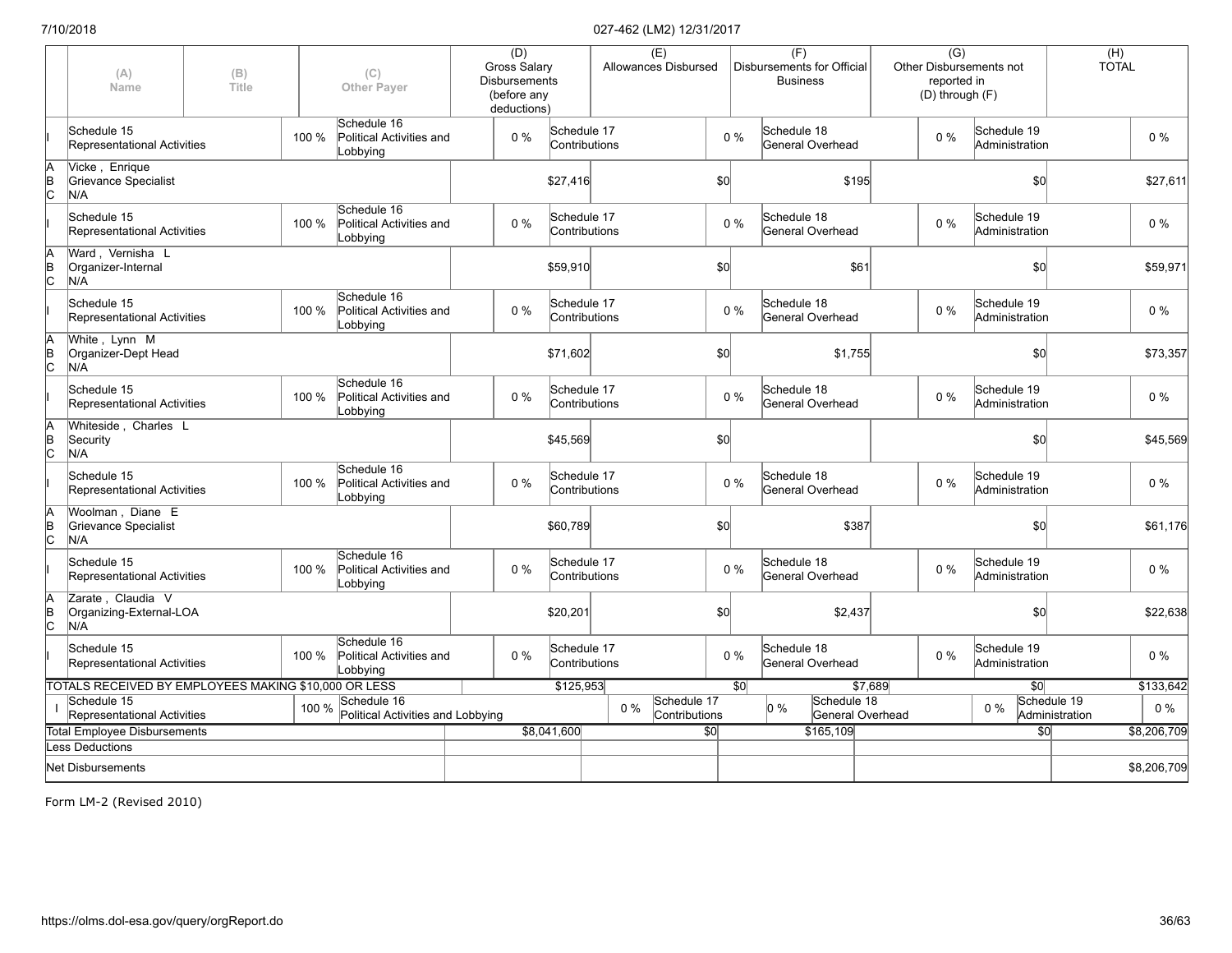| | (A) Name | (B) Title | | (C) Other Payer | (D) Gross Salary Disbursements (before any deductions) | | (E) Allowances Disbursed | | (F) Disbursements for Official Business | | (G) Other Disbursements not reported in (D) through (F) | | (H) TOTAL |
|---|---|---|---|---|---|---|---|---|---|---|---|---|---|
| I | Schedule 15 Representational Activities | | 100 % | Schedule 16 Political Activities and Lobbying | 0 % | Schedule 17 Contributions | | 0 % | Schedule 18 General Overhead | 0 % | Schedule 19 Administration | | 0 % |
| A B C | Vicke , Enrique Grievance Specialist N/A | | | | | $27,416 | | $0 | | $195 | | $0 | $27,611 |
| I | Schedule 15 Representational Activities | | 100 % | Schedule 16 Political Activities and Lobbying | 0 % | Schedule 17 Contributions | | 0 % | Schedule 18 General Overhead | 0 % | Schedule 19 Administration | | 0 % |
| A B C | Ward , Vernisha L Organizer-Internal N/A | | | | | $59,910 | | $0 | | $61 | | $0 | $59,971 |
| I | Schedule 15 Representational Activities | | 100 % | Schedule 16 Political Activities and Lobbying | 0 % | Schedule 17 Contributions | | 0 % | Schedule 18 General Overhead | 0 % | Schedule 19 Administration | | 0 % |
| A B C | White , Lynn M Organizer-Dept Head N/A | | | | | $71,602 | | $0 | | $1,755 | | $0 | $73,357 |
| I | Schedule 15 Representational Activities | | 100 % | Schedule 16 Political Activities and Lobbying | 0 % | Schedule 17 Contributions | | 0 % | Schedule 18 General Overhead | 0 % | Schedule 19 Administration | | 0 % |
| A B C | Whiteside , Charles L Security N/A | | | | | $45,569 | | $0 | | | | $0 | $45,569 |
| I | Schedule 15 Representational Activities | | 100 % | Schedule 16 Political Activities and Lobbying | 0 % | Schedule 17 Contributions | | 0 % | Schedule 18 General Overhead | 0 % | Schedule 19 Administration | | 0 % |
| A B C | Woolman , Diane E Grievance Specialist N/A | | | | | $60,789 | | $0 | | $387 | | $0 | $61,176 |
| I | Schedule 15 Representational Activities | | 100 % | Schedule 16 Political Activities and Lobbying | 0 % | Schedule 17 Contributions | | 0 % | Schedule 18 General Overhead | 0 % | Schedule 19 Administration | | 0 % |
| A B C | Zarate , Claudia V Organizing-External-LOA N/A | | | | | $20,201 | | $0 | | $2,437 | | $0 | $22,638 |
| I | Schedule 15 Representational Activities | | 100 % | Schedule 16 Political Activities and Lobbying | 0 % | Schedule 17 Contributions | | 0 % | Schedule 18 General Overhead | 0 % | Schedule 19 Administration | | 0 % |
| | TOTALS RECEIVED BY EMPLOYEES MAKING $10,000 OR LESS | | | | | $125,953 | | $0 | | $7,689 | | $0 | $133,642 |
| I | Schedule 15 Representational Activities | | 100 % | Schedule 16 Political Activities and Lobbying | 0 % | Schedule 17 Contributions | | 0 % | Schedule 18 General Overhead | 0 % | Schedule 19 Administration | | 0 % |
| | Total Employee Disbursements | | | | | $8,041,600 | | $0 | | $165,109 | | $0 | $8,206,709 |
| | Less Deductions | | | | | | | | | | | | |
| | Net Disbursements | | | | | | | | | | | | $8,206,709 |

Form LM-2 (Revised 2010)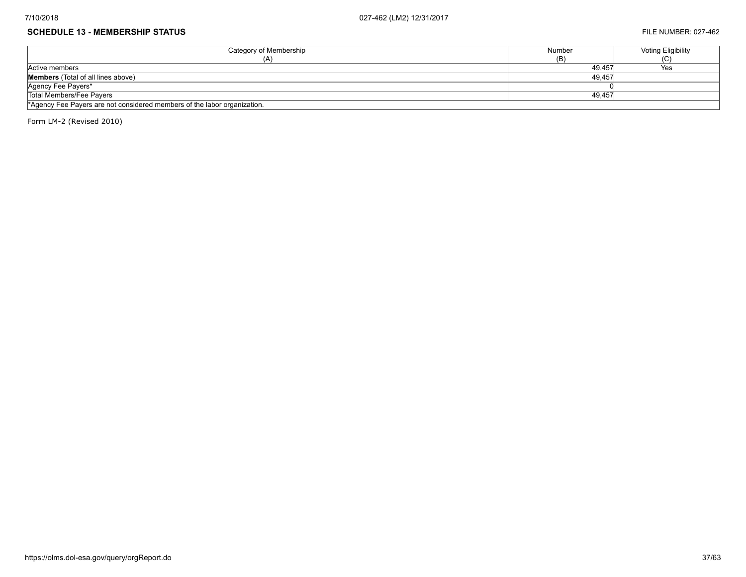## SCHEDULE 13 - MEMBERSHIP STATUS

FILE NUMBER: 027-462

| Category of Membership (A) | Number (B) | Voting Eligibility (C) |
|---|---|---|
| Active members | 49,457 | Yes |
| **Members** (Total of all lines above) | 49,457 | |
| Agency Fee Payers* | 0 | |
| Total Members/Fee Payers | 49,457 | |

*Agency Fee Payers are not considered members of the labor organization.

Form LM-2 (Revised 2010)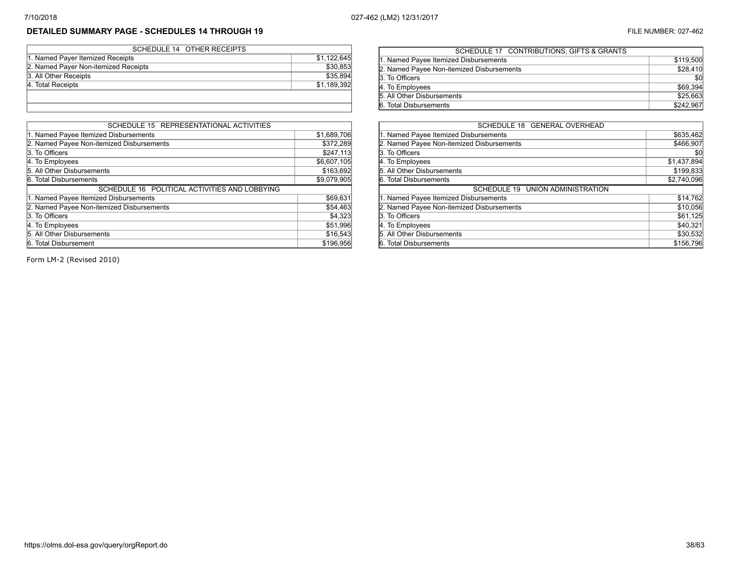## DETAILED SUMMARY PAGE - SCHEDULES 14 THROUGH 19

FILE NUMBER: 027-462

| SCHEDULE 14 OTHER RECEIPTS | |
|---|---|
| 1. Named Payer Itemized Receipts | $1,122,645 |
| 2. Named Payer Non-itemized Receipts | $30,853 |
| 3. All Other Receipts | $35,894 |
| 4. Total Receipts | $1,189,392 |

| SCHEDULE 15 REPRESENTATIONAL ACTIVITIES | |
|---|---|
| 1. Named Payee Itemized Disbursements | $1,689,706 |
| 2. Named Payee Non-itemized Disbursements | $372,289 |
| 3. To Officers | $247,113 |
| 4. To Employees | $6,607,105 |
| 5. All Other Disbursements | $163,692 |
| 6. Total Disbursements | $9,079,905 |

| SCHEDULE 16 POLITICAL ACTIVITIES AND LOBBYING | |
|---|---|
| 1. Named Payee Itemized Disbursements | $69,631 |
| 2. Named Payee Non-itemized Disbursements | $54,463 |
| 3. To Officers | $4,323 |
| 4. To Employees | $51,996 |
| 5. All Other Disbursements | $16,543 |
| 6. Total Disbursement | $196,956 |

| SCHEDULE 17 CONTRIBUTIONS, GIFTS & GRANTS | |
|---|---|
| 1. Named Payee Itemized Disbursements | $119,500 |
| 2. Named Payee Non-itemized Disbursements | $28,410 |
| 3. To Officers | $0 |
| 4. To Employees | $69,394 |
| 5. All Other Disbursements | $25,663 |
| 6. Total Disbursements | $242,967 |

| SCHEDULE 18 GENERAL OVERHEAD | |
|---|---|
| 1. Named Payee Itemized Disbursements | $635,462 |
| 2. Named Payee Non-itemized Disbursements | $466,907 |
| 3. To Officers | $0 |
| 4. To Employees | $1,437,894 |
| 5. All Other Disbursements | $199,833 |
| 6. Total Disbursements | $2,740,096 |

| SCHEDULE 19 UNION ADMINISTRATION | |
|---|---|
| 1. Named Payee Itemized Disbursements | $14,762 |
| 2. Named Payee Non-itemized Disbursements | $10,056 |
| 3. To Officers | $61,125 |
| 4. To Employees | $40,321 |
| 5. All Other Disbursements | $30,532 |
| 6. Total Disbursements | $156,796 |

Form LM-2 (Revised 2010)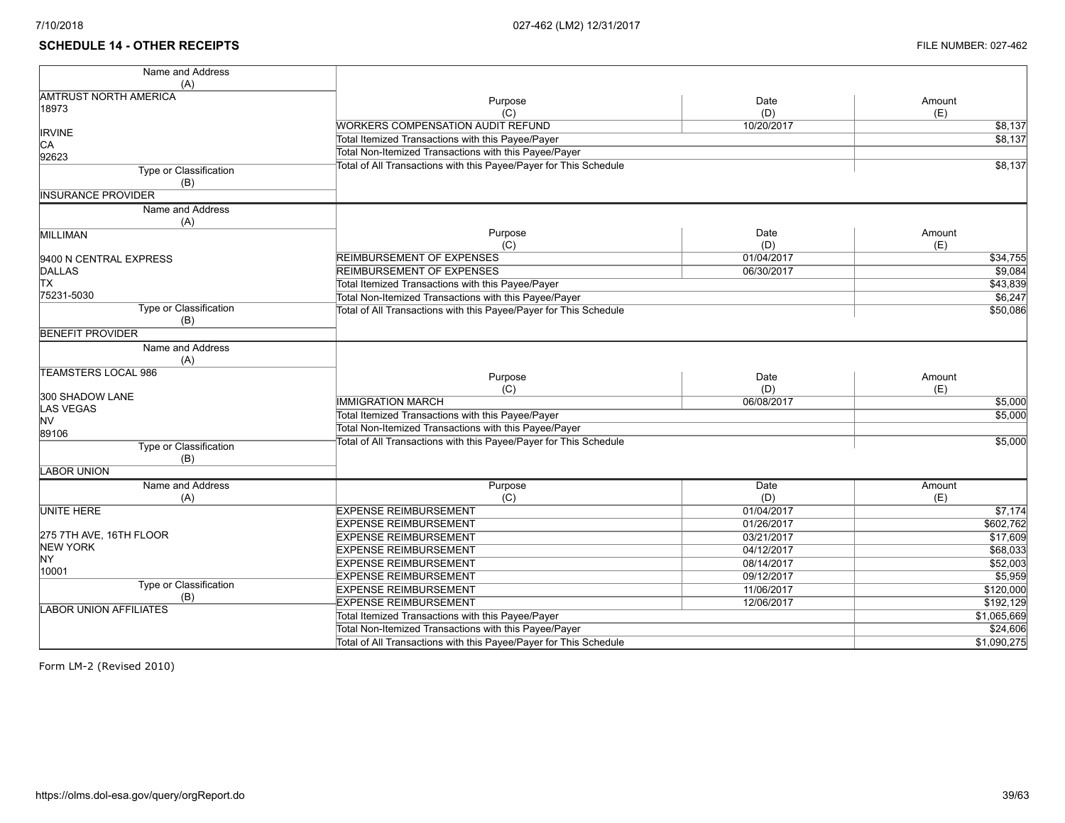## SCHEDULE 14 - OTHER RECEIPTS

FILE NUMBER: 027-462

| Name and Address (A) | Purpose (C) | Date (D) | Amount (E) |
|---|---|---|---|
| AMTRUST NORTH AMERICA<br>18973<br><br>IRVINE<br>CA<br>92623 | WORKERS COMPENSATION AUDIT REFUND | 10/20/2017 | $8,137 |
| | Total Itemized Transactions with this Payee/Payer | | $8,137 |
| | Total Non-Itemized Transactions with this Payee/Payer | | |
| | Total of All Transactions with this Payee/Payer for This Schedule | | $8,137 |
| Type or Classification (B): INSURANCE PROVIDER | | | |

| Name and Address (A) | Purpose (C) | Date (D) | Amount (E) |
|---|---|---|---|
| MILLIMAN<br><br>9400 N CENTRAL EXPRESS<br>DALLAS<br>TX<br>75231-5030 | REIMBURSEMENT OF EXPENSES | 01/04/2017 | $34,755 |
| | REIMBURSEMENT OF EXPENSES | 06/30/2017 | $9,084 |
| | Total Itemized Transactions with this Payee/Payer | | $43,839 |
| | Total Non-Itemized Transactions with this Payee/Payer | | $6,247 |
| | Total of All Transactions with this Payee/Payer for This Schedule | | $50,086 |
| Type or Classification (B): BENEFIT PROVIDER | | | |

| Name and Address (A) | Purpose (C) | Date (D) | Amount (E) |
|---|---|---|---|
| TEAMSTERS LOCAL 986<br><br>300 SHADOW LANE<br>LAS VEGAS<br>NV<br>89106 | IMMIGRATION MARCH | 06/08/2017 | $5,000 |
| | Total Itemized Transactions with this Payee/Payer | | $5,000 |
| | Total Non-Itemized Transactions with this Payee/Payer | | |
| | Total of All Transactions with this Payee/Payer for This Schedule | | $5,000 |
| Type or Classification (B): LABOR UNION | | | |

| Name and Address (A) | Purpose (C) | Date (D) | Amount (E) |
|---|---|---|---|
| UNITE HERE<br><br>275 7TH AVE, 16TH FLOOR<br>NEW YORK<br>NY<br>10001 | EXPENSE REIMBURSEMENT | 01/04/2017 | $7,174 |
| | EXPENSE REIMBURSEMENT | 01/26/2017 | $602,762 |
| | EXPENSE REIMBURSEMENT | 03/21/2017 | $17,609 |
| | EXPENSE REIMBURSEMENT | 04/12/2017 | $68,033 |
| | EXPENSE REIMBURSEMENT | 08/14/2017 | $52,003 |
| | EXPENSE REIMBURSEMENT | 09/12/2017 | $5,959 |
| | EXPENSE REIMBURSEMENT | 11/06/2017 | $120,000 |
| | EXPENSE REIMBURSEMENT | 12/06/2017 | $192,129 |
| | Total Itemized Transactions with this Payee/Payer | | $1,065,669 |
| | Total Non-Itemized Transactions with this Payee/Payer | | $24,606 |
| | Total of All Transactions with this Payee/Payer for This Schedule | | $1,090,275 |
| Type or Classification (B): LABOR UNION AFFILIATES | | | |

Form LM-2 (Revised 2010)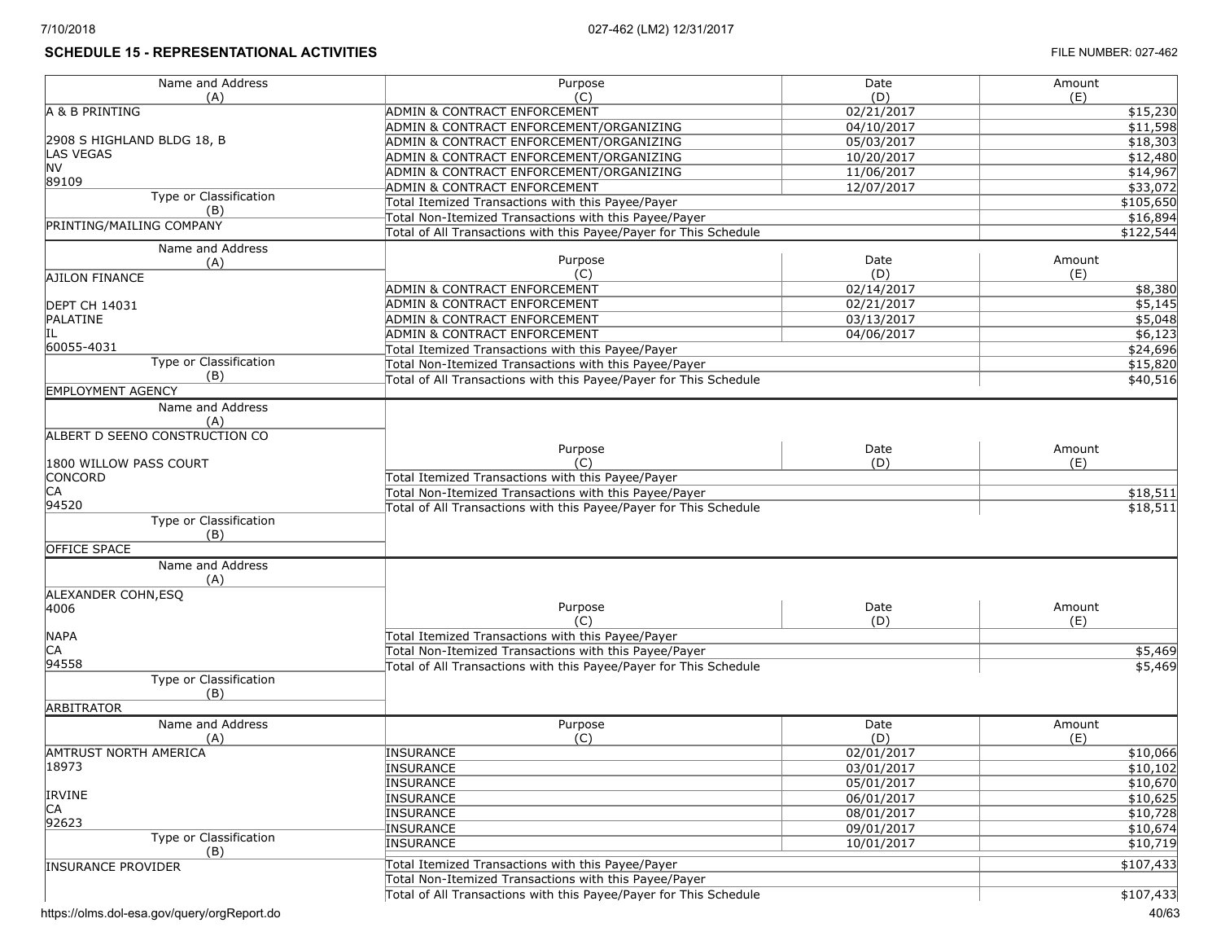## SCHEDULE 15 - REPRESENTATIONAL ACTIVITIES

FILE NUMBER: 027-462

| Name and Address (A) | Purpose (C) | Date (D) | Amount (E) |
|---|---|---|---|
| A & B PRINTING<br>2908 S HIGHLAND BLDG 18, B<br>LAS VEGAS<br>NV<br>89109 | ADMIN & CONTRACT ENFORCEMENT | 02/21/2017 | $15,230 |
| | ADMIN & CONTRACT ENFORCEMENT/ORGANIZING | 04/10/2017 | $11,598 |
| | ADMIN & CONTRACT ENFORCEMENT/ORGANIZING | 05/03/2017 | $18,303 |
| | ADMIN & CONTRACT ENFORCEMENT/ORGANIZING | 10/20/2017 | $12,480 |
| | ADMIN & CONTRACT ENFORCEMENT/ORGANIZING | 11/06/2017 | $14,967 |
| | ADMIN & CONTRACT ENFORCEMENT | 12/07/2017 | $33,072 |
| Type or Classification (B) | Total Itemized Transactions with this Payee/Payer | | $105,650 |
| PRINTING/MAILING COMPANY | Total Non-Itemized Transactions with this Payee/Payer | | $16,894 |
| | Total of All Transactions with this Payee/Payer for This Schedule | | $122,544 |

| Name and Address (A) | Purpose (C) | Date (D) | Amount (E) |
|---|---|---|---|
| AJILON FINANCE<br>DEPT CH 14031<br>PALATINE<br>IL<br>60055-4031 | ADMIN & CONTRACT ENFORCEMENT | 02/14/2017 | $8,380 |
| | ADMIN & CONTRACT ENFORCEMENT | 02/21/2017 | $5,145 |
| | ADMIN & CONTRACT ENFORCEMENT | 03/13/2017 | $5,048 |
| | ADMIN & CONTRACT ENFORCEMENT | 04/06/2017 | $6,123 |
| Type or Classification (B) | Total Itemized Transactions with this Payee/Payer | | $24,696 |
| EMPLOYMENT AGENCY | Total Non-Itemized Transactions with this Payee/Payer | | $15,820 |
| | Total of All Transactions with this Payee/Payer for This Schedule | | $40,516 |

| Name and Address (A) | Purpose (C) | Date (D) | Amount (E) |
|---|---|---|---|
| ALBERT D SEENO CONSTRUCTION CO<br>1800 WILLOW PASS COURT<br>CONCORD<br>CA<br>94520 | Total Itemized Transactions with this Payee/Payer | | |
| | Total Non-Itemized Transactions with this Payee/Payer | | $18,511 |
| | Total of All Transactions with this Payee/Payer for This Schedule | | $18,511 |
| Type or Classification (B) | | | |
| OFFICE SPACE | | | |

| Name and Address (A) | Purpose (C) | Date (D) | Amount (E) |
|---|---|---|---|
| ALEXANDER COHN,ESQ<br>4006<br>NAPA<br>CA<br>94558 | Total Itemized Transactions with this Payee/Payer | | |
| | Total Non-Itemized Transactions with this Payee/Payer | | $5,469 |
| | Total of All Transactions with this Payee/Payer for This Schedule | | $5,469 |
| Type or Classification (B) | | | |
| ARBITRATOR | | | |

| Name and Address (A) | Purpose (C) | Date (D) | Amount (E) |
|---|---|---|---|
| AMTRUST NORTH AMERICA<br>18973<br>IRVINE<br>CA<br>92623 | INSURANCE | 02/01/2017 | $10,066 |
| | INSURANCE | 03/01/2017 | $10,102 |
| | INSURANCE | 05/01/2017 | $10,670 |
| | INSURANCE | 06/01/2017 | $10,625 |
| | INSURANCE | 08/01/2017 | $10,728 |
| | INSURANCE | 09/01/2017 | $10,674 |
| Type or Classification (B) | INSURANCE | 10/01/2017 | $10,719 |
| INSURANCE PROVIDER | Total Itemized Transactions with this Payee/Payer | | $107,433 |
| | Total Non-Itemized Transactions with this Payee/Payer | | |
| | Total of All Transactions with this Payee/Payer for This Schedule | | $107,433 |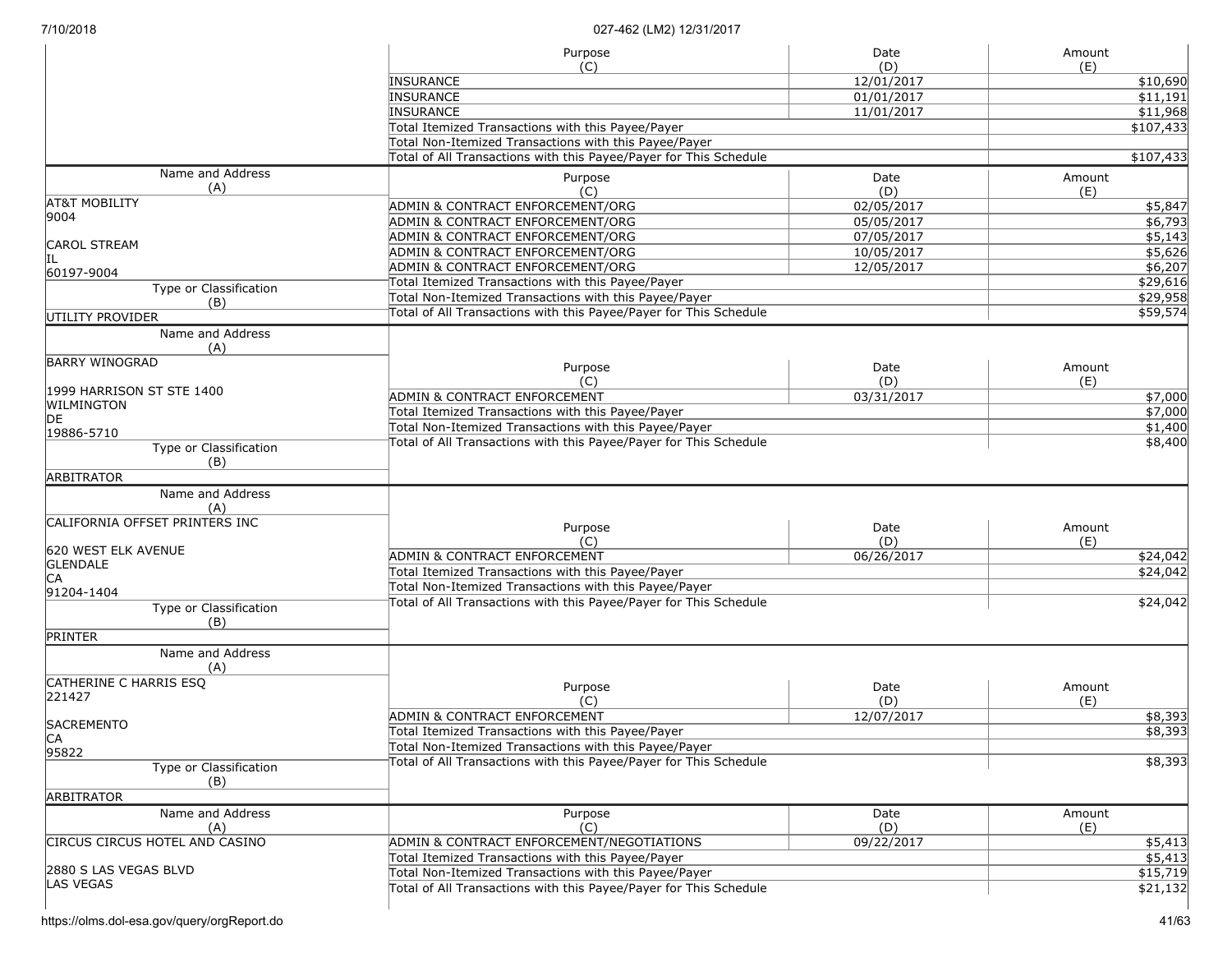| Purpose (C) | Date (D) | Amount (E) |
|---|---|---|
| INSURANCE | 12/01/2017 | $10,690 |
| INSURANCE | 01/01/2017 | $11,191 |
| INSURANCE | 11/01/2017 | $11,968 |
| Total Itemized Transactions with this Payee/Payer | | $107,433 |
| Total Non-Itemized Transactions with this Payee/Payer | | |
| Total of All Transactions with this Payee/Payer for This Schedule | | $107,433 |

**Name and Address (A):** AT&T MOBILITY, 9004, CAROL STREAM, IL, 60197-9004

**Type or Classification (B):** UTILITY PROVIDER

| Purpose (C) | Date (D) | Amount (E) |
|---|---|---|
| ADMIN & CONTRACT ENFORCEMENT/ORG | 02/05/2017 | $5,847 |
| ADMIN & CONTRACT ENFORCEMENT/ORG | 05/05/2017 | $6,793 |
| ADMIN & CONTRACT ENFORCEMENT/ORG | 07/05/2017 | $5,143 |
| ADMIN & CONTRACT ENFORCEMENT/ORG | 10/05/2017 | $5,626 |
| ADMIN & CONTRACT ENFORCEMENT/ORG | 12/05/2017 | $6,207 |
| Total Itemized Transactions with this Payee/Payer | | $29,616 |
| Total Non-Itemized Transactions with this Payee/Payer | | $29,958 |
| Total of All Transactions with this Payee/Payer for This Schedule | | $59,574 |

**Name and Address (A):** BARRY WINOGRAD, 1999 HARRISON ST STE 1400, WILMINGTON, DE, 19886-5710

**Type or Classification (B):** ARBITRATOR

| Purpose (C) | Date (D) | Amount (E) |
|---|---|---|
| ADMIN & CONTRACT ENFORCEMENT | 03/31/2017 | $7,000 |
| Total Itemized Transactions with this Payee/Payer | | $7,000 |
| Total Non-Itemized Transactions with this Payee/Payer | | $1,400 |
| Total of All Transactions with this Payee/Payer for This Schedule | | $8,400 |

**Name and Address (A):** CALIFORNIA OFFSET PRINTERS INC, 620 WEST ELK AVENUE, GLENDALE, CA, 91204-1404

**Type or Classification (B):** PRINTER

| Purpose (C) | Date (D) | Amount (E) |
|---|---|---|
| ADMIN & CONTRACT ENFORCEMENT | 06/26/2017 | $24,042 |
| Total Itemized Transactions with this Payee/Payer | | $24,042 |
| Total Non-Itemized Transactions with this Payee/Payer | | |
| Total of All Transactions with this Payee/Payer for This Schedule | | $24,042 |

**Name and Address (A):** CATHERINE C HARRIS ESQ, 221427, SACRAMENTO, CA, 95822

**Type or Classification (B):** ARBITRATOR

| Purpose (C) | Date (D) | Amount (E) |
|---|---|---|
| ADMIN & CONTRACT ENFORCEMENT | 12/07/2017 | $8,393 |
| Total Itemized Transactions with this Payee/Payer | | $8,393 |
| Total Non-Itemized Transactions with this Payee/Payer | | |
| Total of All Transactions with this Payee/Payer for This Schedule | | $8,393 |

**Name and Address (A):** CIRCUS CIRCUS HOTEL AND CASINO, 2880 S LAS VEGAS BLVD, LAS VEGAS

| Purpose (C) | Date (D) | Amount (E) |
|---|---|---|
| ADMIN & CONTRACT ENFORCEMENT/NEGOTIATIONS | 09/22/2017 | $5,413 |
| Total Itemized Transactions with this Payee/Payer | | $5,413 |
| Total Non-Itemized Transactions with this Payee/Payer | | $15,719 |
| Total of All Transactions with this Payee/Payer for This Schedule | | $21,132 |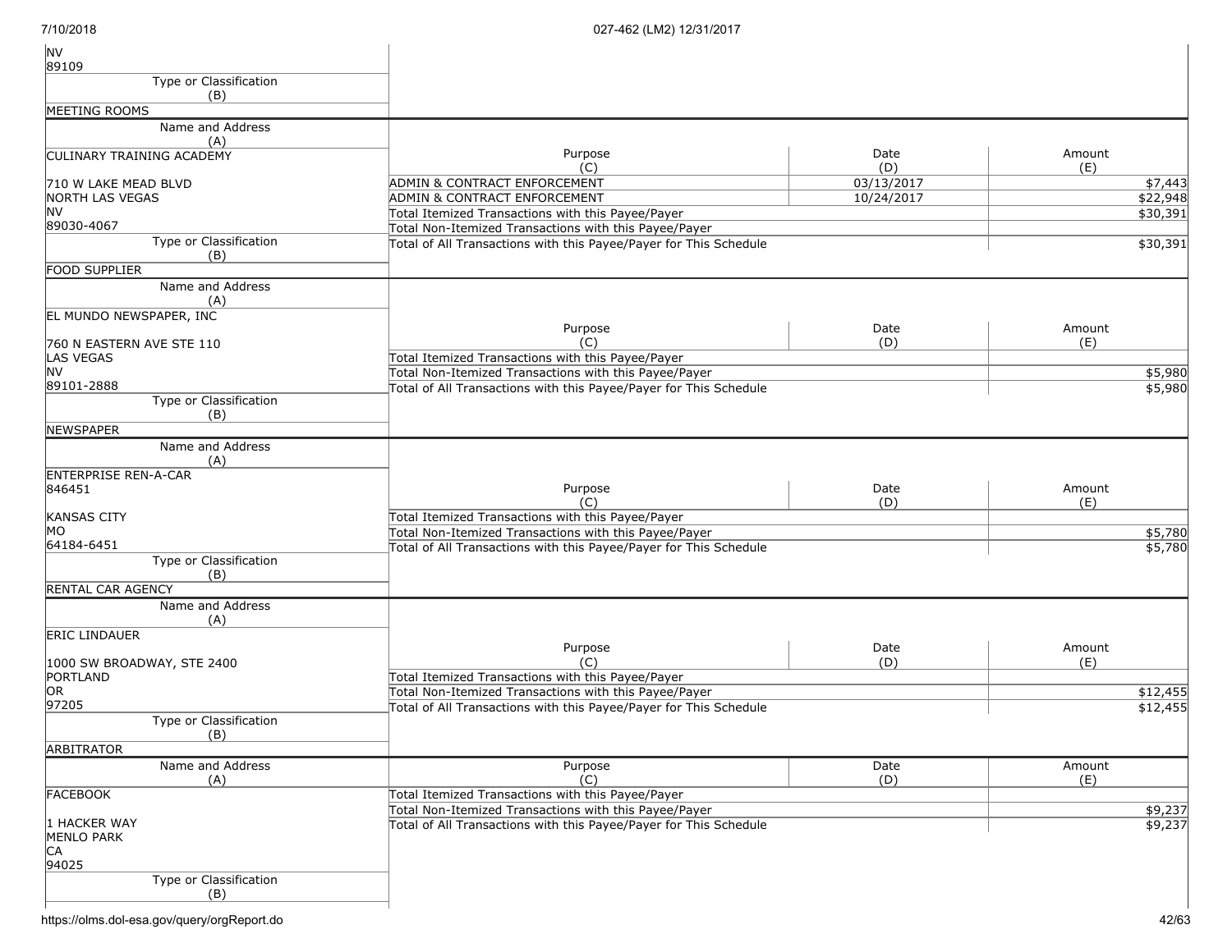NV
89109

Type or Classification (B)

MEETING ROOMS

| Name and Address (A) | Purpose (C) | Date (D) | Amount (E) |
|---|---|---|---|
| CULINARY TRAINING ACADEMY<br><br>710 W LAKE MEAD BLVD<br>NORTH LAS VEGAS<br>NV<br>89030-4067 | ADMIN & CONTRACT ENFORCEMENT | 03/13/2017 | $7,443 |
| | ADMIN & CONTRACT ENFORCEMENT | 10/24/2017 | $22,948 |
| | Total Itemized Transactions with this Payee/Payer | | $30,391 |
| | Total Non-Itemized Transactions with this Payee/Payer | | |
| | Total of All Transactions with this Payee/Payer for This Schedule | | $30,391 |
| Type or Classification (B): FOOD SUPPLIER | | | |

| Name and Address (A) | Purpose (C) | Date (D) | Amount (E) |
|---|---|---|---|
| EL MUNDO NEWSPAPER, INC<br><br>760 N EASTERN AVE STE 110<br>LAS VEGAS<br>NV<br>89101-2888 | Total Itemized Transactions with this Payee/Payer | | |
| | Total Non-Itemized Transactions with this Payee/Payer | | $5,980 |
| | Total of All Transactions with this Payee/Payer for This Schedule | | $5,980 |
| Type or Classification (B): NEWSPAPER | | | |

| Name and Address (A) | Purpose (C) | Date (D) | Amount (E) |
|---|---|---|---|
| ENTERPRISE REN-A-CAR<br>846451<br><br>KANSAS CITY<br>MO<br>64184-6451 | Total Itemized Transactions with this Payee/Payer | | |
| | Total Non-Itemized Transactions with this Payee/Payer | | $5,780 |
| | Total of All Transactions with this Payee/Payer for This Schedule | | $5,780 |
| Type or Classification (B): RENTAL CAR AGENCY | | | |

| Name and Address (A) | Purpose (C) | Date (D) | Amount (E) |
|---|---|---|---|
| ERIC LINDAUER<br><br>1000 SW BROADWAY, STE 2400<br>PORTLAND<br>OR<br>97205 | Total Itemized Transactions with this Payee/Payer | | |
| | Total Non-Itemized Transactions with this Payee/Payer | | $12,455 |
| | Total of All Transactions with this Payee/Payer for This Schedule | | $12,455 |
| Type or Classification (B): ARBITRATOR | | | |

| Name and Address (A) | Purpose (C) | Date (D) | Amount (E) |
|---|---|---|---|
| FACEBOOK<br><br>1 HACKER WAY<br>MENLO PARK<br>CA<br>94025 | Total Itemized Transactions with this Payee/Payer | | |
| | Total Non-Itemized Transactions with this Payee/Payer | | $9,237 |
| | Total of All Transactions with this Payee/Payer for This Schedule | | $9,237 |
| Type or Classification (B): | | | |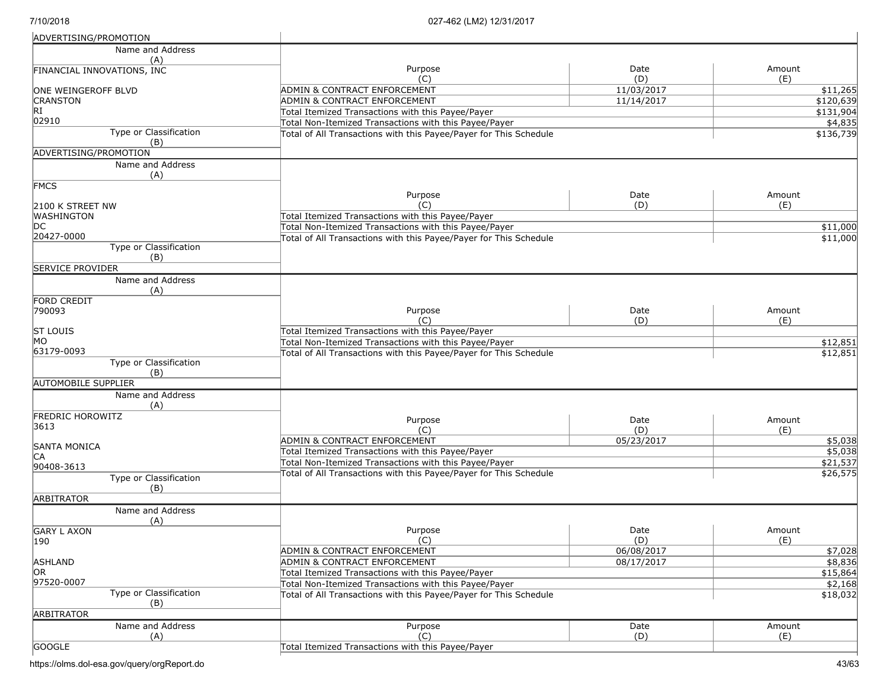ADVERTISING/PROMOTION

| Name and Address (A) | Purpose (C) | Date (D) | Amount (E) |
|---|---|---|---|
| FINANCIAL INNOVATIONS, INC | | | |
| ONE WEINGEROFF BLVD | ADMIN & CONTRACT ENFORCEMENT | 11/03/2017 | $11,265 |
| CRANSTON | ADMIN & CONTRACT ENFORCEMENT | 11/14/2017 | $120,639 |
| RI | Total Itemized Transactions with this Payee/Payer | | $131,904 |
| 02910 | Total Non-Itemized Transactions with this Payee/Payer | | $4,835 |
| Type or Classification (B) | Total of All Transactions with this Payee/Payer for This Schedule | | $136,739 |
| ADVERTISING/PROMOTION | | | |

| Name and Address (A) | Purpose (C) | Date (D) | Amount (E) |
|---|---|---|---|
| FMCS | | | |
| 2100 K STREET NW | | | |
| WASHINGTON | Total Itemized Transactions with this Payee/Payer | | |
| DC | Total Non-Itemized Transactions with this Payee/Payer | | $11,000 |
| 20427-0000 | Total of All Transactions with this Payee/Payer for This Schedule | | $11,000 |
| Type or Classification (B) | | | |
| SERVICE PROVIDER | | | |

| Name and Address (A) | Purpose (C) | Date (D) | Amount (E) |
|---|---|---|---|
| FORD CREDIT | | | |
| 790093 | | | |
| ST LOUIS | Total Itemized Transactions with this Payee/Payer | | |
| MO | Total Non-Itemized Transactions with this Payee/Payer | | $12,851 |
| 63179-0093 | Total of All Transactions with this Payee/Payer for This Schedule | | $12,851 |
| Type or Classification (B) | | | |
| AUTOMOBILE SUPPLIER | | | |

| Name and Address (A) | Purpose (C) | Date (D) | Amount (E) |
|---|---|---|---|
| FREDRIC HOROWITZ | | | |
| 3613 | | | |
| SANTA MONICA | ADMIN & CONTRACT ENFORCEMENT | 05/23/2017 | $5,038 |
| CA | Total Itemized Transactions with this Payee/Payer | | $5,038 |
| 90408-3613 | Total Non-Itemized Transactions with this Payee/Payer | | $21,537 |
| Type or Classification (B) | Total of All Transactions with this Payee/Payer for This Schedule | | $26,575 |
| ARBITRATOR | | | |

| Name and Address (A) | Purpose (C) | Date (D) | Amount (E) |
|---|---|---|---|
| GARY L AXON | | | |
| 190 | ADMIN & CONTRACT ENFORCEMENT | 06/08/2017 | $7,028 |
| ASHLAND | ADMIN & CONTRACT ENFORCEMENT | 08/17/2017 | $8,836 |
| OR | Total Itemized Transactions with this Payee/Payer | | $15,864 |
| 97520-0007 | Total Non-Itemized Transactions with this Payee/Payer | | $2,168 |
| Type or Classification (B) | Total of All Transactions with this Payee/Payer for This Schedule | | $18,032 |
| ARBITRATOR | | | |

| Name and Address (A) | Purpose (C) | Date (D) | Amount (E) |
|---|---|---|---|
| GOOGLE | Total Itemized Transactions with this Payee/Payer | | |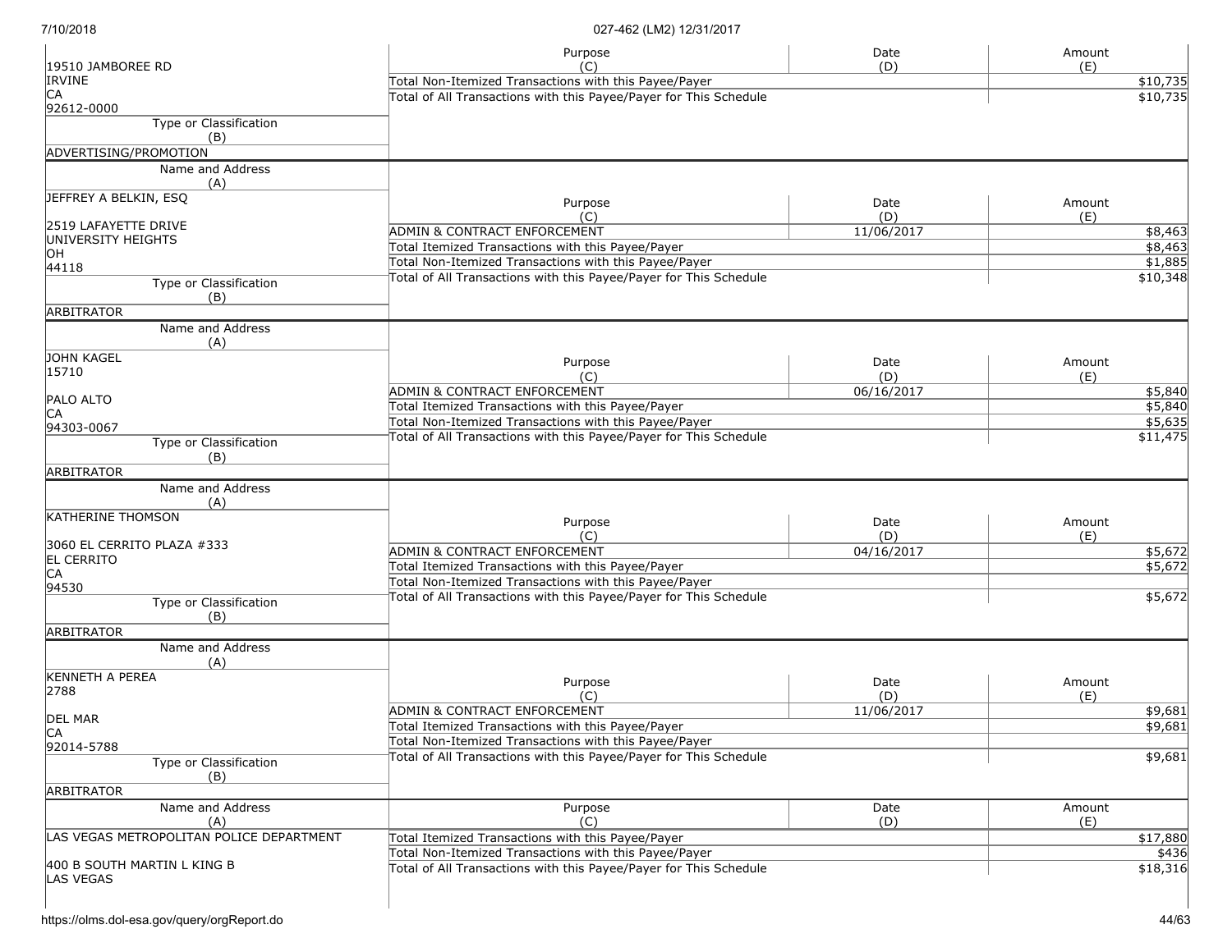| Name and Address (A) | Purpose (C) | Date (D) | Amount (E) |
|---|---|---|---|
| 19510 JAMBOREE RD<br>IRVINE<br>CA<br>92612-0000 | Total Non-Itemized Transactions with this Payee/Payer | | $10,735 |
| | Total of All Transactions with this Payee/Payer for This Schedule | | $10,735 |
| **Type or Classification (B)**<br>ADVERTISING/PROMOTION | | | |

| Name and Address (A) | Purpose (C) | Date (D) | Amount (E) |
|---|---|---|---|
| JEFFREY A BELKIN, ESQ<br><br>2519 LAFAYETTE DRIVE<br>UNIVERSITY HEIGHTS<br>OH<br>44118 | ADMIN & CONTRACT ENFORCEMENT | 11/06/2017 | $8,463 |
| | Total Itemized Transactions with this Payee/Payer | | $8,463 |
| | Total Non-Itemized Transactions with this Payee/Payer | | $1,885 |
| | Total of All Transactions with this Payee/Payer for This Schedule | | $10,348 |
| **Type or Classification (B)**<br>ARBITRATOR | | | |

| Name and Address (A) | Purpose (C) | Date (D) | Amount (E) |
|---|---|---|---|
| JOHN KAGEL<br>15710<br><br>PALO ALTO<br>CA<br>94303-0067 | ADMIN & CONTRACT ENFORCEMENT | 06/16/2017 | $5,840 |
| | Total Itemized Transactions with this Payee/Payer | | $5,840 |
| | Total Non-Itemized Transactions with this Payee/Payer | | $5,635 |
| | Total of All Transactions with this Payee/Payer for This Schedule | | $11,475 |
| **Type or Classification (B)**<br>ARBITRATOR | | | |

| Name and Address (A) | Purpose (C) | Date (D) | Amount (E) |
|---|---|---|---|
| KATHERINE THOMSON<br><br>3060 EL CERRITO PLAZA #333<br>EL CERRITO<br>CA<br>94530 | ADMIN & CONTRACT ENFORCEMENT | 04/16/2017 | $5,672 |
| | Total Itemized Transactions with this Payee/Payer | | $5,672 |
| | Total Non-Itemized Transactions with this Payee/Payer | | |
| | Total of All Transactions with this Payee/Payer for This Schedule | | $5,672 |
| **Type or Classification (B)**<br>ARBITRATOR | | | |

| Name and Address (A) | Purpose (C) | Date (D) | Amount (E) |
|---|---|---|---|
| KENNETH A PEREA<br>2788<br><br>DEL MAR<br>CA<br>92014-5788 | ADMIN & CONTRACT ENFORCEMENT | 11/06/2017 | $9,681 |
| | Total Itemized Transactions with this Payee/Payer | | $9,681 |
| | Total Non-Itemized Transactions with this Payee/Payer | | |
| | Total of All Transactions with this Payee/Payer for This Schedule | | $9,681 |
| **Type or Classification (B)**<br>ARBITRATOR | | | |

| Name and Address (A) | Purpose (C) | Date (D) | Amount (E) |
|---|---|---|---|
| LAS VEGAS METROPOLITAN POLICE DEPARTMENT<br><br>400 B SOUTH MARTIN L KING B<br>LAS VEGAS | Total Itemized Transactions with this Payee/Payer | | $17,880 |
| | Total Non-Itemized Transactions with this Payee/Payer | | $436 |
| | Total of All Transactions with this Payee/Payer for This Schedule | | $18,316 |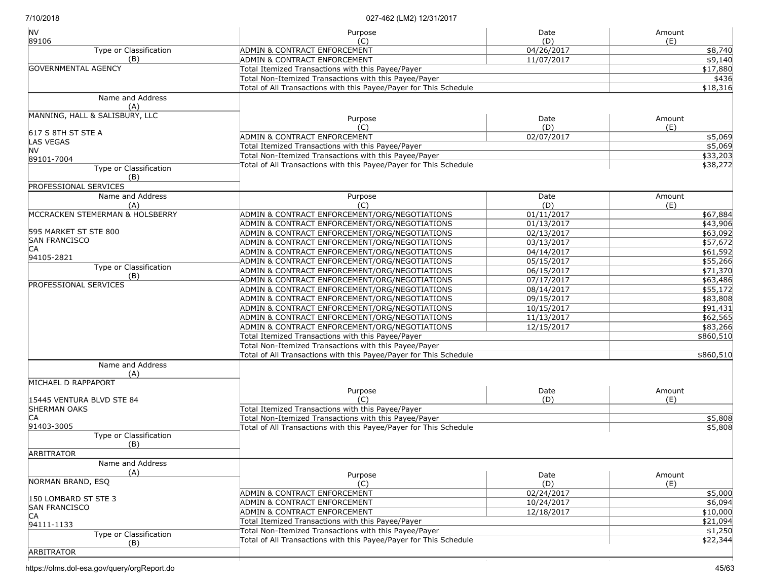| Name and Address (A) | Purpose (C) | Date (D) | Amount (E) |
|---|---|---|---|
| NV 89106 | ADMIN & CONTRACT ENFORCEMENT | 04/26/2017 | $8,740 |
| | ADMIN & CONTRACT ENFORCEMENT | 11/07/2017 | $9,140 |
| Type or Classification (B): GOVERNMENTAL AGENCY | Total Itemized Transactions with this Payee/Payer | | $17,880 |
| | Total Non-Itemized Transactions with this Payee/Payer | | $436 |
| | Total of All Transactions with this Payee/Payer for This Schedule | | $18,316 |

| Name and Address (A) | Purpose (C) | Date (D) | Amount (E) |
|---|---|---|---|
| MANNING, HALL & SALISBURY, LLC<br>617 S 8TH ST STE A<br>LAS VEGAS<br>NV<br>89101-7004 | ADMIN & CONTRACT ENFORCEMENT | 02/07/2017 | $5,069 |
| | Total Itemized Transactions with this Payee/Payer | | $5,069 |
| | Total Non-Itemized Transactions with this Payee/Payer | | $33,203 |
| Type or Classification (B): PROFESSIONAL SERVICES | Total of All Transactions with this Payee/Payer for This Schedule | | $38,272 |

| Name and Address (A) | Purpose (C) | Date (D) | Amount (E) |
|---|---|---|---|
| MCCRACKEN STEMERMAN & HOLSBERRY<br>595 MARKET ST STE 800<br>SAN FRANCISCO<br>CA<br>94105-2821 | ADMIN & CONTRACT ENFORCEMENT/ORG/NEGOTIATIONS | 01/11/2017 | $67,884 |
| | ADMIN & CONTRACT ENFORCEMENT/ORG/NEGOTIATIONS | 01/13/2017 | $43,906 |
| | ADMIN & CONTRACT ENFORCEMENT/ORG/NEGOTIATIONS | 02/13/2017 | $63,092 |
| | ADMIN & CONTRACT ENFORCEMENT/ORG/NEGOTIATIONS | 03/13/2017 | $57,672 |
| | ADMIN & CONTRACT ENFORCEMENT/ORG/NEGOTIATIONS | 04/14/2017 | $61,592 |
| | ADMIN & CONTRACT ENFORCEMENT/ORG/NEGOTIATIONS | 05/15/2017 | $55,266 |
| Type or Classification (B): PROFESSIONAL SERVICES | ADMIN & CONTRACT ENFORCEMENT/ORG/NEGOTIATIONS | 06/15/2017 | $71,370 |
| | ADMIN & CONTRACT ENFORCEMENT/ORG/NEGOTIATIONS | 07/17/2017 | $63,486 |
| | ADMIN & CONTRACT ENFORCEMENT/ORG/NEGOTIATIONS | 08/14/2017 | $55,172 |
| | ADMIN & CONTRACT ENFORCEMENT/ORG/NEGOTIATIONS | 09/15/2017 | $83,808 |
| | ADMIN & CONTRACT ENFORCEMENT/ORG/NEGOTIATIONS | 10/15/2017 | $91,431 |
| | ADMIN & CONTRACT ENFORCEMENT/ORG/NEGOTIATIONS | 11/13/2017 | $62,565 |
| | ADMIN & CONTRACT ENFORCEMENT/ORG/NEGOTIATIONS | 12/15/2017 | $83,266 |
| | Total Itemized Transactions with this Payee/Payer | | $860,510 |
| | Total Non-Itemized Transactions with this Payee/Payer | | |
| | Total of All Transactions with this Payee/Payer for This Schedule | | $860,510 |

| Name and Address (A) | Purpose (C) | Date (D) | Amount (E) |
|---|---|---|---|
| MICHAEL D RAPPAPORT<br>15445 VENTURA BLVD STE 84<br>SHERMAN OAKS<br>CA<br>91403-3005 | Total Itemized Transactions with this Payee/Payer | | |
| | Total Non-Itemized Transactions with this Payee/Payer | | $5,808 |
| Type or Classification (B): ARBITRATOR | Total of All Transactions with this Payee/Payer for This Schedule | | $5,808 |

| Name and Address (A) | Purpose (C) | Date (D) | Amount (E) |
|---|---|---|---|
| NORMAN BRAND, ESQ<br>150 LOMBARD ST STE 3<br>SAN FRANCISCO<br>CA<br>94111-1133 | ADMIN & CONTRACT ENFORCEMENT | 02/24/2017 | $5,000 |
| | ADMIN & CONTRACT ENFORCEMENT | 10/24/2017 | $6,094 |
| | ADMIN & CONTRACT ENFORCEMENT | 12/18/2017 | $10,000 |
| | Total Itemized Transactions with this Payee/Payer | | $21,094 |
| | Total Non-Itemized Transactions with this Payee/Payer | | $1,250 |
| Type or Classification (B): ARBITRATOR | Total of All Transactions with this Payee/Payer for This Schedule | | $22,344 |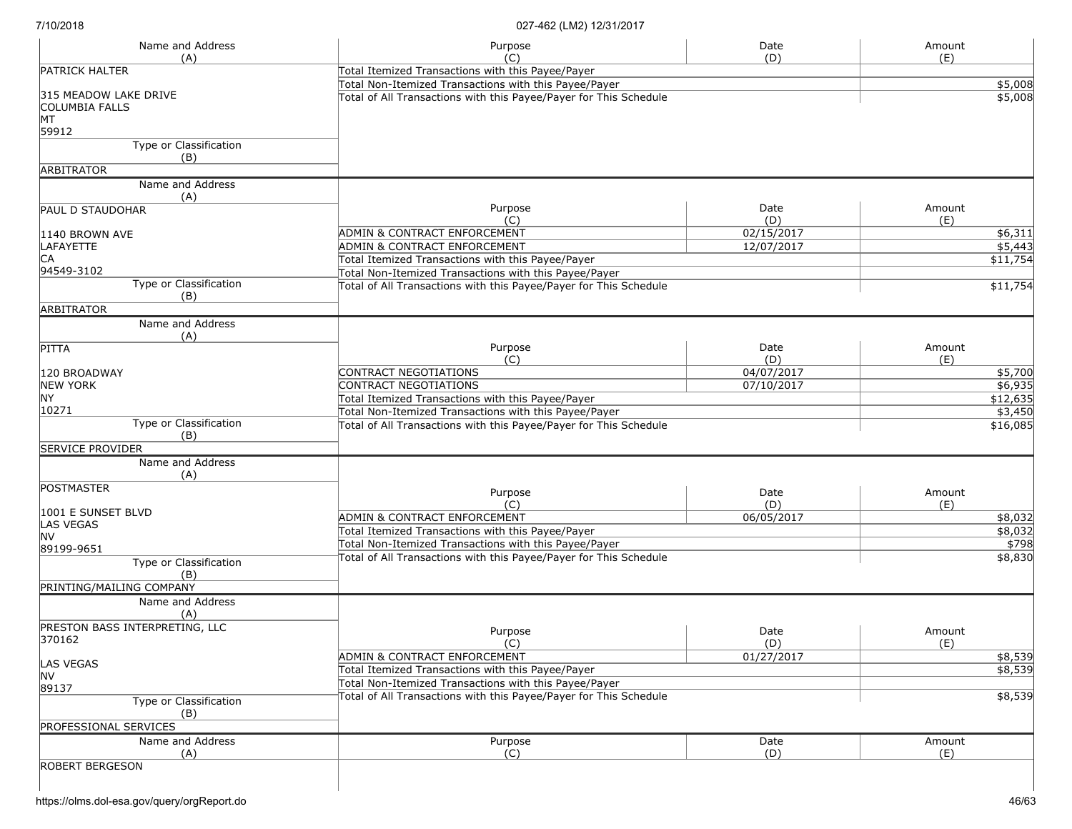| Name and Address (A) | Purpose (C) | Date (D) | Amount (E) |
|---|---|---|---|
| PATRICK HALTER<br><br>315 MEADOW LAKE DRIVE<br>COLUMBIA FALLS<br>MT<br>59912 | Total Itemized Transactions with this Payee/Payer | | |
| | Total Non-Itemized Transactions with this Payee/Payer | | $5,008 |
| | Total of All Transactions with this Payee/Payer for This Schedule | | $5,008 |
| **Type or Classification (B)** | | | |
| ARBITRATOR | | | |

| Name and Address (A) | Purpose (C) | Date (D) | Amount (E) |
|---|---|---|---|
| PAUL D STAUDOHAR<br><br>1140 BROWN AVE<br>LAFAYETTE<br>CA<br>94549-3102 | ADMIN & CONTRACT ENFORCEMENT | 02/15/2017 | $6,311 |
| | ADMIN & CONTRACT ENFORCEMENT | 12/07/2017 | $5,443 |
| | Total Itemized Transactions with this Payee/Payer | | $11,754 |
| | Total Non-Itemized Transactions with this Payee/Payer | | |
| | Total of All Transactions with this Payee/Payer for This Schedule | | $11,754 |
| **Type or Classification (B)** | | | |
| ARBITRATOR | | | |

| Name and Address (A) | Purpose (C) | Date (D) | Amount (E) |
|---|---|---|---|
| PITTA<br><br>120 BROADWAY<br>NEW YORK<br>NY<br>10271 | CONTRACT NEGOTIATIONS | 04/07/2017 | $5,700 |
| | CONTRACT NEGOTIATIONS | 07/10/2017 | $6,935 |
| | Total Itemized Transactions with this Payee/Payer | | $12,635 |
| | Total Non-Itemized Transactions with this Payee/Payer | | $3,450 |
| | Total of All Transactions with this Payee/Payer for This Schedule | | $16,085 |
| **Type or Classification (B)** | | | |
| SERVICE PROVIDER | | | |

| Name and Address (A) | Purpose (C) | Date (D) | Amount (E) |
|---|---|---|---|
| POSTMASTER<br><br>1001 E SUNSET BLVD<br>LAS VEGAS<br>NV<br>89199-9651 | ADMIN & CONTRACT ENFORCEMENT | 06/05/2017 | $8,032 |
| | Total Itemized Transactions with this Payee/Payer | | $8,032 |
| | Total Non-Itemized Transactions with this Payee/Payer | | $798 |
| | Total of All Transactions with this Payee/Payer for This Schedule | | $8,830 |
| **Type or Classification (B)** | | | |
| PRINTING/MAILING COMPANY | | | |

| Name and Address (A) | Purpose (C) | Date (D) | Amount (E) |
|---|---|---|---|
| PRESTON BASS INTERPRETING, LLC<br>370162<br><br>LAS VEGAS<br>NV<br>89137 | ADMIN & CONTRACT ENFORCEMENT | 01/27/2017 | $8,539 |
| | Total Itemized Transactions with this Payee/Payer | | $8,539 |
| | Total Non-Itemized Transactions with this Payee/Payer | | |
| | Total of All Transactions with this Payee/Payer for This Schedule | | $8,539 |
| **Type or Classification (B)** | | | |
| PROFESSIONAL SERVICES | | | |

| Name and Address (A) | Purpose (C) | Date (D) | Amount (E) |
|---|---|---|---|
| ROBERT BERGESON | | | |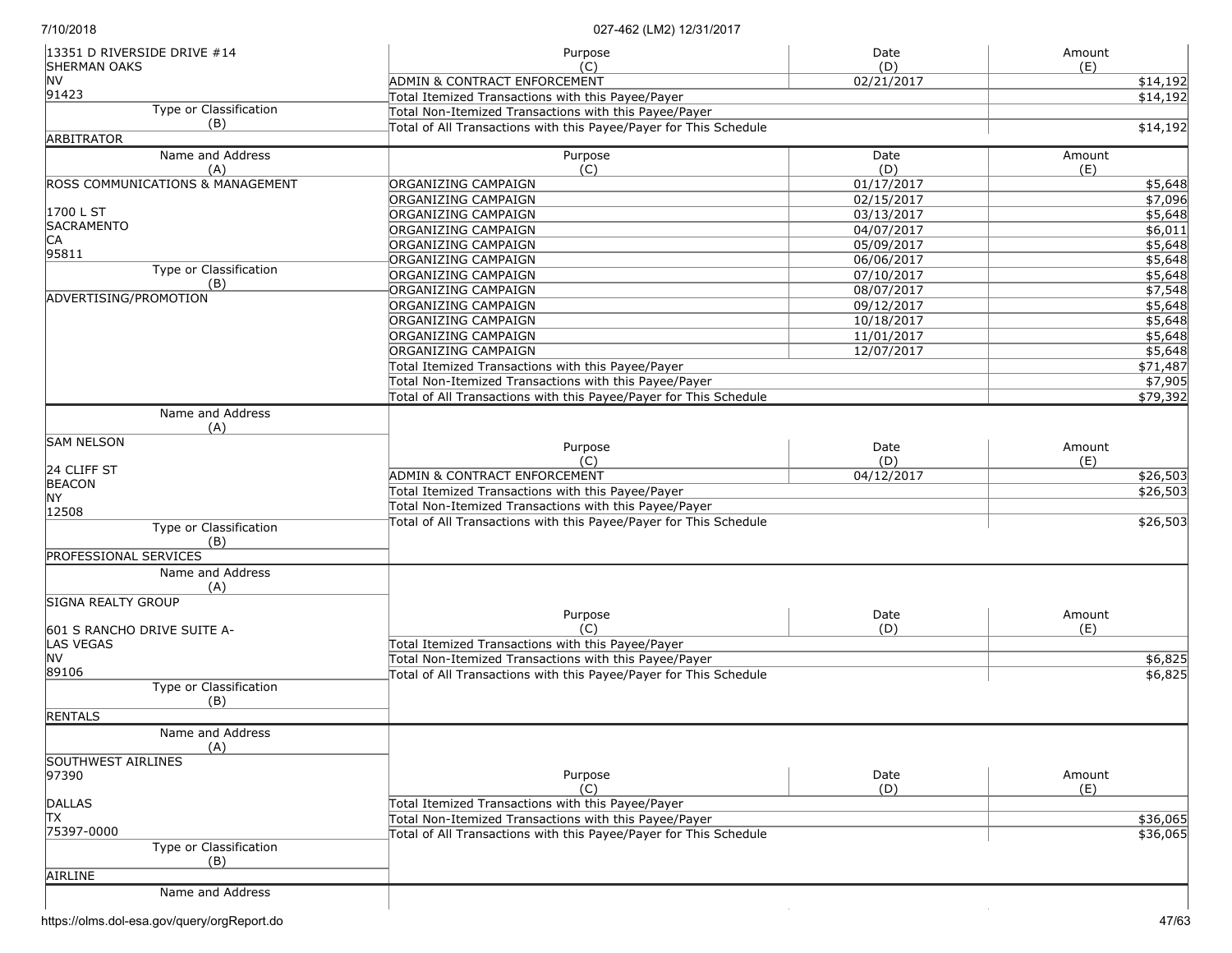| Name and Address (A) | Purpose (C) | Date (D) | Amount (E) |
|---|---|---|---|
| 13351 D RIVERSIDE DRIVE #14<br>SHERMAN OAKS<br>NV<br>91423 | ADMIN & CONTRACT ENFORCEMENT | 02/21/2017 | $14,192 |
| | Total Itemized Transactions with this Payee/Payer | | $14,192 |
| **Type or Classification (B)** | Total Non-Itemized Transactions with this Payee/Payer | | |
| ARBITRATOR | Total of All Transactions with this Payee/Payer for This Schedule | | $14,192 |

| Name and Address (A) | Purpose (C) | Date (D) | Amount (E) |
|---|---|---|---|
| ROSS COMMUNICATIONS & MANAGEMENT | ORGANIZING CAMPAIGN | 01/17/2017 | $5,648 |
| | ORGANIZING CAMPAIGN | 02/15/2017 | $7,096 |
| 1700 L ST | ORGANIZING CAMPAIGN | 03/13/2017 | $5,648 |
| SACRAMENTO | ORGANIZING CAMPAIGN | 04/07/2017 | $6,011 |
| CA | ORGANIZING CAMPAIGN | 05/09/2017 | $5,648 |
| 95811 | ORGANIZING CAMPAIGN | 06/06/2017 | $5,648 |
| **Type or Classification (B)** | ORGANIZING CAMPAIGN | 07/10/2017 | $5,648 |
| ADVERTISING/PROMOTION | ORGANIZING CAMPAIGN | 08/07/2017 | $7,548 |
| | ORGANIZING CAMPAIGN | 09/12/2017 | $5,648 |
| | ORGANIZING CAMPAIGN | 10/18/2017 | $5,648 |
| | ORGANIZING CAMPAIGN | 11/01/2017 | $5,648 |
| | ORGANIZING CAMPAIGN | 12/07/2017 | $5,648 |
| | Total Itemized Transactions with this Payee/Payer | | $71,487 |
| | Total Non-Itemized Transactions with this Payee/Payer | | $7,905 |
| | Total of All Transactions with this Payee/Payer for This Schedule | | $79,392 |

| Name and Address (A) | Purpose (C) | Date (D) | Amount (E) |
|---|---|---|---|
| SAM NELSON<br>24 CLIFF ST<br>BEACON<br>NY<br>12508 | ADMIN & CONTRACT ENFORCEMENT | 04/12/2017 | $26,503 |
| | Total Itemized Transactions with this Payee/Payer | | $26,503 |
| **Type or Classification (B)** | Total Non-Itemized Transactions with this Payee/Payer | | |
| PROFESSIONAL SERVICES | Total of All Transactions with this Payee/Payer for This Schedule | | $26,503 |

| Name and Address (A) | Purpose (C) | Date (D) | Amount (E) |
|---|---|---|---|
| SIGNA REALTY GROUP<br>601 S RANCHO DRIVE SUITE A-<br>LAS VEGAS<br>NV<br>89106 | Total Itemized Transactions with this Payee/Payer | | |
| **Type or Classification (B)** | Total Non-Itemized Transactions with this Payee/Payer | | $6,825 |
| RENTALS | Total of All Transactions with this Payee/Payer for This Schedule | | $6,825 |

| Name and Address (A) | Purpose (C) | Date (D) | Amount (E) |
|---|---|---|---|
| SOUTHWEST AIRLINES<br>97390<br>DALLAS<br>TX<br>75397-0000 | Total Itemized Transactions with this Payee/Payer | | |
| **Type or Classification (B)** | Total Non-Itemized Transactions with this Payee/Payer | | $36,065 |
| AIRLINE | Total of All Transactions with this Payee/Payer for This Schedule | | $36,065 |

Name and Address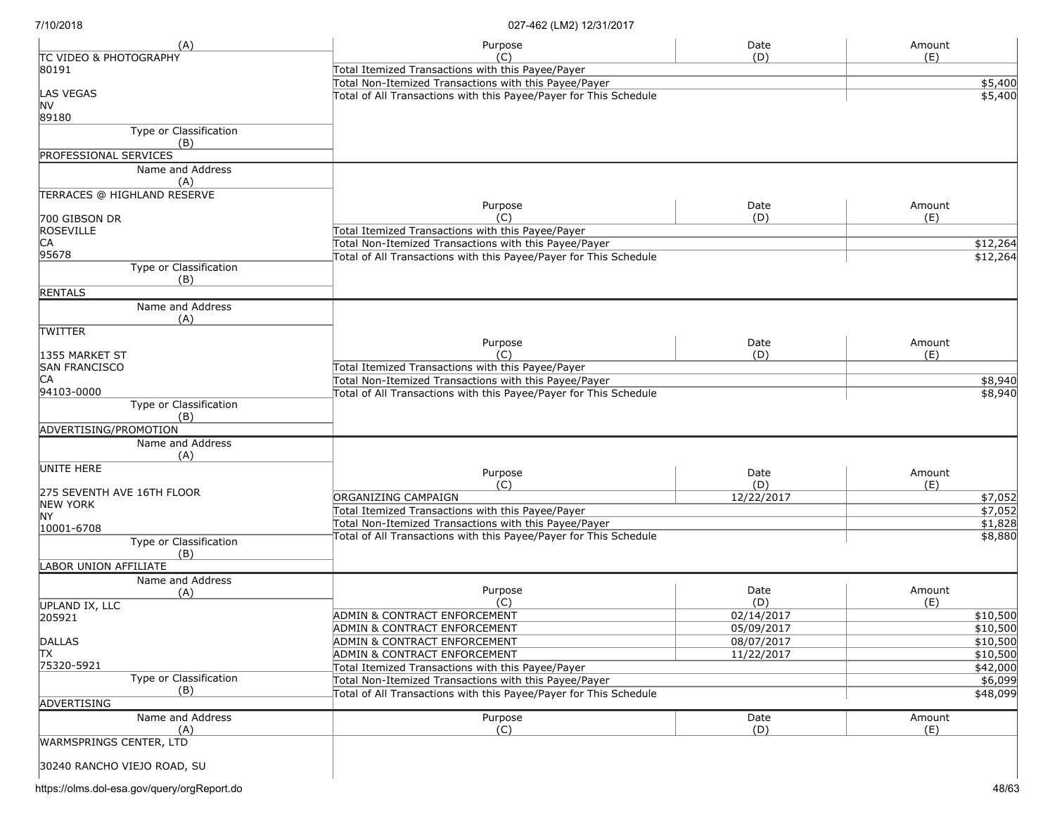| (A) | Purpose (C) | Date (D) | Amount (E) |
|---|---|---|---|
| TC VIDEO & PHOTOGRAPHY<br>80191<br><br>LAS VEGAS<br>NV<br>89180 | Total Itemized Transactions with this Payee/Payer | | |
| | Total Non-Itemized Transactions with this Payee/Payer | | $5,400 |
| | Total of All Transactions with this Payee/Payer for This Schedule | | $5,400 |
| Type or Classification (B): PROFESSIONAL SERVICES | | | |

| Name and Address (A) | Purpose (C) | Date (D) | Amount (E) |
|---|---|---|---|
| TERRACES @ HIGHLAND RESERVE<br><br>700 GIBSON DR<br>ROSEVILLE<br>CA<br>95678 | Total Itemized Transactions with this Payee/Payer | | |
| | Total Non-Itemized Transactions with this Payee/Payer | | $12,264 |
| | Total of All Transactions with this Payee/Payer for This Schedule | | $12,264 |
| Type or Classification (B): RENTALS | | | |

| Name and Address (A) | Purpose (C) | Date (D) | Amount (E) |
|---|---|---|---|
| TWITTER<br><br>1355 MARKET ST<br>SAN FRANCISCO<br>CA<br>94103-0000 | Total Itemized Transactions with this Payee/Payer | | |
| | Total Non-Itemized Transactions with this Payee/Payer | | $8,940 |
| | Total of All Transactions with this Payee/Payer for This Schedule | | $8,940 |
| Type or Classification (B): ADVERTISING/PROMOTION | | | |

| Name and Address (A) | Purpose (C) | Date (D) | Amount (E) |
|---|---|---|---|
| UNITE HERE<br><br>275 SEVENTH AVE 16TH FLOOR<br>NEW YORK<br>NY<br>10001-6708 | ORGANIZING CAMPAIGN | 12/22/2017 | $7,052 |
| | Total Itemized Transactions with this Payee/Payer | | $7,052 |
| | Total Non-Itemized Transactions with this Payee/Payer | | $1,828 |
| | Total of All Transactions with this Payee/Payer for This Schedule | | $8,880 |
| Type or Classification (B): LABOR UNION AFFILIATE | | | |

| Name and Address (A) | Purpose (C) | Date (D) | Amount (E) |
|---|---|---|---|
| UPLAND IX, LLC<br>205921<br><br>DALLAS<br>TX<br>75320-5921 | ADMIN & CONTRACT ENFORCEMENT | 02/14/2017 | $10,500 |
| | ADMIN & CONTRACT ENFORCEMENT | 05/09/2017 | $10,500 |
| | ADMIN & CONTRACT ENFORCEMENT | 08/07/2017 | $10,500 |
| | ADMIN & CONTRACT ENFORCEMENT | 11/22/2017 | $10,500 |
| | Total Itemized Transactions with this Payee/Payer | | $42,000 |
| | Total Non-Itemized Transactions with this Payee/Payer | | $6,099 |
| | Total of All Transactions with this Payee/Payer for This Schedule | | $48,099 |
| Type or Classification (B): ADVERTISING | | | |

| Name and Address (A) | Purpose (C) | Date (D) | Amount (E) |
|---|---|---|---|
| WARMSPRINGS CENTER, LTD<br><br>30240 RANCHO VIEJO ROAD, SU | | | |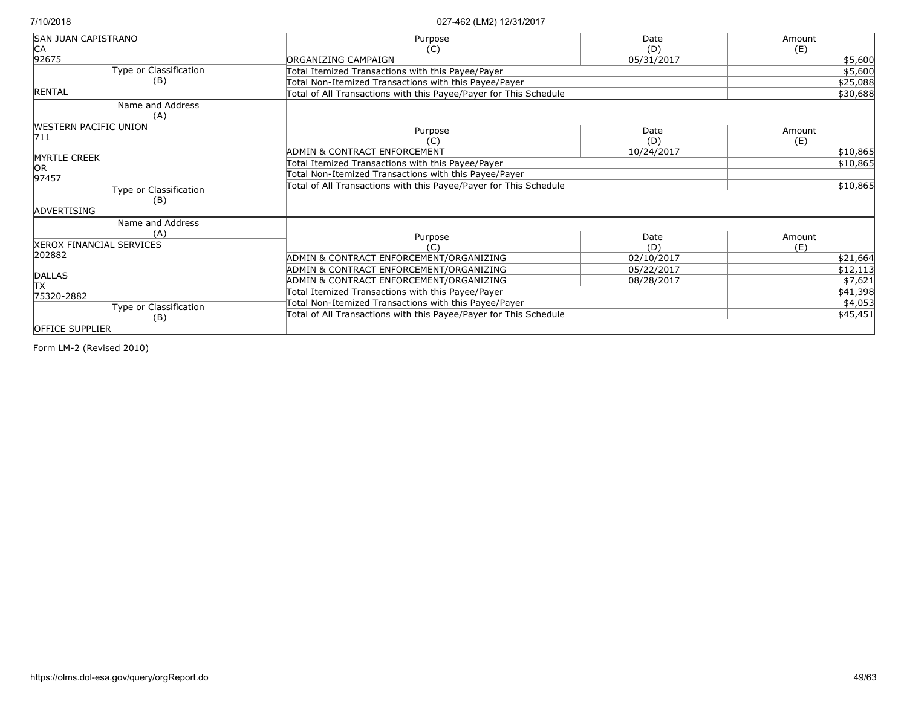| Name and Address (A) | Purpose (C) | Date (D) | Amount (E) |
|---|---|---|---|
| SAN JUAN CAPISTRANO<br>CA<br>92675 | ORGANIZING CAMPAIGN | 05/31/2017 | $5,600 |
| | Total Itemized Transactions with this Payee/Payer | | $5,600 |
| Type or Classification (B) | Total Non-Itemized Transactions with this Payee/Payer | | $25,088 |
| RENTAL | Total of All Transactions with this Payee/Payer for This Schedule | | $30,688 |

| Name and Address (A) | Purpose (C) | Date (D) | Amount (E) |
|---|---|---|---|
| WESTERN PACIFIC UNION<br>711<br><br>MYRTLE CREEK<br>OR<br>97457 | ADMIN & CONTRACT ENFORCEMENT | 10/24/2017 | $10,865 |
| | Total Itemized Transactions with this Payee/Payer | | $10,865 |
| | Total Non-Itemized Transactions with this Payee/Payer | | |
| Type or Classification (B) | Total of All Transactions with this Payee/Payer for This Schedule | | $10,865 |
| ADVERTISING | | | |

| Name and Address (A) | Purpose (C) | Date (D) | Amount (E) |
|---|---|---|---|
| XEROX FINANCIAL SERVICES<br>202882<br><br>DALLAS<br>TX<br>75320-2882 | ADMIN & CONTRACT ENFORCEMENT/ORGANIZING | 02/10/2017 | $21,664 |
| | ADMIN & CONTRACT ENFORCEMENT/ORGANIZING | 05/22/2017 | $12,113 |
| | ADMIN & CONTRACT ENFORCEMENT/ORGANIZING | 08/28/2017 | $7,621 |
| | Total Itemized Transactions with this Payee/Payer | | $41,398 |
| Type or Classification (B) | Total Non-Itemized Transactions with this Payee/Payer | | $4,053 |
| | Total of All Transactions with this Payee/Payer for This Schedule | | $45,451 |
| OFFICE SUPPLIER | | | |

Form LM-2 (Revised 2010)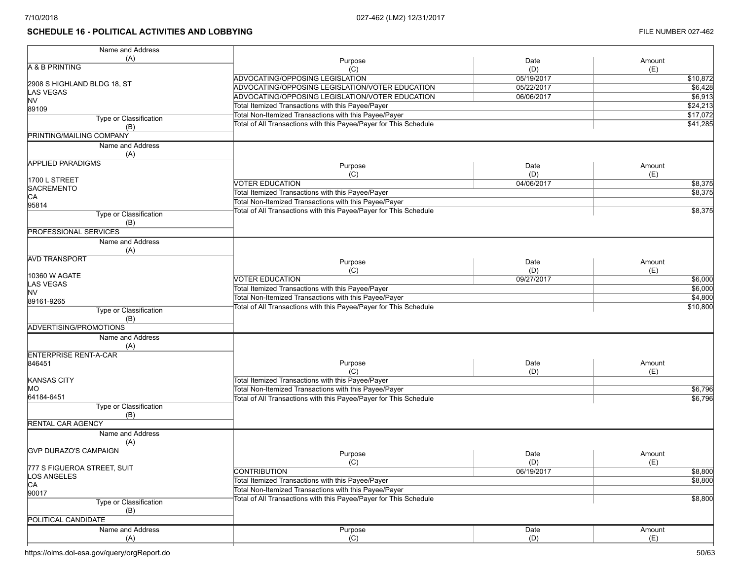## SCHEDULE 16 - POLITICAL ACTIVITIES AND LOBBYING

FILE NUMBER 027-462

| Name and Address (A) | Purpose (C) | Date (D) | Amount (E) |
|---|---|---|---|
| A & B PRINTING<br><br>2908 S HIGHLAND BLDG 18, ST<br>LAS VEGAS<br>NV<br>89109 | ADVOCATING/OPPOSING LEGISLATION | 05/19/2017 | $10,872 |
| | ADVOCATING/OPPOSING LEGISLATION/VOTER EDUCATION | 05/22/2017 | $6,428 |
| | ADVOCATING/OPPOSING LEGISLATION/VOTER EDUCATION | 06/06/2017 | $6,913 |
| | Total Itemized Transactions with this Payee/Payer | | $24,213 |
| Type or Classification (B) | Total Non-Itemized Transactions with this Payee/Payer | | $17,072 |
| PRINTING/MAILING COMPANY | Total of All Transactions with this Payee/Payer for This Schedule | | $41,285 |

| Name and Address (A) | Purpose (C) | Date (D) | Amount (E) |
|---|---|---|---|
| APPLIED PARADIGMS<br><br>1700 L STREET<br>SACREMENTO<br>CA<br>95814 | VOTER EDUCATION | 04/06/2017 | $8,375 |
| | Total Itemized Transactions with this Payee/Payer | | $8,375 |
| Type or Classification (B) | Total Non-Itemized Transactions with this Payee/Payer | | |
| PROFESSIONAL SERVICES | Total of All Transactions with this Payee/Payer for This Schedule | | $8,375 |

| Name and Address (A) | Purpose (C) | Date (D) | Amount (E) |
|---|---|---|---|
| AVD TRANSPORT<br><br>10360 W AGATE<br>LAS VEGAS<br>NV<br>89161-9265 | VOTER EDUCATION | 09/27/2017 | $6,000 |
| | Total Itemized Transactions with this Payee/Payer | | $6,000 |
| Type or Classification (B) | Total Non-Itemized Transactions with this Payee/Payer | | $4,800 |
| ADVERTISING/PROMOTIONS | Total of All Transactions with this Payee/Payer for This Schedule | | $10,800 |

| Name and Address (A) | Purpose (C) | Date (D) | Amount (E) |
|---|---|---|---|
| ENTERPRISE RENT-A-CAR<br>846451<br><br>KANSAS CITY<br>MO<br>64184-6451 | Total Itemized Transactions with this Payee/Payer | | |
| | Total Non-Itemized Transactions with this Payee/Payer | | $6,796 |
| Type or Classification (B) | Total of All Transactions with this Payee/Payer for This Schedule | | $6,796 |
| RENTAL CAR AGENCY | | | |

| Name and Address (A) | Purpose (C) | Date (D) | Amount (E) |
|---|---|---|---|
| GVP DURAZO'S CAMPAIGN<br><br>777 S FIGUEROA STREET, SUIT<br>LOS ANGELES<br>CA<br>90017 | CONTRIBUTION | 06/19/2017 | $8,800 |
| | Total Itemized Transactions with this Payee/Payer | | $8,800 |
| Type or Classification (B) | Total Non-Itemized Transactions with this Payee/Payer | | |
| POLITICAL CANDIDATE | Total of All Transactions with this Payee/Payer for This Schedule | | $8,800 |

| Name and Address (A) | Purpose (C) | Date (D) | Amount (E) |
|---|---|---|---|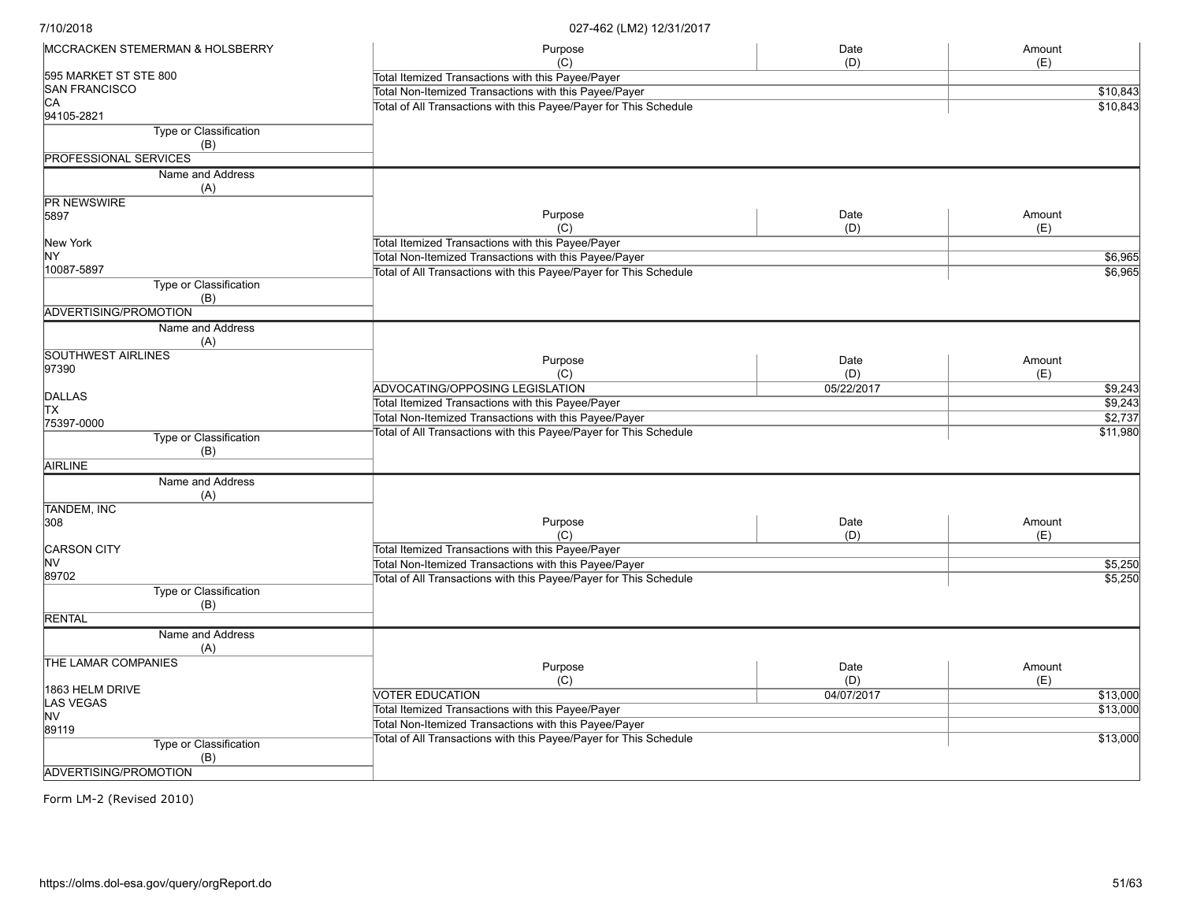| Name and Address (A) | Purpose (C) | Date (D) | Amount (E) |
|---|---|---|---|
| MCCRACKEN STEMERMAN & HOLSBERRY<br>595 MARKET ST STE 800<br>SAN FRANCISCO<br>CA<br>94105-2821 | Total Itemized Transactions with this Payee/Payer | | |
| | Total Non-Itemized Transactions with this Payee/Payer | | $10,843 |
| | Total of All Transactions with this Payee/Payer for This Schedule | | $10,843 |
| Type or Classification (B): PROFESSIONAL SERVICES | | | |

| Name and Address (A) | Purpose (C) | Date (D) | Amount (E) |
|---|---|---|---|
| PR NEWSWIRE<br>5897<br>New York<br>NY<br>10087-5897 | Total Itemized Transactions with this Payee/Payer | | |
| | Total Non-Itemized Transactions with this Payee/Payer | | $6,965 |
| | Total of All Transactions with this Payee/Payer for This Schedule | | $6,965 |
| Type or Classification (B): ADVERTISING/PROMOTION | | | |

| Name and Address (A) | Purpose (C) | Date (D) | Amount (E) |
|---|---|---|---|
| SOUTHWEST AIRLINES<br>97390<br>DALLAS<br>TX<br>75397-0000 | ADVOCATING/OPPOSING LEGISLATION | 05/22/2017 | $9,243 |
| | Total Itemized Transactions with this Payee/Payer | | $9,243 |
| | Total Non-Itemized Transactions with this Payee/Payer | | $2,737 |
| | Total of All Transactions with this Payee/Payer for This Schedule | | $11,980 |
| Type or Classification (B): AIRLINE | | | |

| Name and Address (A) | Purpose (C) | Date (D) | Amount (E) |
|---|---|---|---|
| TANDEM, INC<br>308<br>CARSON CITY<br>NV<br>89702 | Total Itemized Transactions with this Payee/Payer | | |
| | Total Non-Itemized Transactions with this Payee/Payer | | $5,250 |
| | Total of All Transactions with this Payee/Payer for This Schedule | | $5,250 |
| Type or Classification (B): RENTAL | | | |

| Name and Address (A) | Purpose (C) | Date (D) | Amount (E) |
|---|---|---|---|
| THE LAMAR COMPANIES<br>1863 HELM DRIVE<br>LAS VEGAS<br>NV<br>89119 | VOTER EDUCATION | 04/07/2017 | $13,000 |
| | Total Itemized Transactions with this Payee/Payer | | $13,000 |
| | Total Non-Itemized Transactions with this Payee/Payer | | |
| | Total of All Transactions with this Payee/Payer for This Schedule | | $13,000 |
| Type or Classification (B): ADVERTISING/PROMOTION | | | |

Form LM-2 (Revised 2010)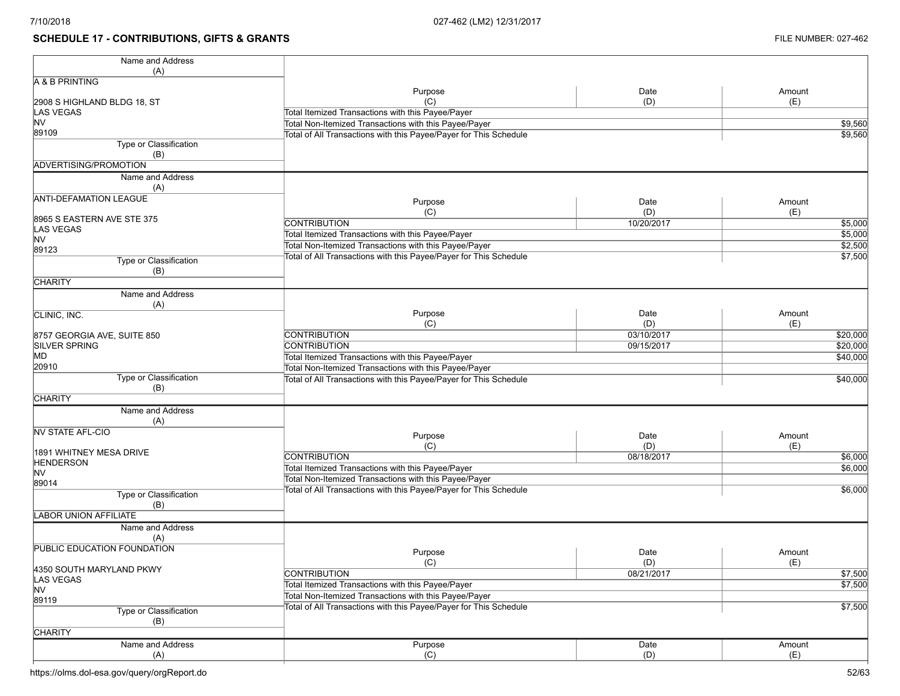## SCHEDULE 17 - CONTRIBUTIONS, GIFTS & GRANTS

FILE NUMBER: 027-462

| Name and Address (A) | Purpose (C) | Date (D) | Amount (E) |
|---|---|---|---|
| A & B PRINTING<br><br>2908 S HIGHLAND BLDG 18, ST<br>LAS VEGAS<br>NV<br>89109 | Total Itemized Transactions with this Payee/Payer | | |
| | Total Non-Itemized Transactions with this Payee/Payer | | $9,560 |
| | Total of All Transactions with this Payee/Payer for This Schedule | | $9,560 |
| Type or Classification (B): ADVERTISING/PROMOTION | | | |

| Name and Address (A) | Purpose (C) | Date (D) | Amount (E) |
|---|---|---|---|
| ANTI-DEFAMATION LEAGUE<br><br>8965 S EASTERN AVE STE 375<br>LAS VEGAS<br>NV<br>89123 | CONTRIBUTION | 10/20/2017 | $5,000 |
| | Total Itemized Transactions with this Payee/Payer | | $5,000 |
| | Total Non-Itemized Transactions with this Payee/Payer | | $2,500 |
| | Total of All Transactions with this Payee/Payer for This Schedule | | $7,500 |
| Type or Classification (B): CHARITY | | | |

| Name and Address (A) | Purpose (C) | Date (D) | Amount (E) |
|---|---|---|---|
| CLINIC, INC.<br><br>8757 GEORGIA AVE, SUITE 850<br>SILVER SPRING<br>MD<br>20910 | CONTRIBUTION | 03/10/2017 | $20,000 |
| | CONTRIBUTION | 09/15/2017 | $20,000 |
| | Total Itemized Transactions with this Payee/Payer | | $40,000 |
| | Total Non-Itemized Transactions with this Payee/Payer | | |
| | Total of All Transactions with this Payee/Payer for This Schedule | | $40,000 |
| Type or Classification (B): CHARITY | | | |

| Name and Address (A) | Purpose (C) | Date (D) | Amount (E) |
|---|---|---|---|
| NV STATE AFL-CIO<br><br>1891 WHITNEY MESA DRIVE<br>HENDERSON<br>NV<br>89014 | CONTRIBUTION | 08/18/2017 | $6,000 |
| | Total Itemized Transactions with this Payee/Payer | | $6,000 |
| | Total Non-Itemized Transactions with this Payee/Payer | | |
| | Total of All Transactions with this Payee/Payer for This Schedule | | $6,000 |
| Type or Classification (B): LABOR UNION AFFILIATE | | | |

| Name and Address (A) | Purpose (C) | Date (D) | Amount (E) |
|---|---|---|---|
| PUBLIC EDUCATION FOUNDATION<br><br>4350 SOUTH MARYLAND PKWY<br>LAS VEGAS<br>NV<br>89119 | CONTRIBUTION | 08/21/2017 | $7,500 |
| | Total Itemized Transactions with this Payee/Payer | | $7,500 |
| | Total Non-Itemized Transactions with this Payee/Payer | | |
| | Total of All Transactions with this Payee/Payer for This Schedule | | $7,500 |
| Type or Classification (B): CHARITY | | | |

| Name and Address (A) | Purpose (C) | Date (D) | Amount (E) |
|---|---|---|---|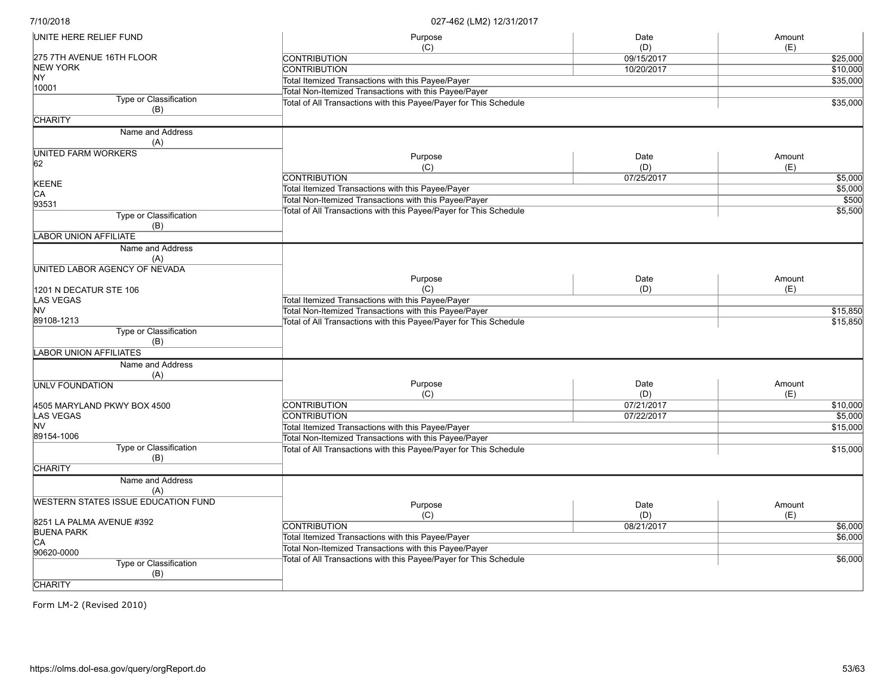| Name and Address (A) | Purpose (C) | Date (D) | Amount (E) |
|---|---|---|---|
| UNITE HERE RELIEF FUND | CONTRIBUTION | 09/15/2017 | $25,000 |
| 275 7TH AVENUE 16TH FLOOR | CONTRIBUTION | 10/20/2017 | $10,000 |
| NEW YORK | Total Itemized Transactions with this Payee/Payer | | $35,000 |
| NY | Total Non-Itemized Transactions with this Payee/Payer | | |
| 10001 | Total of All Transactions with this Payee/Payer for This Schedule | | $35,000 |
| Type or Classification (B): CHARITY | | | |

| Name and Address (A) | Purpose (C) | Date (D) | Amount (E) |
|---|---|---|---|
| UNITED FARM WORKERS | CONTRIBUTION | 07/25/2017 | $5,000 |
| 62 | Total Itemized Transactions with this Payee/Payer | | $5,000 |
| KEENE | Total Non-Itemized Transactions with this Payee/Payer | | $500 |
| CA | Total of All Transactions with this Payee/Payer for This Schedule | | $5,500 |
| 93531 | | | |
| Type or Classification (B): LABOR UNION AFFILIATE | | | |

| Name and Address (A) | Purpose (C) | Date (D) | Amount (E) |
|---|---|---|---|
| UNITED LABOR AGENCY OF NEVADA | | | |
| 1201 N DECATUR STE 106 | Total Itemized Transactions with this Payee/Payer | | |
| LAS VEGAS | Total Non-Itemized Transactions with this Payee/Payer | | $15,850 |
| NV | Total of All Transactions with this Payee/Payer for This Schedule | | $15,850 |
| 89108-1213 | | | |
| Type or Classification (B): LABOR UNION AFFILIATES | | | |

| Name and Address (A) | Purpose (C) | Date (D) | Amount (E) |
|---|---|---|---|
| UNLV FOUNDATION | CONTRIBUTION | 07/21/2017 | $10,000 |
| 4505 MARYLAND PKWY BOX 4500 | CONTRIBUTION | 07/22/2017 | $5,000 |
| LAS VEGAS | Total Itemized Transactions with this Payee/Payer | | $15,000 |
| NV | Total Non-Itemized Transactions with this Payee/Payer | | |
| 89154-1006 | Total of All Transactions with this Payee/Payer for This Schedule | | $15,000 |
| Type or Classification (B): CHARITY | | | |

| Name and Address (A) | Purpose (C) | Date (D) | Amount (E) |
|---|---|---|---|
| WESTERN STATES ISSUE EDUCATION FUND | CONTRIBUTION | 08/21/2017 | $6,000 |
| 8251 LA PALMA AVENUE #392 | Total Itemized Transactions with this Payee/Payer | | $6,000 |
| BUENA PARK | Total Non-Itemized Transactions with this Payee/Payer | | |
| CA | Total of All Transactions with this Payee/Payer for This Schedule | | $6,000 |
| 90620-0000 | | | |
| Type or Classification (B): CHARITY | | | |

Form LM-2 (Revised 2010)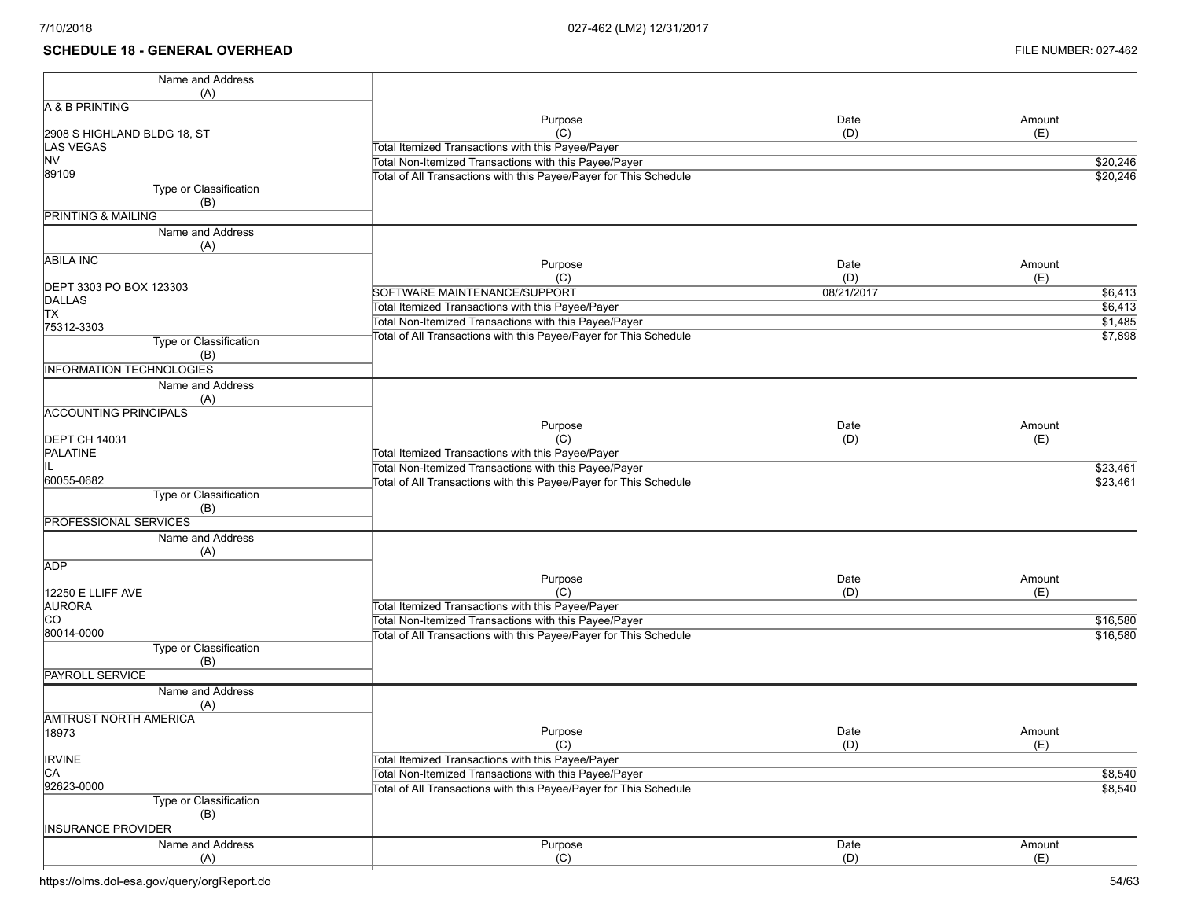## SCHEDULE 18 - GENERAL OVERHEAD

FILE NUMBER: 027-462

| Name and Address (A) | Purpose (C) | Date (D) | Amount (E) |
|---|---|---|---|
| A & B PRINTING<br><br>2908 S HIGHLAND BLDG 18, ST<br>LAS VEGAS<br>NV<br>89109 | Total Itemized Transactions with this Payee/Payer | | |
| | Total Non-Itemized Transactions with this Payee/Payer | | $20,246 |
| | Total of All Transactions with this Payee/Payer for This Schedule | | $20,246 |
| Type or Classification (B): PRINTING & MAILING | | | |

| Name and Address (A) | Purpose (C) | Date (D) | Amount (E) |
|---|---|---|---|
| ABILA INC<br><br>DEPT 3303 PO BOX 123303<br>DALLAS<br>TX<br>75312-3303 | SOFTWARE MAINTENANCE/SUPPORT | 08/21/2017 | $6,413 |
| | Total Itemized Transactions with this Payee/Payer | | $6,413 |
| | Total Non-Itemized Transactions with this Payee/Payer | | $1,485 |
| | Total of All Transactions with this Payee/Payer for This Schedule | | $7,898 |
| Type or Classification (B): INFORMATION TECHNOLOGIES | | | |

| Name and Address (A) | Purpose (C) | Date (D) | Amount (E) |
|---|---|---|---|
| ACCOUNTING PRINCIPALS<br><br>DEPT CH 14031<br>PALATINE<br>IL<br>60055-0682 | Total Itemized Transactions with this Payee/Payer | | |
| | Total Non-Itemized Transactions with this Payee/Payer | | $23,461 |
| | Total of All Transactions with this Payee/Payer for This Schedule | | $23,461 |
| Type or Classification (B): PROFESSIONAL SERVICES | | | |

| Name and Address (A) | Purpose (C) | Date (D) | Amount (E) |
|---|---|---|---|
| ADP<br><br>12250 E LLIFF AVE<br>AURORA<br>CO<br>80014-0000 | Total Itemized Transactions with this Payee/Payer | | |
| | Total Non-Itemized Transactions with this Payee/Payer | | $16,580 |
| | Total of All Transactions with this Payee/Payer for This Schedule | | $16,580 |
| Type or Classification (B): PAYROLL SERVICE | | | |

| Name and Address (A) | Purpose (C) | Date (D) | Amount (E) |
|---|---|---|---|
| AMTRUST NORTH AMERICA<br>18973<br><br>IRVINE<br>CA<br>92623-0000 | Total Itemized Transactions with this Payee/Payer | | |
| | Total Non-Itemized Transactions with this Payee/Payer | | $8,540 |
| | Total of All Transactions with this Payee/Payer for This Schedule | | $8,540 |
| Type or Classification (B): INSURANCE PROVIDER | | | |

| Name and Address (A) | Purpose (C) | Date (D) | Amount (E) |
|---|---|---|---|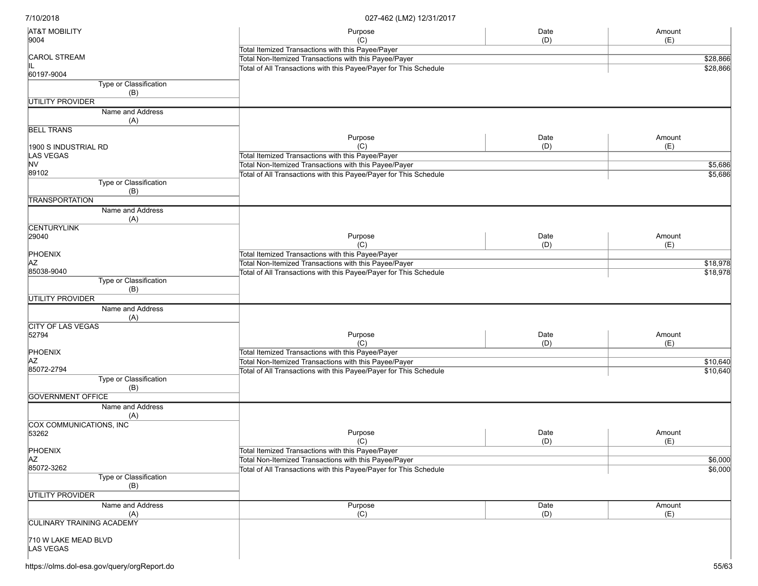| Name and Address (A) | Purpose (C) | Date (D) | Amount (E) |
|---|---|---|---|
| AT&T MOBILITY<br>9004<br><br>CAROL STREAM<br>IL<br>60197-9004 | Total Itemized Transactions with this Payee/Payer | | |
| | Total Non-Itemized Transactions with this Payee/Payer | | $28,866 |
| | Total of All Transactions with this Payee/Payer for This Schedule | | $28,866 |
| Type or Classification (B): UTILITY PROVIDER | | | |

| Name and Address (A) | Purpose (C) | Date (D) | Amount (E) |
|---|---|---|---|
| BELL TRANS<br><br>1900 S INDUSTRIAL RD<br>LAS VEGAS<br>NV<br>89102 | Total Itemized Transactions with this Payee/Payer | | |
| | Total Non-Itemized Transactions with this Payee/Payer | | $5,686 |
| | Total of All Transactions with this Payee/Payer for This Schedule | | $5,686 |
| Type or Classification (B): TRANSPORTATION | | | |

| Name and Address (A) | Purpose (C) | Date (D) | Amount (E) |
|---|---|---|---|
| CENTURYLINK<br>29040<br><br>PHOENIX<br>AZ<br>85038-9040 | Total Itemized Transactions with this Payee/Payer | | |
| | Total Non-Itemized Transactions with this Payee/Payer | | $18,978 |
| | Total of All Transactions with this Payee/Payer for This Schedule | | $18,978 |
| Type or Classification (B): UTILITY PROVIDER | | | |

| Name and Address (A) | Purpose (C) | Date (D) | Amount (E) |
|---|---|---|---|
| CITY OF LAS VEGAS<br>52794<br><br>PHOENIX<br>AZ<br>85072-2794 | Total Itemized Transactions with this Payee/Payer | | |
| | Total Non-Itemized Transactions with this Payee/Payer | | $10,640 |
| | Total of All Transactions with this Payee/Payer for This Schedule | | $10,640 |
| Type or Classification (B): GOVERNMENT OFFICE | | | |

| Name and Address (A) | Purpose (C) | Date (D) | Amount (E) |
|---|---|---|---|
| COX COMMUNICATIONS, INC<br>53262<br><br>PHOENIX<br>AZ<br>85072-3262 | Total Itemized Transactions with this Payee/Payer | | |
| | Total Non-Itemized Transactions with this Payee/Payer | | $6,000 |
| | Total of All Transactions with this Payee/Payer for This Schedule | | $6,000 |
| Type or Classification (B): UTILITY PROVIDER | | | |

| Name and Address (A) | Purpose (C) | Date (D) | Amount (E) |
|---|---|---|---|
| CULINARY TRAINING ACADEMY<br><br>710 W LAKE MEAD BLVD<br>LAS VEGAS | | | |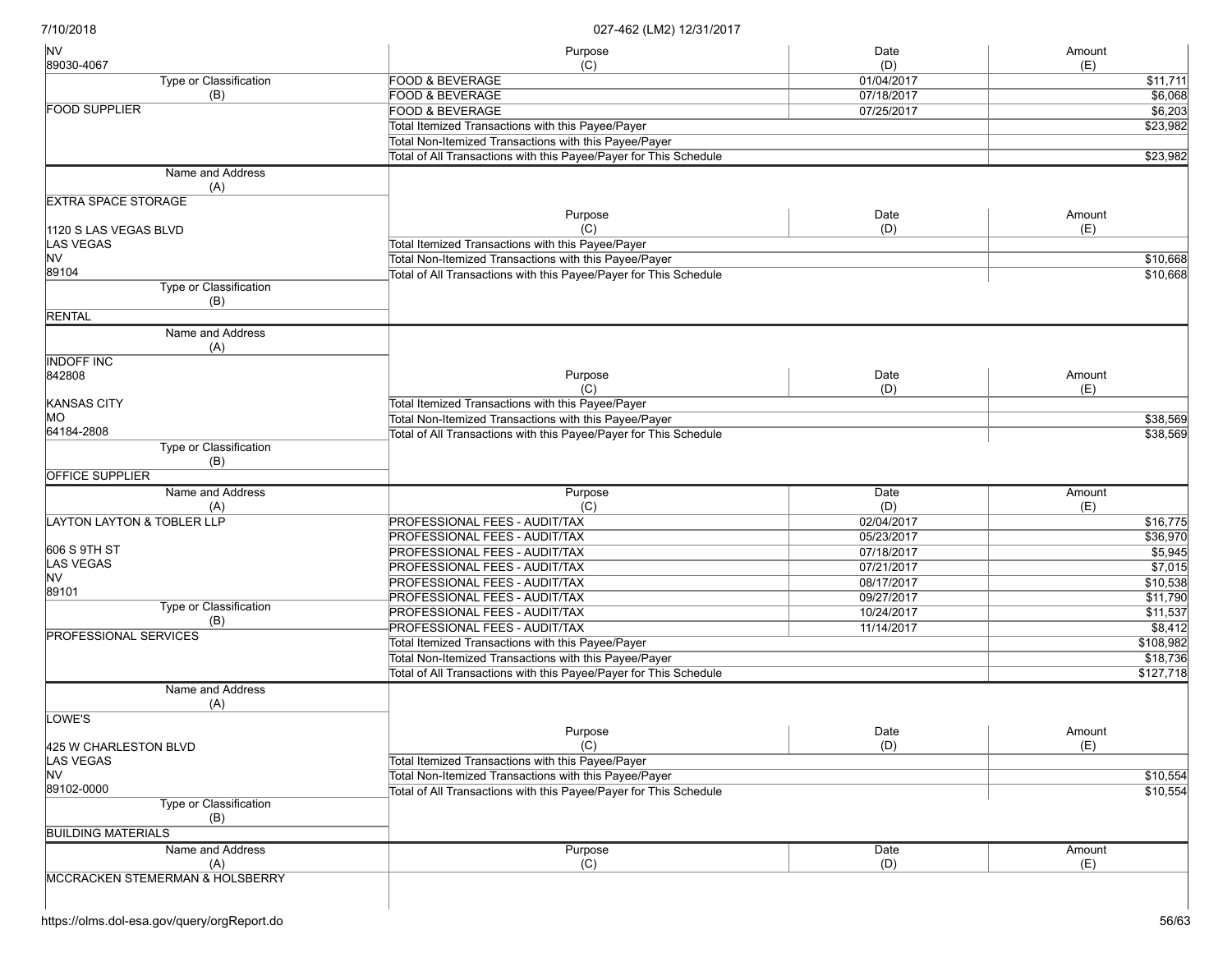| Name and Address (A) | Purpose (C) | Date (D) | Amount (E) |
|---|---|---|---|
| NV 89030-4067 | | | |
| **Type or Classification (B)** | FOOD & BEVERAGE | 01/04/2017 | $11,711 |
| FOOD SUPPLIER | FOOD & BEVERAGE | 07/18/2017 | $6,068 |
| | FOOD & BEVERAGE | 07/25/2017 | $6,203 |
| | Total Itemized Transactions with this Payee/Payer | | $23,982 |
| | Total Non-Itemized Transactions with this Payee/Payer | | |
| | Total of All Transactions with this Payee/Payer for This Schedule | | $23,982 |

| Name and Address (A) | Purpose (C) | Date (D) | Amount (E) |
|---|---|---|---|
| EXTRA SPACE STORAGE<br>1120 S LAS VEGAS BLVD<br>LAS VEGAS<br>NV<br>89104 | | | |
| | Total Itemized Transactions with this Payee/Payer | | |
| | Total Non-Itemized Transactions with this Payee/Payer | | $10,668 |
| | Total of All Transactions with this Payee/Payer for This Schedule | | $10,668 |
| **Type or Classification (B)** | | | |
| RENTAL | | | |

| Name and Address (A) | Purpose (C) | Date (D) | Amount (E) |
|---|---|---|---|
| INDOFF INC<br>842808<br>KANSAS CITY<br>MO<br>64184-2808 | | | |
| | Total Itemized Transactions with this Payee/Payer | | |
| | Total Non-Itemized Transactions with this Payee/Payer | | $38,569 |
| | Total of All Transactions with this Payee/Payer for This Schedule | | $38,569 |
| **Type or Classification (B)** | | | |
| OFFICE SUPPLIER | | | |

| Name and Address (A) | Purpose (C) | Date (D) | Amount (E) |
|---|---|---|---|
| LAYTON LAYTON & TOBLER LLP | PROFESSIONAL FEES - AUDIT/TAX | 02/04/2017 | $16,775 |
| | PROFESSIONAL FEES - AUDIT/TAX | 05/23/2017 | $36,970 |
| 606 S 9TH ST | PROFESSIONAL FEES - AUDIT/TAX | 07/18/2017 | $5,945 |
| LAS VEGAS | PROFESSIONAL FEES - AUDIT/TAX | 07/21/2017 | $7,015 |
| NV | PROFESSIONAL FEES - AUDIT/TAX | 08/17/2017 | $10,538 |
| 89101 | PROFESSIONAL FEES - AUDIT/TAX | 09/27/2017 | $11,790 |
| **Type or Classification (B)** | PROFESSIONAL FEES - AUDIT/TAX | 10/24/2017 | $11,537 |
| | PROFESSIONAL FEES - AUDIT/TAX | 11/14/2017 | $8,412 |
| PROFESSIONAL SERVICES | Total Itemized Transactions with this Payee/Payer | | $108,982 |
| | Total Non-Itemized Transactions with this Payee/Payer | | $18,736 |
| | Total of All Transactions with this Payee/Payer for This Schedule | | $127,718 |

| Name and Address (A) | Purpose (C) | Date (D) | Amount (E) |
|---|---|---|---|
| LOWE'S<br>425 W CHARLESTON BLVD<br>LAS VEGAS<br>NV<br>89102-0000 | | | |
| | Total Itemized Transactions with this Payee/Payer | | |
| | Total Non-Itemized Transactions with this Payee/Payer | | $10,554 |
| | Total of All Transactions with this Payee/Payer for This Schedule | | $10,554 |
| **Type or Classification (B)** | | | |
| BUILDING MATERIALS | | | |

| Name and Address (A) | Purpose (C) | Date (D) | Amount (E) |
|---|---|---|---|
| MCCRACKEN STEMERMAN & HOLSBERRY | | | |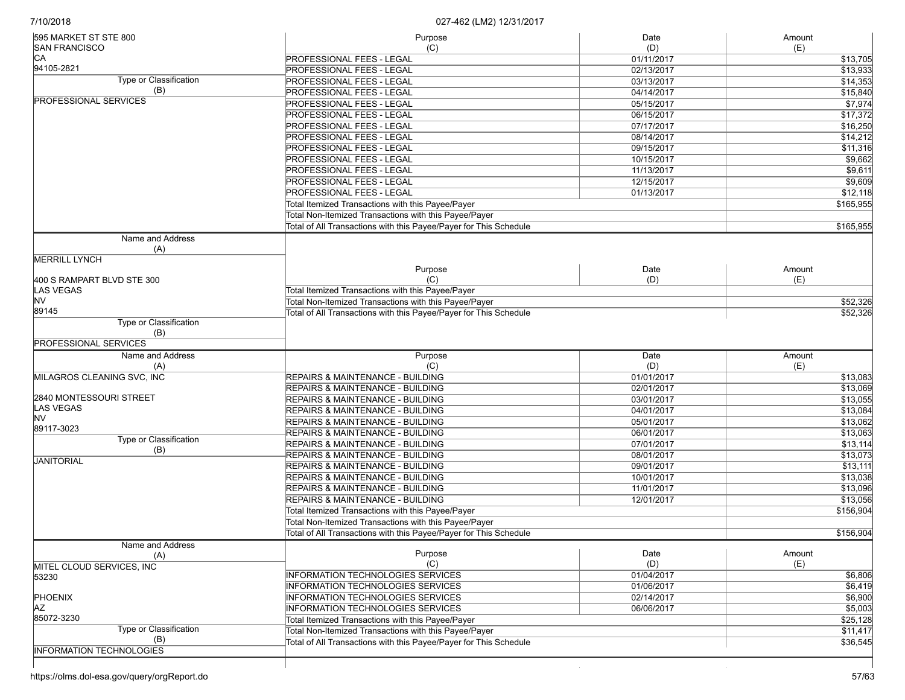| Name and Address (A) | Purpose (C) | Date (D) | Amount (E) |
|---|---|---|---|
| 595 MARKET ST STE 800<br>SAN FRANCISCO<br>CA<br>94105-2821 | PROFESSIONAL FEES - LEGAL | 01/11/2017 | $13,705 |
| | PROFESSIONAL FEES - LEGAL | 02/13/2017 | $13,933 |
| **Type or Classification (B)** | PROFESSIONAL FEES - LEGAL | 03/13/2017 | $14,353 |
| PROFESSIONAL SERVICES | PROFESSIONAL FEES - LEGAL | 04/14/2017 | $15,840 |
| | PROFESSIONAL FEES - LEGAL | 05/15/2017 | $7,974 |
| | PROFESSIONAL FEES - LEGAL | 06/15/2017 | $17,372 |
| | PROFESSIONAL FEES - LEGAL | 07/17/2017 | $16,250 |
| | PROFESSIONAL FEES - LEGAL | 08/14/2017 | $14,212 |
| | PROFESSIONAL FEES - LEGAL | 09/15/2017 | $11,316 |
| | PROFESSIONAL FEES - LEGAL | 10/15/2017 | $9,662 |
| | PROFESSIONAL FEES - LEGAL | 11/13/2017 | $9,611 |
| | PROFESSIONAL FEES - LEGAL | 12/15/2017 | $9,609 |
| | PROFESSIONAL FEES - LEGAL | 01/13/2017 | $12,118 |
| | Total Itemized Transactions with this Payee/Payer | | $165,955 |
| | Total Non-Itemized Transactions with this Payee/Payer | | |
| | Total of All Transactions with this Payee/Payer for This Schedule | | $165,955 |

| Name and Address (A) | Purpose (C) | Date (D) | Amount (E) |
|---|---|---|---|
| MERRILL LYNCH<br><br>400 S RAMPART BLVD STE 300<br>LAS VEGAS<br>NV<br>89145 | Total Itemized Transactions with this Payee/Payer | | |
| | Total Non-Itemized Transactions with this Payee/Payer | | $52,326 |
| | Total of All Transactions with this Payee/Payer for This Schedule | | $52,326 |
| **Type or Classification (B)** | | | |
| PROFESSIONAL SERVICES | | | |

| Name and Address (A) | Purpose (C) | Date (D) | Amount (E) |
|---|---|---|---|
| MILAGROS CLEANING SVC, INC<br><br>2840 MONTESSOURI STREET<br>LAS VEGAS<br>NV<br>89117-3023 | REPAIRS & MAINTENANCE - BUILDING | 01/01/2017 | $13,083 |
| | REPAIRS & MAINTENANCE - BUILDING | 02/01/2017 | $13,069 |
| | REPAIRS & MAINTENANCE - BUILDING | 03/01/2017 | $13,055 |
| | REPAIRS & MAINTENANCE - BUILDING | 04/01/2017 | $13,084 |
| | REPAIRS & MAINTENANCE - BUILDING | 05/01/2017 | $13,062 |
| | REPAIRS & MAINTENANCE - BUILDING | 06/01/2017 | $13,063 |
| **Type or Classification (B)** | REPAIRS & MAINTENANCE - BUILDING | 07/01/2017 | $13,114 |
| JANITORIAL | REPAIRS & MAINTENANCE - BUILDING | 08/01/2017 | $13,073 |
| | REPAIRS & MAINTENANCE - BUILDING | 09/01/2017 | $13,111 |
| | REPAIRS & MAINTENANCE - BUILDING | 10/01/2017 | $13,038 |
| | REPAIRS & MAINTENANCE - BUILDING | 11/01/2017 | $13,096 |
| | REPAIRS & MAINTENANCE - BUILDING | 12/01/2017 | $13,056 |
| | Total Itemized Transactions with this Payee/Payer | | $156,904 |
| | Total Non-Itemized Transactions with this Payee/Payer | | |
| | Total of All Transactions with this Payee/Payer for This Schedule | | $156,904 |

| Name and Address (A) | Purpose (C) | Date (D) | Amount (E) |
|---|---|---|---|
| MITEL CLOUD SERVICES, INC<br>53230<br><br>PHOENIX<br>AZ<br>85072-3230 | INFORMATION TECHNOLOGIES SERVICES | 01/04/2017 | $6,806 |
| | INFORMATION TECHNOLOGIES SERVICES | 01/06/2017 | $6,419 |
| | INFORMATION TECHNOLOGIES SERVICES | 02/14/2017 | $6,900 |
| | INFORMATION TECHNOLOGIES SERVICES | 06/06/2017 | $5,003 |
| | Total Itemized Transactions with this Payee/Payer | | $25,128 |
| **Type or Classification (B)** | Total Non-Itemized Transactions with this Payee/Payer | | $11,417 |
| INFORMATION TECHNOLOGIES | Total of All Transactions with this Payee/Payer for This Schedule | | $36,545 |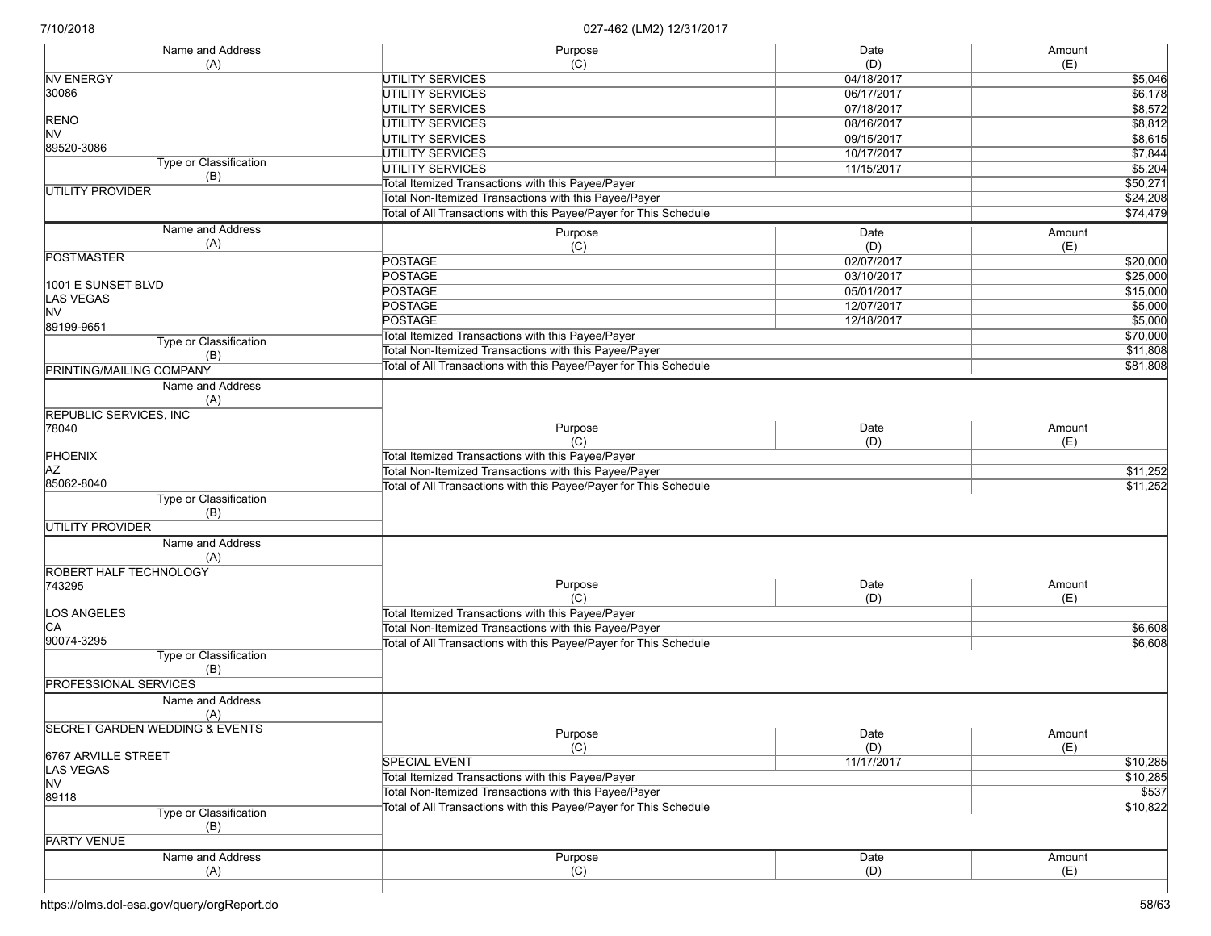| Name and Address (A) | Purpose (C) | Date (D) | Amount (E) |
|---|---|---|---|
| NV ENERGY<br>30086<br><br>RENO<br>NV<br>89520-3086 | UTILITY SERVICES | 04/18/2017 | $5,046 |
| | UTILITY SERVICES | 06/17/2017 | $6,178 |
| | UTILITY SERVICES | 07/18/2017 | $8,572 |
| | UTILITY SERVICES | 08/16/2017 | $8,812 |
| | UTILITY SERVICES | 09/15/2017 | $8,615 |
| | UTILITY SERVICES | 10/17/2017 | $7,844 |
| **Type or Classification (B)** | UTILITY SERVICES | 11/15/2017 | $5,204 |
| UTILITY PROVIDER | Total Itemized Transactions with this Payee/Payer | | $50,271 |
| | Total Non-Itemized Transactions with this Payee/Payer | | $24,208 |
| | Total of All Transactions with this Payee/Payer for This Schedule | | $74,479 |

| Name and Address (A) | Purpose (C) | Date (D) | Amount (E) |
|---|---|---|---|
| POSTMASTER<br><br>1001 E SUNSET BLVD<br>LAS VEGAS<br>NV<br>89199-9651 | POSTAGE | 02/07/2017 | $20,000 |
| | POSTAGE | 03/10/2017 | $25,000 |
| | POSTAGE | 05/01/2017 | $15,000 |
| | POSTAGE | 12/07/2017 | $5,000 |
| | POSTAGE | 12/18/2017 | $5,000 |
| **Type or Classification (B)** | Total Itemized Transactions with this Payee/Payer | | $70,000 |
| PRINTING/MAILING COMPANY | Total Non-Itemized Transactions with this Payee/Payer | | $11,808 |
| | Total of All Transactions with this Payee/Payer for This Schedule | | $81,808 |

| Name and Address (A) | Purpose (C) | Date (D) | Amount (E) |
|---|---|---|---|
| REPUBLIC SERVICES, INC<br>78040<br><br>PHOENIX<br>AZ<br>85062-8040 | Total Itemized Transactions with this Payee/Payer | | |
| | Total Non-Itemized Transactions with this Payee/Payer | | $11,252 |
| | Total of All Transactions with this Payee/Payer for This Schedule | | $11,252 |
| **Type or Classification (B)** | | | |
| UTILITY PROVIDER | | | |

| Name and Address (A) | Purpose (C) | Date (D) | Amount (E) |
|---|---|---|---|
| ROBERT HALF TECHNOLOGY<br>743295<br><br>LOS ANGELES<br>CA<br>90074-3295 | Total Itemized Transactions with this Payee/Payer | | |
| | Total Non-Itemized Transactions with this Payee/Payer | | $6,608 |
| | Total of All Transactions with this Payee/Payer for This Schedule | | $6,608 |
| **Type or Classification (B)** | | | |
| PROFESSIONAL SERVICES | | | |

| Name and Address (A) | Purpose (C) | Date (D) | Amount (E) |
|---|---|---|---|
| SECRET GARDEN WEDDING & EVENTS<br><br>6767 ARVILLE STREET<br>LAS VEGAS<br>NV<br>89118 | SPECIAL EVENT | 11/17/2017 | $10,285 |
| | Total Itemized Transactions with this Payee/Payer | | $10,285 |
| | Total Non-Itemized Transactions with this Payee/Payer | | $537 |
| | Total of All Transactions with this Payee/Payer for This Schedule | | $10,822 |
| **Type or Classification (B)** | | | |
| PARTY VENUE | | | |

| Name and Address (A) | Purpose (C) | Date (D) | Amount (E) |
|---|---|---|---|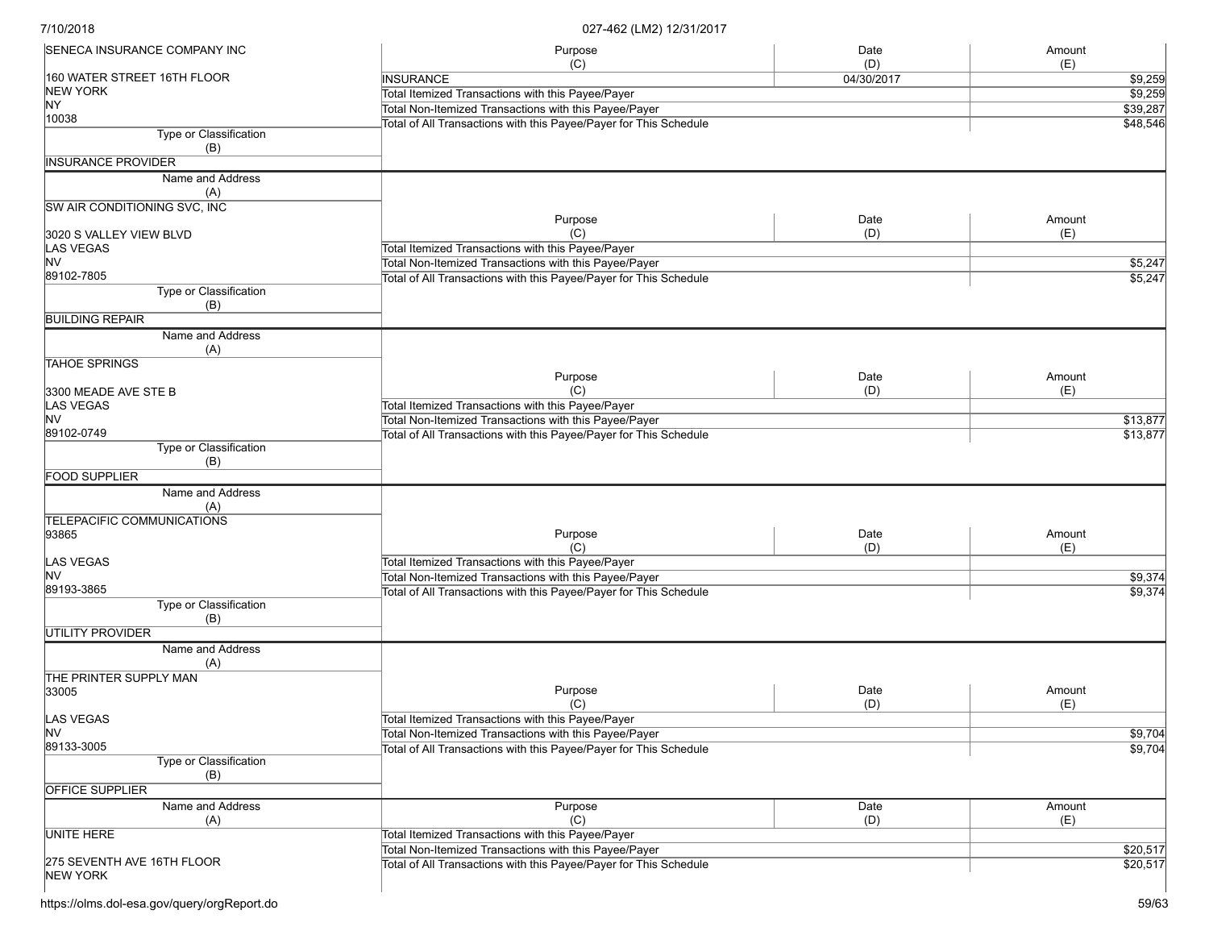| Name and Address (A) | Purpose (C) | Date (D) | Amount (E) |
|---|---|---|---|
| SENECA INSURANCE COMPANY INC<br>160 WATER STREET 16TH FLOOR<br>NEW YORK<br>NY<br>10038 | INSURANCE | 04/30/2017 | $9,259 |
| | Total Itemized Transactions with this Payee/Payer | | $9,259 |
| | Total Non-Itemized Transactions with this Payee/Payer | | $39,287 |
| | Total of All Transactions with this Payee/Payer for This Schedule | | $48,546 |
| **Type or Classification (B)**<br>INSURANCE PROVIDER | | | |

| Name and Address (A) | Purpose (C) | Date (D) | Amount (E) |
|---|---|---|---|
| SW AIR CONDITIONING SVC, INC<br>3020 S VALLEY VIEW BLVD<br>LAS VEGAS<br>NV<br>89102-7805 | Total Itemized Transactions with this Payee/Payer | | |
| | Total Non-Itemized Transactions with this Payee/Payer | | $5,247 |
| | Total of All Transactions with this Payee/Payer for This Schedule | | $5,247 |
| **Type or Classification (B)**<br>BUILDING REPAIR | | | |

| Name and Address (A) | Purpose (C) | Date (D) | Amount (E) |
|---|---|---|---|
| TAHOE SPRINGS<br>3300 MEADE AVE STE B<br>LAS VEGAS<br>NV<br>89102-0749 | Total Itemized Transactions with this Payee/Payer | | |
| | Total Non-Itemized Transactions with this Payee/Payer | | $13,877 |
| | Total of All Transactions with this Payee/Payer for This Schedule | | $13,877 |
| **Type or Classification (B)**<br>FOOD SUPPLIER | | | |

| Name and Address (A) | Purpose (C) | Date (D) | Amount (E) |
|---|---|---|---|
| TELEPACIFIC COMMUNICATIONS<br>93865<br>LAS VEGAS<br>NV<br>89193-3865 | Total Itemized Transactions with this Payee/Payer | | |
| | Total Non-Itemized Transactions with this Payee/Payer | | $9,374 |
| | Total of All Transactions with this Payee/Payer for This Schedule | | $9,374 |
| **Type or Classification (B)**<br>UTILITY PROVIDER | | | |

| Name and Address (A) | Purpose (C) | Date (D) | Amount (E) |
|---|---|---|---|
| THE PRINTER SUPPLY MAN<br>33005<br>LAS VEGAS<br>NV<br>89133-3005 | Total Itemized Transactions with this Payee/Payer | | |
| | Total Non-Itemized Transactions with this Payee/Payer | | $9,704 |
| | Total of All Transactions with this Payee/Payer for This Schedule | | $9,704 |
| **Type or Classification (B)**<br>OFFICE SUPPLIER | | | |

| Name and Address (A) | Purpose (C) | Date (D) | Amount (E) |
|---|---|---|---|
| UNITE HERE<br>275 SEVENTH AVE 16TH FLOOR<br>NEW YORK | Total Itemized Transactions with this Payee/Payer | | |
| | Total Non-Itemized Transactions with this Payee/Payer | | $20,517 |
| | Total of All Transactions with this Payee/Payer for This Schedule | | $20,517 |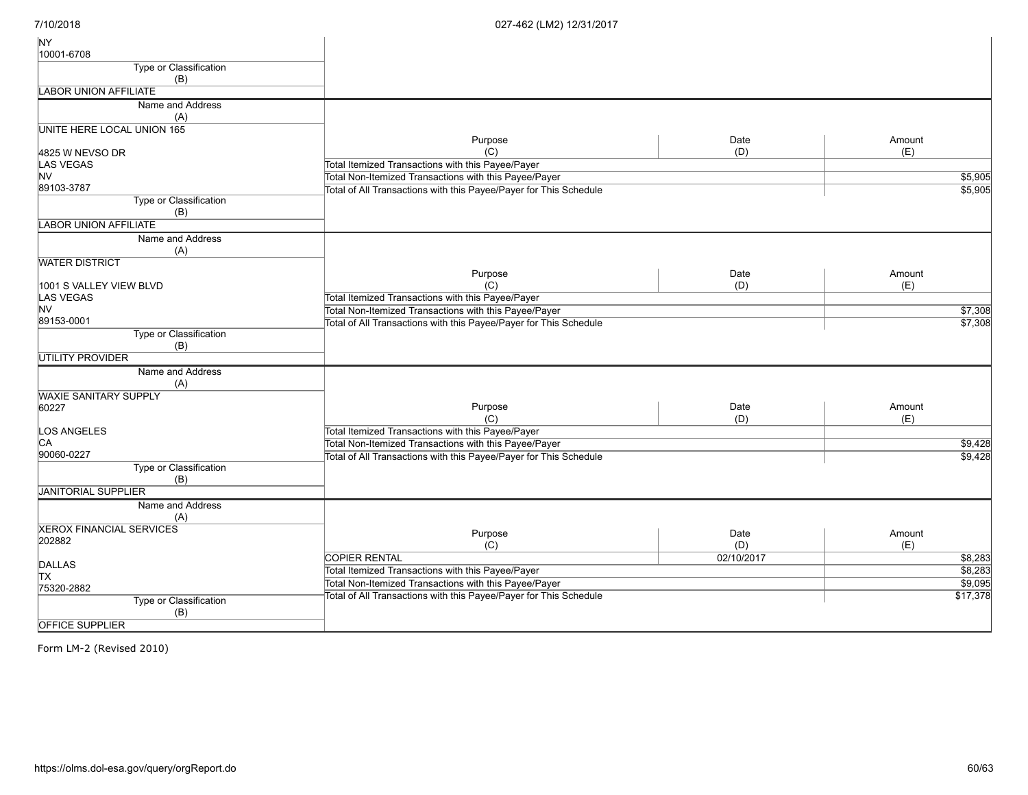| Name and Address (A) | | | |
|---|---|---|---|
| NY<br>10001-6708 | | | |
| **Type or Classification (B)** | | | |
| LABOR UNION AFFILIATE | | | |

| Name and Address (A) | Purpose (C) | Date (D) | Amount (E) |
|---|---|---|---|
| UNITE HERE LOCAL UNION 165<br><br>4825 W NEVSO DR<br>LAS VEGAS<br>NV<br>89103-3787 | Total Itemized Transactions with this Payee/Payer | | |
| | Total Non-Itemized Transactions with this Payee/Payer | | $5,905 |
| | Total of All Transactions with this Payee/Payer for This Schedule | | $5,905 |
| **Type or Classification (B)** | | | |
| LABOR UNION AFFILIATE | | | |

| Name and Address (A) | Purpose (C) | Date (D) | Amount (E) |
|---|---|---|---|
| WATER DISTRICT<br><br>1001 S VALLEY VIEW BLVD<br>LAS VEGAS<br>NV<br>89153-0001 | Total Itemized Transactions with this Payee/Payer | | |
| | Total Non-Itemized Transactions with this Payee/Payer | | $7,308 |
| | Total of All Transactions with this Payee/Payer for This Schedule | | $7,308 |
| **Type or Classification (B)** | | | |
| UTILITY PROVIDER | | | |

| Name and Address (A) | Purpose (C) | Date (D) | Amount (E) |
|---|---|---|---|
| WAXIE SANITARY SUPPLY<br>60227<br><br>LOS ANGELES<br>CA<br>90060-0227 | Total Itemized Transactions with this Payee/Payer | | |
| | Total Non-Itemized Transactions with this Payee/Payer | | $9,428 |
| | Total of All Transactions with this Payee/Payer for This Schedule | | $9,428 |
| **Type or Classification (B)** | | | |
| JANITORIAL SUPPLIER | | | |

| Name and Address (A) | Purpose (C) | Date (D) | Amount (E) |
|---|---|---|---|
| XEROX FINANCIAL SERVICES<br>202882<br><br>DALLAS<br>TX<br>75320-2882 | COPIER RENTAL | 02/10/2017 | $8,283 |
| | Total Itemized Transactions with this Payee/Payer | | $8,283 |
| | Total Non-Itemized Transactions with this Payee/Payer | | $9,095 |
| | Total of All Transactions with this Payee/Payer for This Schedule | | $17,378 |
| **Type or Classification (B)** | | | |
| OFFICE SUPPLIER | | | |

Form LM-2 (Revised 2010)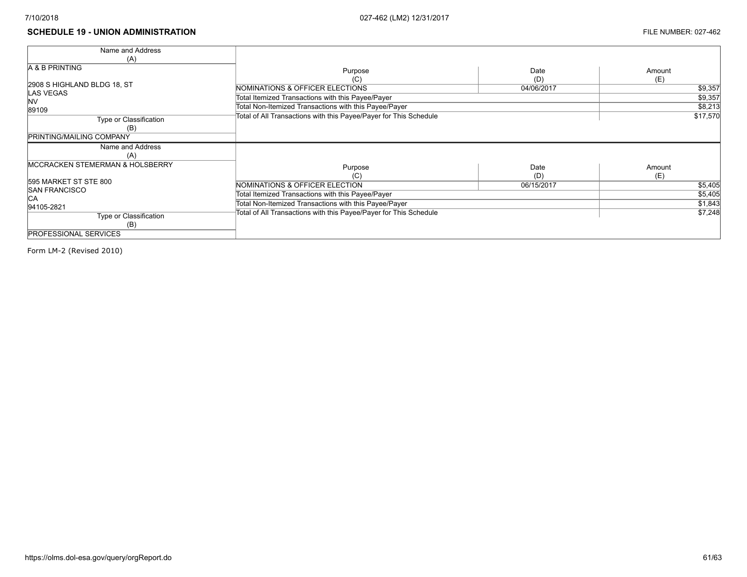## SCHEDULE 19 - UNION ADMINISTRATION

FILE NUMBER: 027-462

| Name and Address (A) | Purpose (C) | Date (D) | Amount (E) |
|---|---|---|---|
| A & B PRINTING<br><br>2908 S HIGHLAND BLDG 18, ST<br>LAS VEGAS<br>NV<br>89109 | NOMINATIONS & OFFICER ELECTIONS | 04/06/2017 | $9,357 |
| | Total Itemized Transactions with this Payee/Payer | | $9,357 |
| | Total Non-Itemized Transactions with this Payee/Payer | | $8,213 |
| | Total of All Transactions with this Payee/Payer for This Schedule | | $17,570 |
| **Type or Classification (B)**<br>PRINTING/MAILING COMPANY | | | |

| Name and Address (A) | Purpose (C) | Date (D) | Amount (E) |
|---|---|---|---|
| MCCRACKEN STEMERMAN & HOLSBERRY<br><br>595 MARKET ST STE 800<br>SAN FRANCISCO<br>CA<br>94105-2821 | NOMINATIONS & OFFICER ELECTION | 06/15/2017 | $5,405 |
| | Total Itemized Transactions with this Payee/Payer | | $5,405 |
| | Total Non-Itemized Transactions with this Payee/Payer | | $1,843 |
| | Total of All Transactions with this Payee/Payer for This Schedule | | $7,248 |
| **Type or Classification (B)**<br>PROFESSIONAL SERVICES | | | |

Form LM-2 (Revised 2010)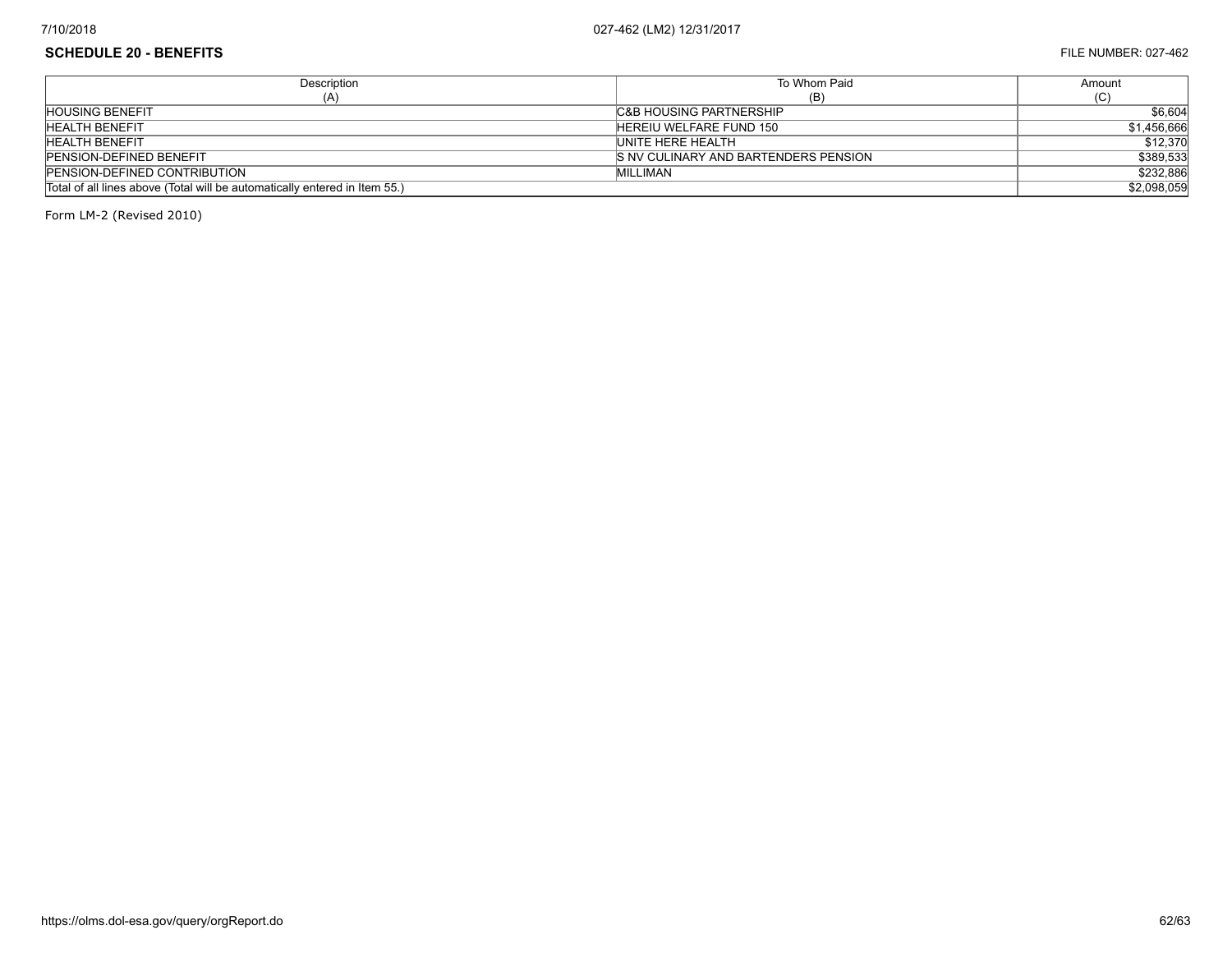## SCHEDULE 20 - BENEFITS

FILE NUMBER: 027-462

| Description (A) | To Whom Paid (B) | Amount (C) |
|---|---|---|
| HOUSING BENEFIT | C&B HOUSING PARTNERSHIP | $6,604 |
| HEALTH BENEFIT | HEREIU WELFARE FUND 150 | $1,456,666 |
| HEALTH BENEFIT | UNITE HERE HEALTH | $12,370 |
| PENSION-DEFINED BENEFIT | S NV CULINARY AND BARTENDERS PENSION | $389,533 |
| PENSION-DEFINED CONTRIBUTION | MILLIMAN | $232,886 |
| Total of all lines above (Total will be automatically entered in Item 55.) | | $2,098,059 |

Form LM-2 (Revised 2010)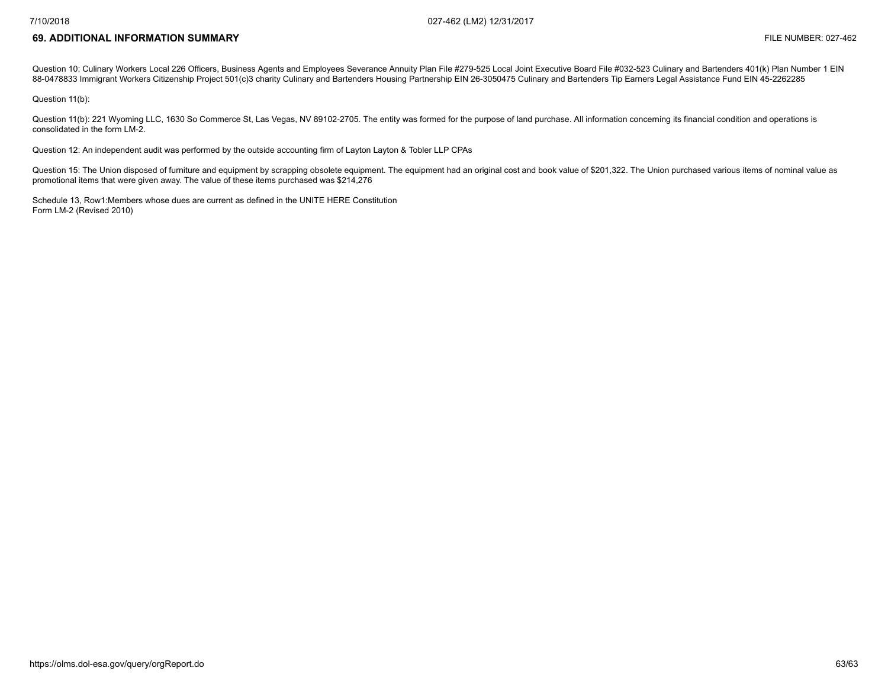## 69. ADDITIONAL INFORMATION SUMMARY

FILE NUMBER: 027-462

Question 10: Culinary Workers Local 226 Officers, Business Agents and Employees Severance Annuity Plan File #279-525 Local Joint Executive Board File #032-523 Culinary and Bartenders 401(k) Plan Number 1 EIN 88-0478833 Immigrant Workers Citizenship Project 501(c)3 charity Culinary and Bartenders Housing Partnership EIN 26-3050475 Culinary and Bartenders Tip Earners Legal Assistance Fund EIN 45-2262285

Question 11(b):

Question 11(b): 221 Wyoming LLC, 1630 So Commerce St, Las Vegas, NV 89102-2705. The entity was formed for the purpose of land purchase. All information concerning its financial condition and operations is consolidated in the form LM-2.

Question 12: An independent audit was performed by the outside accounting firm of Layton Layton & Tobler LLP CPAs

Question 15: The Union disposed of furniture and equipment by scrapping obsolete equipment. The equipment had an original cost and book value of $201,322. The Union purchased various items of nominal value as promotional items that were given away. The value of these items purchased was $214,276

Schedule 13, Row1:Members whose dues are current as defined in the UNITE HERE Constitution
Form LM-2 (Revised 2010)